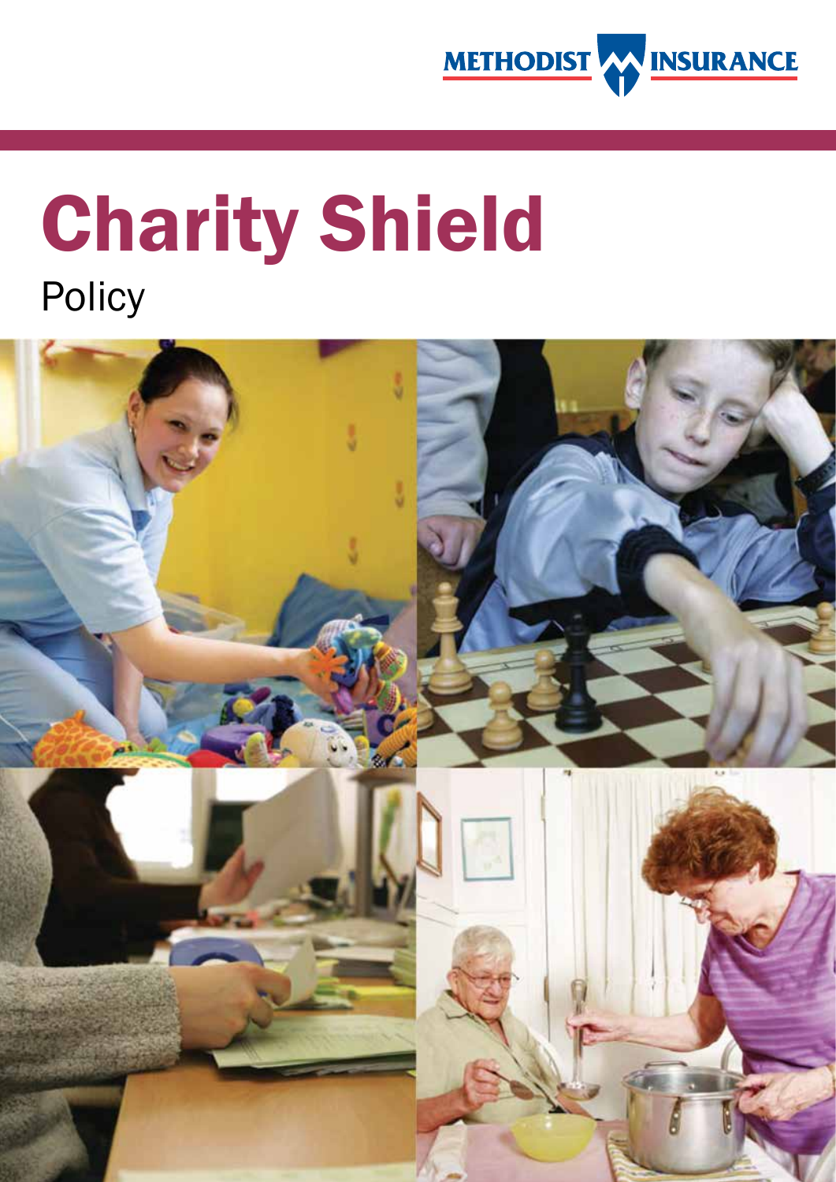METHODIST INSURANCE

# Charity Shield

Policy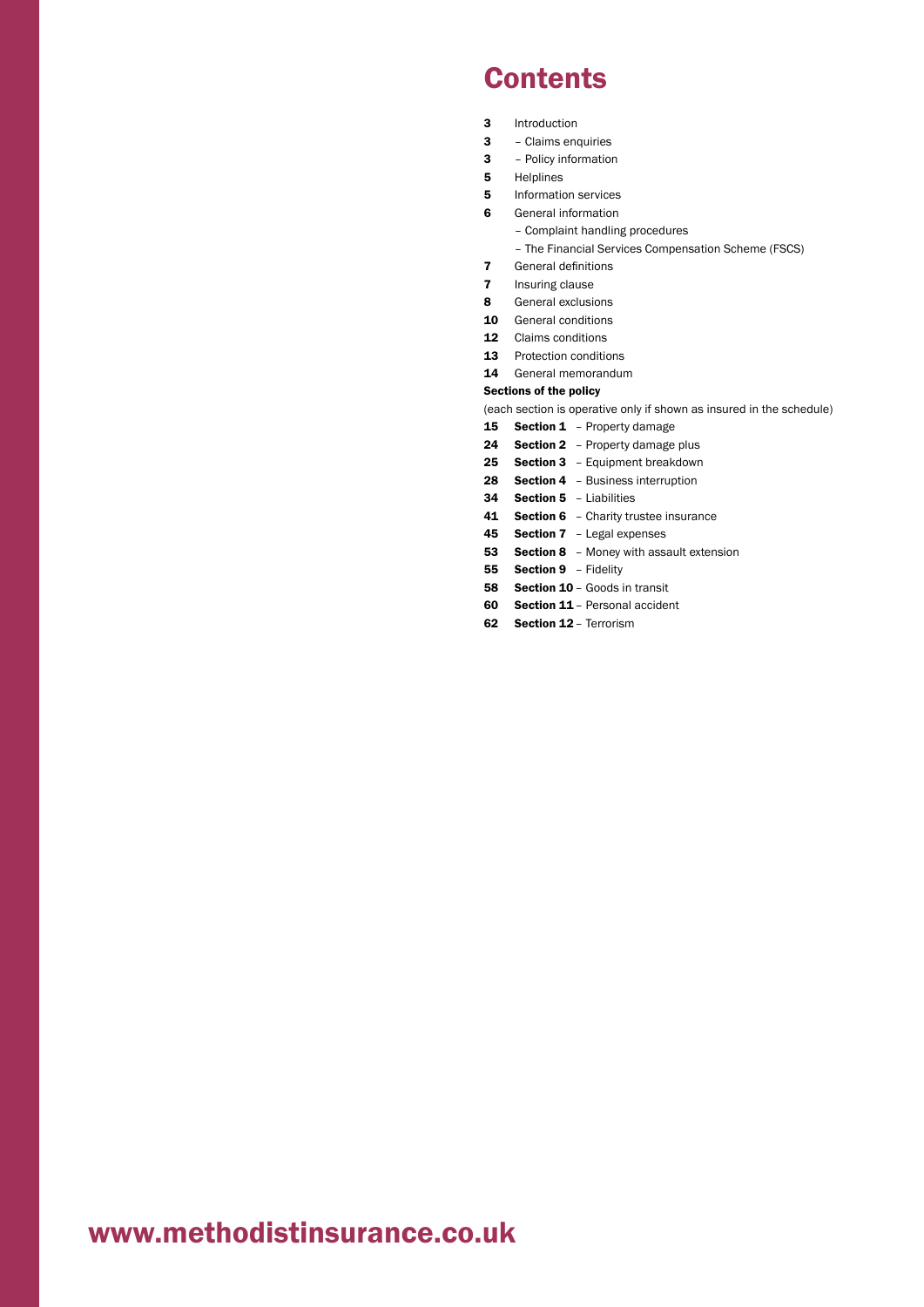# Contents

| | |
|---|---|
| **3** | Introduction |
| **3** | – Claims enquiries |
| **3** | – Policy information |
| **5** | Helplines |
| **5** | Information services |
| **6** | General information |
| | – Complaint handling procedures |
| | – The Financial Services Compensation Scheme (FSCS) |
| **7** | General definitions |
| **7** | Insuring clause |
| **8** | General exclusions |
| **10** | General conditions |
| **12** | Claims conditions |
| **13** | Protection conditions |
| **14** | General memorandum |

**Sections of the policy**

(each section is operative only if shown as insured in the schedule)

| | |
|---|---|
| **15** | **Section 1** – Property damage |
| **24** | **Section 2** – Property damage plus |
| **25** | **Section 3** – Equipment breakdown |
| **28** | **Section 4** – Business interruption |
| **34** | **Section 5** – Liabilities |
| **41** | **Section 6** – Charity trustee insurance |
| **45** | **Section 7** – Legal expenses |
| **53** | **Section 8** – Money with assault extension |
| **55** | **Section 9** – Fidelity |
| **58** | **Section 10** – Goods in transit |
| **60** | **Section 11** – Personal accident |
| **62** | **Section 12** – Terrorism |

www.methodistinsurance.co.uk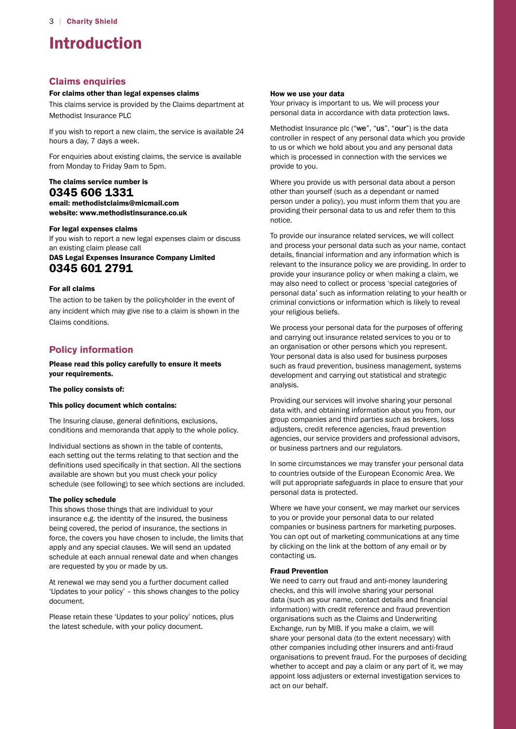# Introduction

## Claims enquiries

### For claims other than legal expenses claims

This claims service is provided by the Claims department at Methodist Insurance PLC

If you wish to report a new claim, the service is available 24 hours a day, 7 days a week.

For enquiries about existing claims, the service is available from Monday to Friday 9am to 5pm.

**The claims service number is**
**0345 606 1331**
**email: methodistclaims@micmail.com**
**website: www.methodistinsurance.co.uk**

### For legal expenses claims

If you wish to report a new legal expenses claim or discuss an existing claim please call
**DAS Legal Expenses Insurance Company Limited**
**0345 601 2791**

### For all claims

The action to be taken by the policyholder in the event of any incident which may give rise to a claim is shown in the Claims conditions.

## Policy information

**Please read this policy carefully to ensure it meets your requirements.**

**The policy consists of:**

**This policy document which contains:**

The Insuring clause, general definitions, exclusions, conditions and memoranda that apply to the whole policy.

Individual sections as shown in the table of contents, each setting out the terms relating to that section and the definitions used specifically in that section. All the sections available are shown but you must check your policy schedule (see following) to see which sections are included.

### The policy schedule

This shows those things that are individual to your insurance e.g. the identity of the insured, the business being covered, the period of insurance, the sections in force, the covers you have chosen to include, the limits that apply and any special clauses. We will send an updated schedule at each annual renewal date and when changes are requested by you or made by us.

At renewal we may send you a further document called 'Updates to your policy' – this shows changes to the policy document.

Please retain these 'Updates to your policy' notices, plus the latest schedule, with your policy document.

### How we use your data

Your privacy is important to us. We will process your personal data in accordance with data protection laws.

Methodist Insurance plc ("**we**", "**us**", "**our**") is the data controller in respect of any personal data which you provide to us or which we hold about you and any personal data which is processed in connection with the services we provide to you.

Where you provide us with personal data about a person other than yourself (such as a dependant or named person under a policy), you must inform them that you are providing their personal data to us and refer them to this notice.

To provide our insurance related services, we will collect and process your personal data such as your name, contact details, financial information and any information which is relevant to the insurance policy we are providing. In order to provide your insurance policy or when making a claim, we may also need to collect or process 'special categories of personal data' such as information relating to your health or criminal convictions or information which is likely to reveal your religious beliefs.

We process your personal data for the purposes of offering and carrying out insurance related services to you or to an organisation or other persons which you represent. Your personal data is also used for business purposes such as fraud prevention, business management, systems development and carrying out statistical and strategic analysis.

Providing our services will involve sharing your personal data with, and obtaining information about you from, our group companies and third parties such as brokers, loss adjusters, credit reference agencies, fraud prevention agencies, our service providers and professional advisors, or business partners and our regulators.

In some circumstances we may transfer your personal data to countries outside of the European Economic Area. We will put appropriate safeguards in place to ensure that your personal data is protected.

Where we have your consent, we may market our services to you or provide your personal data to our related companies or business partners for marketing purposes. You can opt out of marketing communications at any time by clicking on the link at the bottom of any email or by contacting us.

### Fraud Prevention

We need to carry out fraud and anti-money laundering checks, and this will involve sharing your personal data (such as your name, contact details and financial information) with credit reference and fraud prevention organisations such as the Claims and Underwriting Exchange, run by MIB. If you make a claim, we will share your personal data (to the extent necessary) with other companies including other insurers and anti-fraud organisations to prevent fraud. For the purposes of deciding whether to accept and pay a claim or any part of it, we may appoint loss adjusters or external investigation services to act on our behalf.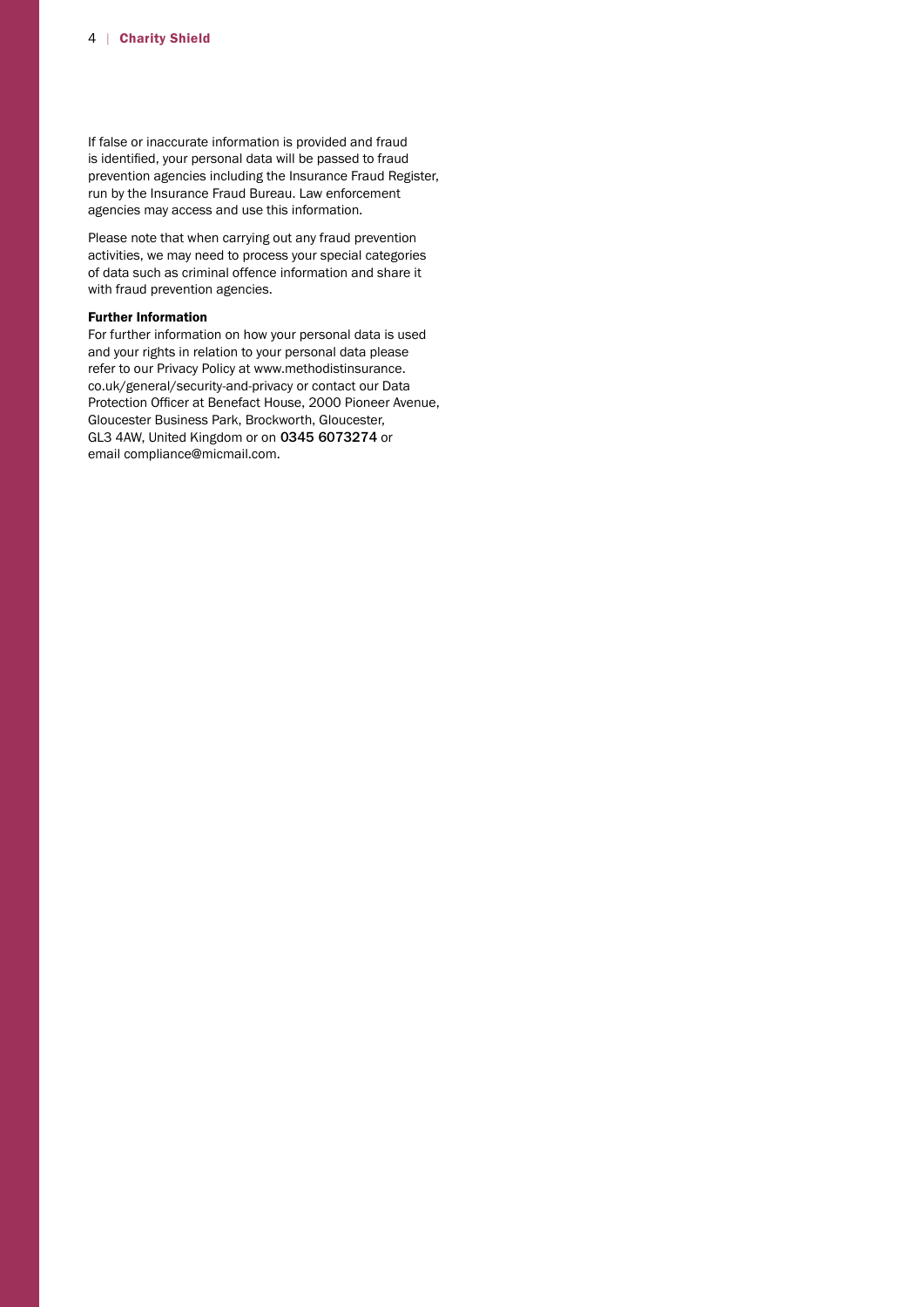If false or inaccurate information is provided and fraud is identified, your personal data will be passed to fraud prevention agencies including the Insurance Fraud Register, run by the Insurance Fraud Bureau. Law enforcement agencies may access and use this information.

Please note that when carrying out any fraud prevention activities, we may need to process your special categories of data such as criminal offence information and share it with fraud prevention agencies.

**Further Information**

For further information on how your personal data is used and your rights in relation to your personal data please refer to our Privacy Policy at www.methodistinsurance.co.uk/general/security-and-privacy or contact our Data Protection Officer at Benefact House, 2000 Pioneer Avenue, Gloucester Business Park, Brockworth, Gloucester, GL3 4AW, United Kingdom or on 0345 6073274 or email compliance@micmail.com.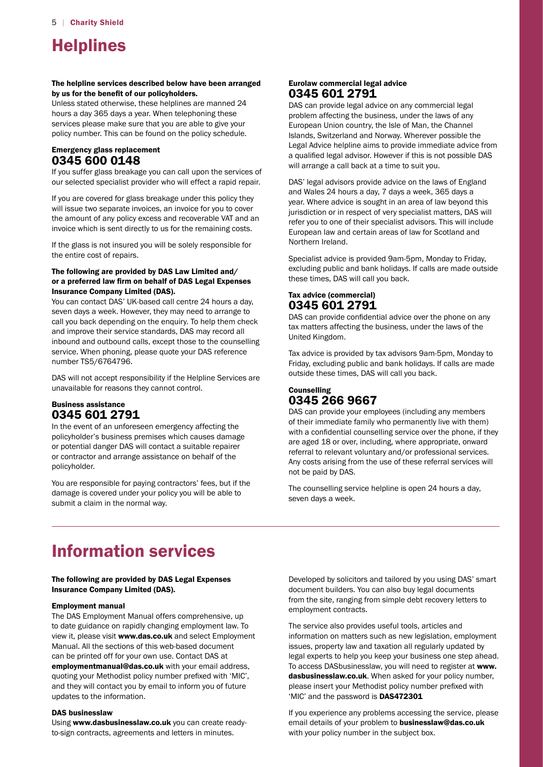# Helplines

**The helpline services described below have been arranged by us for the benefit of our policyholders.**

Unless stated otherwise, these helplines are manned 24 hours a day 365 days a year. When telephoning these services please make sure that you are able to give your policy number. This can be found on the policy schedule.

### Emergency glass replacement
## 0345 600 0148

If you suffer glass breakage you can call upon the services of our selected specialist provider who will effect a rapid repair.

If you are covered for glass breakage under this policy they will issue two separate invoices, an invoice for you to cover the amount of any policy excess and recoverable VAT and an invoice which is sent directly to us for the remaining costs.

If the glass is not insured you will be solely responsible for the entire cost of repairs.

**The following are provided by DAS Law Limited and/ or a preferred law firm on behalf of DAS Legal Expenses Insurance Company Limited (DAS).**

You can contact DAS' UK-based call centre 24 hours a day, seven days a week. However, they may need to arrange to call you back depending on the enquiry. To help them check and improve their service standards, DAS may record all inbound and outbound calls, except those to the counselling service. When phoning, please quote your DAS reference number TS5/6764796.

DAS will not accept responsibility if the Helpline Services are unavailable for reasons they cannot control.

### Business assistance
## 0345 601 2791

In the event of an unforeseen emergency affecting the policyholder's business premises which causes damage or potential danger DAS will contact a suitable repairer or contractor and arrange assistance on behalf of the policyholder.

You are responsible for paying contractors' fees, but if the damage is covered under your policy you will be able to submit a claim in the normal way.

### Eurolaw commercial legal advice
## 0345 601 2791

DAS can provide legal advice on any commercial legal problem affecting the business, under the laws of any European Union country, the Isle of Man, the Channel Islands, Switzerland and Norway. Wherever possible the Legal Advice helpline aims to provide immediate advice from a qualified legal advisor. However if this is not possible DAS will arrange a call back at a time to suit you.

DAS' legal advisors provide advice on the laws of England and Wales 24 hours a day, 7 days a week, 365 days a year. Where advice is sought in an area of law beyond this jurisdiction or in respect of very specialist matters, DAS will refer you to one of their specialist advisors. This will include European law and certain areas of law for Scotland and Northern Ireland.

Specialist advice is provided 9am-5pm, Monday to Friday, excluding public and bank holidays. If calls are made outside these times, DAS will call you back.

### Tax advice (commercial)
## 0345 601 2791

DAS can provide confidential advice over the phone on any tax matters affecting the business, under the laws of the United Kingdom.

Tax advice is provided by tax advisors 9am-5pm, Monday to Friday, excluding public and bank holidays. If calls are made outside these times, DAS will call you back.

### Counselling
## 0345 266 9667

DAS can provide your employees (including any members of their immediate family who permanently live with them) with a confidential counselling service over the phone, if they are aged 18 or over, including, where appropriate, onward referral to relevant voluntary and/or professional services. Any costs arising from the use of these referral services will not be paid by DAS.

The counselling service helpline is open 24 hours a day, seven days a week.

# Information services

**The following are provided by DAS Legal Expenses Insurance Company Limited (DAS).**

### Employment manual

The DAS Employment Manual offers comprehensive, up to date guidance on rapidly changing employment law. To view it, please visit **www.das.co.uk** and select Employment Manual. All the sections of this web-based document can be printed off for your own use. Contact DAS at **employmentmanual@das.co.uk** with your email address, quoting your Methodist policy number prefixed with 'MIC', and they will contact you by email to inform you of future updates to the information.

### DAS businesslaw

Using **www.dasbusinesslaw.co.uk** you can create ready-to-sign contracts, agreements and letters in minutes.

Developed by solicitors and tailored by you using DAS' smart document builders. You can also buy legal documents from the site, ranging from simple debt recovery letters to employment contracts.

The service also provides useful tools, articles and information on matters such as new legislation, employment issues, property law and taxation all regularly updated by legal experts to help you keep your business one step ahead. To access DASbusinesslaw, you will need to register at **www.dasbusinesslaw.co.uk**. When asked for your policy number, please insert your Methodist policy number prefixed with 'MIC' and the password is **DAS472301**

If you experience any problems accessing the service, please email details of your problem to **businesslaw@das.co.uk** with your policy number in the subject box.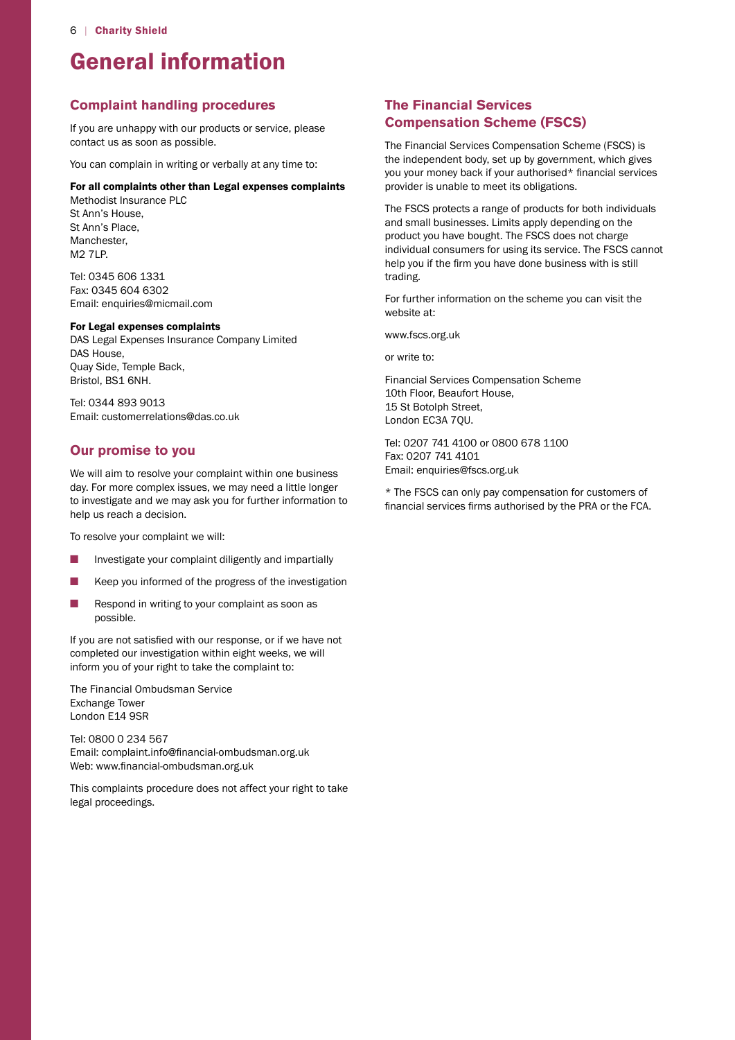# General information

## Complaint handling procedures

If you are unhappy with our products or service, please contact us as soon as possible.

You can complain in writing or verbally at any time to:

**For all complaints other than Legal expenses complaints**
Methodist Insurance PLC
St Ann's House,
St Ann's Place,
Manchester,
M2 7LP.

Tel: 0345 606 1331
Fax: 0345 604 6302
Email: enquiries@micmail.com

**For Legal expenses complaints**
DAS Legal Expenses Insurance Company Limited
DAS House,
Quay Side, Temple Back,
Bristol, BS1 6NH.

Tel: 0344 893 9013
Email: customerrelations@das.co.uk

## Our promise to you

We will aim to resolve your complaint within one business day. For more complex issues, we may need a little longer to investigate and we may ask you for further information to help us reach a decision.

To resolve your complaint we will:

- Investigate your complaint diligently and impartially
- Keep you informed of the progress of the investigation
- Respond in writing to your complaint as soon as possible.

If you are not satisfied with our response, or if we have not completed our investigation within eight weeks, we will inform you of your right to take the complaint to:

The Financial Ombudsman Service
Exchange Tower
London E14 9SR

Tel: 0800 0 234 567
Email: complaint.info@financial-ombudsman.org.uk
Web: www.financial-ombudsman.org.uk

This complaints procedure does not affect your right to take legal proceedings.

## The Financial Services Compensation Scheme (FSCS)

The Financial Services Compensation Scheme (FSCS) is the independent body, set up by government, which gives you your money back if your authorised* financial services provider is unable to meet its obligations.

The FSCS protects a range of products for both individuals and small businesses. Limits apply depending on the product you have bought. The FSCS does not charge individual consumers for using its service. The FSCS cannot help you if the firm you have done business with is still trading.

For further information on the scheme you can visit the website at:

www.fscs.org.uk

or write to:

Financial Services Compensation Scheme
10th Floor, Beaufort House,
15 St Botolph Street,
London EC3A 7QU.

Tel: 0207 741 4100 or 0800 678 1100
Fax: 0207 741 4101
Email: enquiries@fscs.org.uk

* The FSCS can only pay compensation for customers of financial services firms authorised by the PRA or the FCA.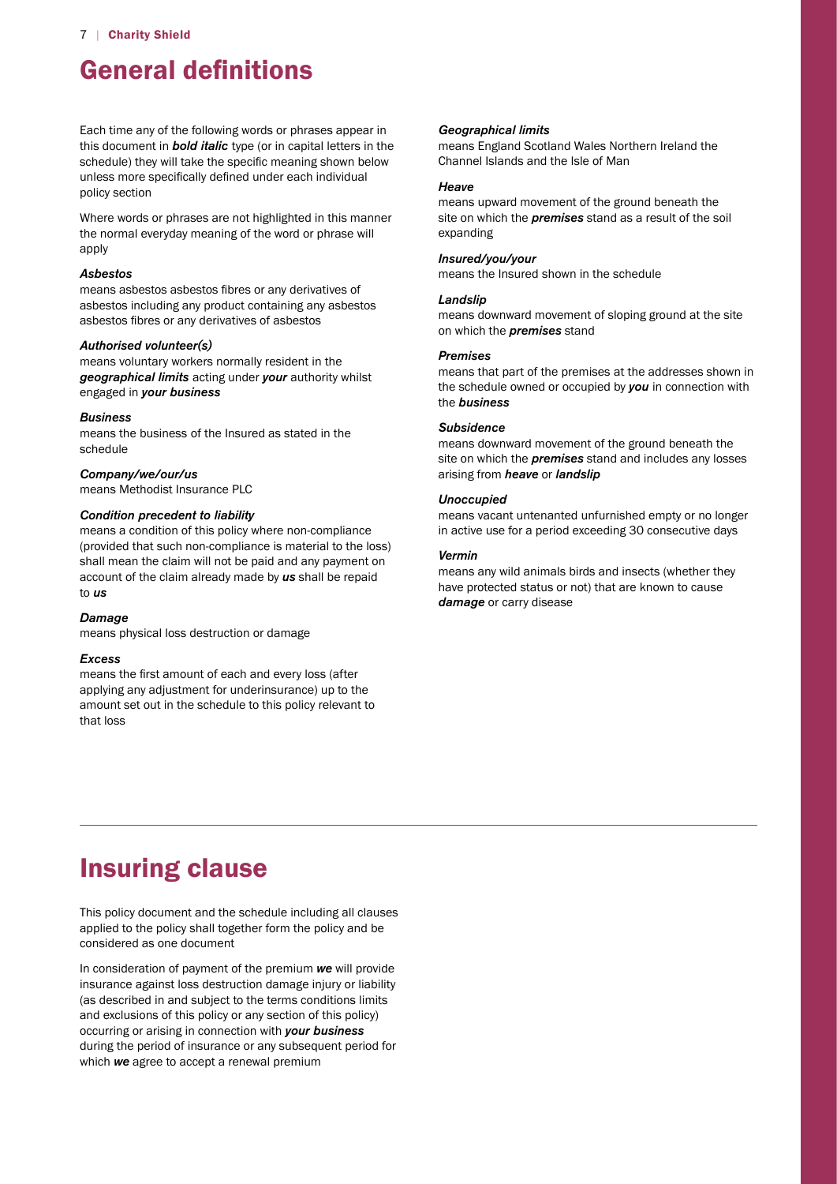# General definitions

Each time any of the following words or phrases appear in this document in ***bold italic*** type (or in capital letters in the schedule) they will take the specific meaning shown below unless more specifically defined under each individual policy section

Where words or phrases are not highlighted in this manner the normal everyday meaning of the word or phrase will apply

***Asbestos***
means asbestos asbestos fibres or any derivatives of asbestos including any product containing any asbestos asbestos fibres or any derivatives of asbestos

***Authorised volunteer(s)***
means voluntary workers normally resident in the ***geographical limits*** acting under ***your*** authority whilst engaged in ***your business***

***Business***
means the business of the Insured as stated in the schedule

***Company/we/our/us***
means Methodist Insurance PLC

***Condition precedent to liability***
means a condition of this policy where non-compliance (provided that such non-compliance is material to the loss) shall mean the claim will not be paid and any payment on account of the claim already made by ***us*** shall be repaid to ***us***

***Damage***
means physical loss destruction or damage

***Excess***
means the first amount of each and every loss (after applying any adjustment for underinsurance) up to the amount set out in the schedule to this policy relevant to that loss

***Geographical limits***
means England Scotland Wales Northern Ireland the Channel Islands and the Isle of Man

***Heave***
means upward movement of the ground beneath the site on which the ***premises*** stand as a result of the soil expanding

***Insured/you/your***
means the Insured shown in the schedule

***Landslip***
means downward movement of sloping ground at the site on which the ***premises*** stand

***Premises***
means that part of the premises at the addresses shown in the schedule owned or occupied by ***you*** in connection with the ***business***

***Subsidence***
means downward movement of the ground beneath the site on which the ***premises*** stand and includes any losses arising from ***heave*** or ***landslip***

***Unoccupied***
means vacant untenanted unfurnished empty or no longer in active use for a period exceeding 30 consecutive days

***Vermin***
means any wild animals birds and insects (whether they have protected status or not) that are known to cause ***damage*** or carry disease

# Insuring clause

This policy document and the schedule including all clauses applied to the policy shall together form the policy and be considered as one document

In consideration of payment of the premium ***we*** will provide insurance against loss destruction damage injury or liability (as described in and subject to the terms conditions limits and exclusions of this policy or any section of this policy) occurring or arising in connection with ***your business*** during the period of insurance or any subsequent period for which ***we*** agree to accept a renewal premium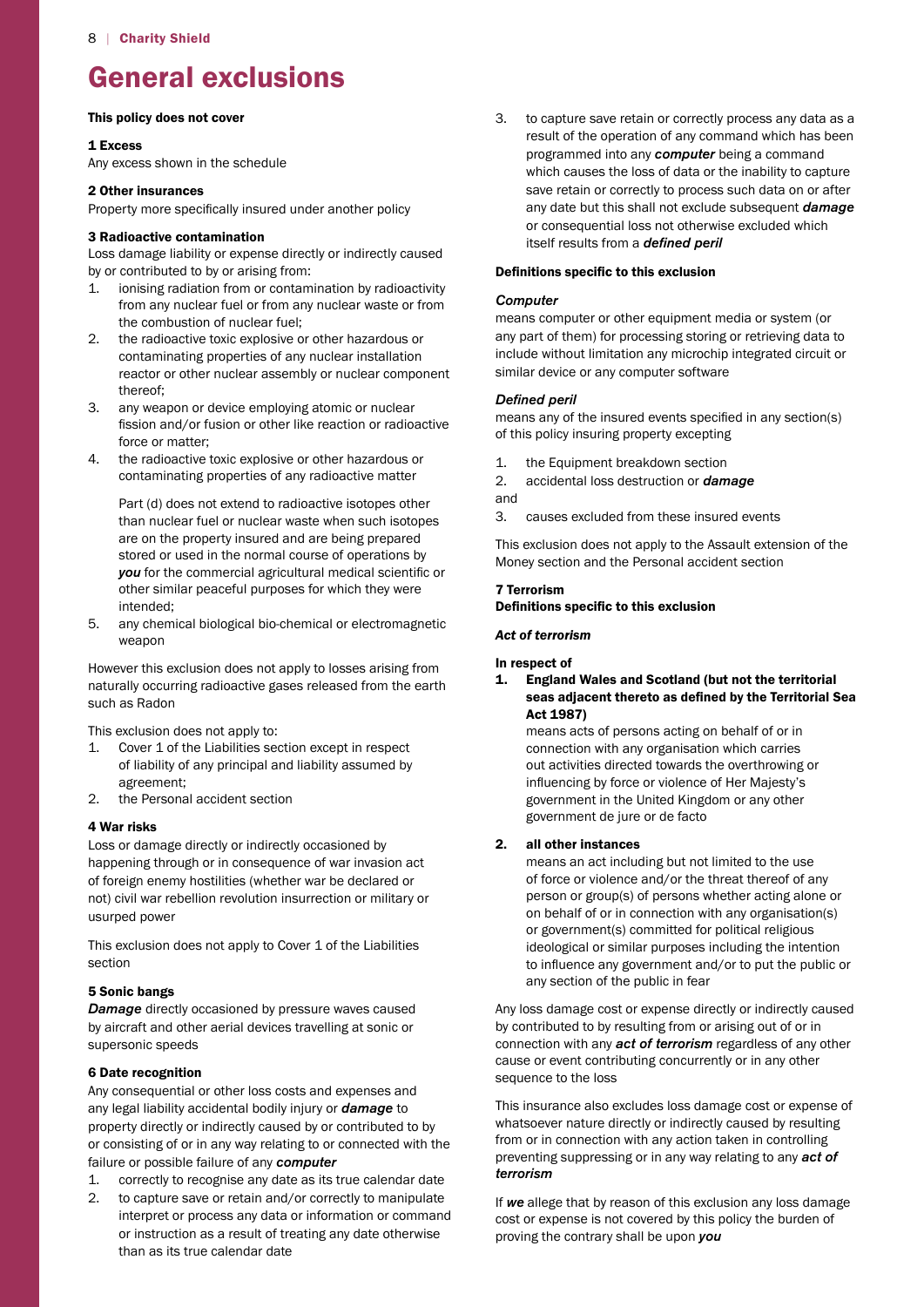# General exclusions

**This policy does not cover**

**1 Excess**

Any excess shown in the schedule

**2 Other insurances**

Property more specifically insured under another policy

**3 Radioactive contamination**

Loss damage liability or expense directly or indirectly caused by or contributed to by or arising from:

1. ionising radiation from or contamination by radioactivity from any nuclear fuel or from any nuclear waste or from the combustion of nuclear fuel;
2. the radioactive toxic explosive or other hazardous or contaminating properties of any nuclear installation reactor or other nuclear assembly or nuclear component thereof;
3. any weapon or device employing atomic or nuclear fission and/or fusion or other like reaction or radioactive force or matter;
4. the radioactive toxic explosive or other hazardous or contaminating properties of any radioactive matter

   Part (d) does not extend to radioactive isotopes other than nuclear fuel or nuclear waste when such isotopes are on the property insured and are being prepared stored or used in the normal course of operations by ***you*** for the commercial agricultural medical scientific or other similar peaceful purposes for which they were intended;
5. any chemical biological bio-chemical or electromagnetic weapon

However this exclusion does not apply to losses arising from naturally occurring radioactive gases released from the earth such as Radon

This exclusion does not apply to:

1. Cover 1 of the Liabilities section except in respect of liability of any principal and liability assumed by agreement;
2. the Personal accident section

**4 War risks**

Loss or damage directly or indirectly occasioned by happening through or in consequence of war invasion act of foreign enemy hostilities (whether war be declared or not) civil war rebellion revolution insurrection or military or usurped power

This exclusion does not apply to Cover 1 of the Liabilities section

**5 Sonic bangs**

***Damage*** directly occasioned by pressure waves caused by aircraft and other aerial devices travelling at sonic or supersonic speeds

**6 Date recognition**

Any consequential or other loss costs and expenses and any legal liability accidental bodily injury or ***damage*** to property directly or indirectly caused by or contributed to by or consisting of or in any way relating to or connected with the failure or possible failure of any ***computer***

1. correctly to recognise any date as its true calendar date
2. to capture save or retain and/or correctly to manipulate interpret or process any data or information or command or instruction as a result of treating any date otherwise than as its true calendar date
3. to capture save retain or correctly process any data as a result of the operation of any command which has been programmed into any ***computer*** being a command which causes the loss of data or the inability to capture save retain or correctly to process such data on or after any date but this shall not exclude subsequent ***damage*** or consequential loss not otherwise excluded which itself results from a ***defined peril***

**Definitions specific to this exclusion**

***Computer***

means computer or other equipment media or system (or any part of them) for processing storing or retrieving data to include without limitation any microchip integrated circuit or similar device or any computer software

***Defined peril***

means any of the insured events specified in any section(s) of this policy insuring property excepting

1. the Equipment breakdown section
2. accidental loss destruction or ***damage***

and

3. causes excluded from these insured events

This exclusion does not apply to the Assault extension of the Money section and the Personal accident section

**7 Terrorism**

**Definitions specific to this exclusion**

***Act of terrorism***

**In respect of**

1. **England Wales and Scotland (but not the territorial seas adjacent thereto as defined by the Territorial Sea Act 1987)**

   means acts of persons acting on behalf of or in connection with any organisation which carries out activities directed towards the overthrowing or influencing by force or violence of Her Majesty's government in the United Kingdom or any other government de jure or de facto

2. **all other instances**

   means an act including but not limited to the use of force or violence and/or the threat thereof of any person or group(s) of persons whether acting alone or on behalf of or in connection with any organisation(s) or government(s) committed for political religious ideological or similar purposes including the intention to influence any government and/or to put the public or any section of the public in fear

Any loss damage cost or expense directly or indirectly caused by contributed to by resulting from or arising out of or in connection with any ***act of terrorism*** regardless of any other cause or event contributing concurrently or in any other sequence to the loss

This insurance also excludes loss damage cost or expense of whatsoever nature directly or indirectly caused by resulting from or in connection with any action taken in controlling preventing suppressing or in any way relating to any ***act of terrorism***

If ***we*** allege that by reason of this exclusion any loss damage cost or expense is not covered by this policy the burden of proving the contrary shall be upon ***you***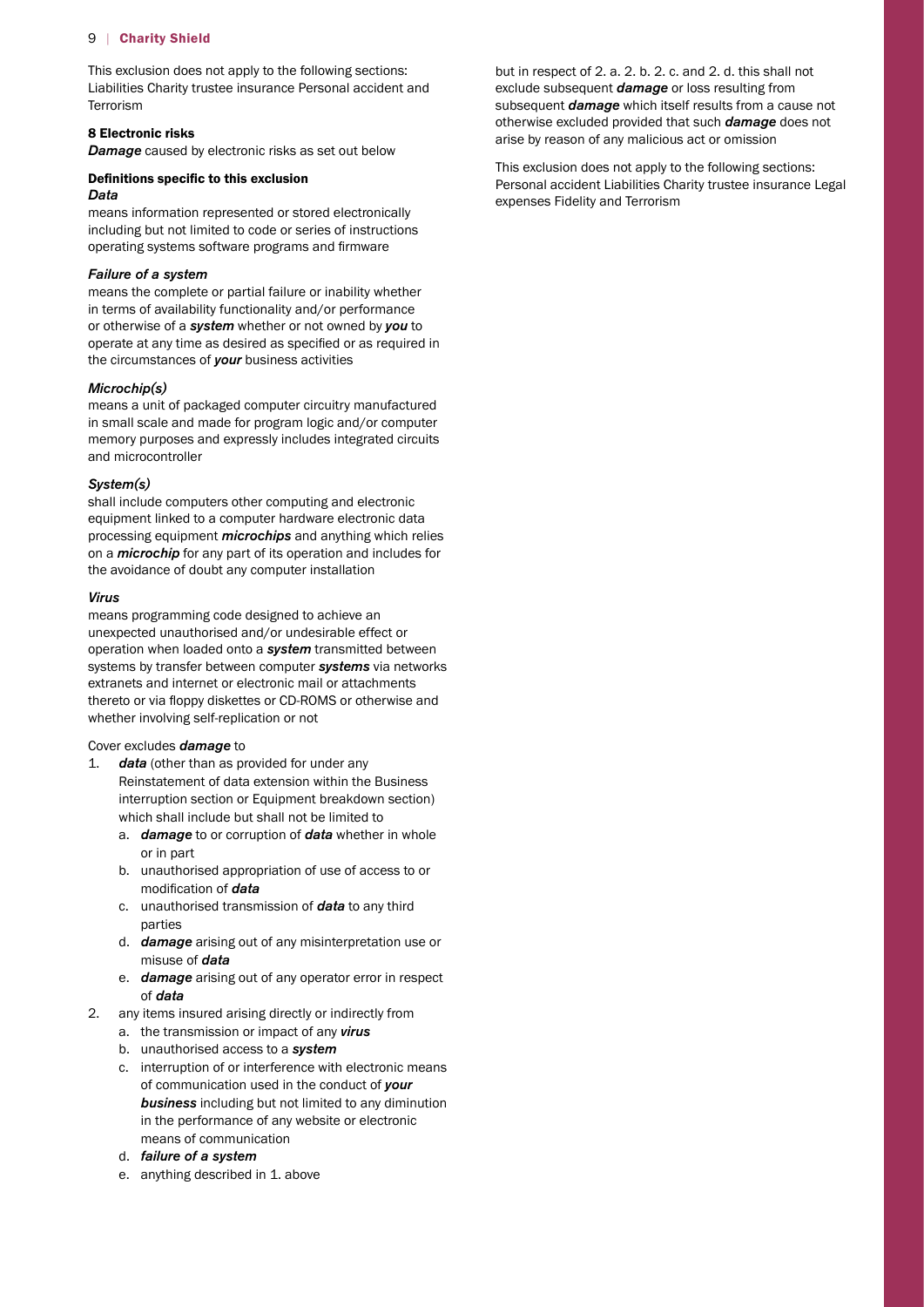This exclusion does not apply to the following sections: Liabilities Charity trustee insurance Personal accident and Terrorism

### 8 Electronic risks

***Damage*** caused by electronic risks as set out below

#### Definitions specific to this exclusion

***Data***

means information represented or stored electronically including but not limited to code or series of instructions operating systems software programs and firmware

***Failure of a system***

means the complete or partial failure or inability whether in terms of availability functionality and/or performance or otherwise of a ***system*** whether or not owned by ***you*** to operate at any time as desired as specified or as required in the circumstances of ***your*** business activities

***Microchip(s)***

means a unit of packaged computer circuitry manufactured in small scale and made for program logic and/or computer memory purposes and expressly includes integrated circuits and microcontroller

***System(s)***

shall include computers other computing and electronic equipment linked to a computer hardware electronic data processing equipment ***microchips*** and anything which relies on a ***microchip*** for any part of its operation and includes for the avoidance of doubt any computer installation

***Virus***

means programming code designed to achieve an unexpected unauthorised and/or undesirable effect or operation when loaded onto a ***system*** transmitted between systems by transfer between computer ***systems*** via networks extranets and internet or electronic mail or attachments thereto or via floppy diskettes or CD-ROMS or otherwise and whether involving self-replication or not

Cover excludes ***damage*** to

1. ***data*** (other than as provided for under any Reinstatement of data extension within the Business interruption section or Equipment breakdown section) which shall include but shall not be limited to
   a. ***damage*** to or corruption of ***data*** whether in whole or in part
   b. unauthorised appropriation of use of access to or modification of ***data***
   c. unauthorised transmission of ***data*** to any third parties
   d. ***damage*** arising out of any misinterpretation use or misuse of ***data***
   e. ***damage*** arising out of any operator error in respect of ***data***
2. any items insured arising directly or indirectly from
   a. the transmission or impact of any ***virus***
   b. unauthorised access to a ***system***
   c. interruption of or interference with electronic means of communication used in the conduct of ***your business*** including but not limited to any diminution in the performance of any website or electronic means of communication
   d. ***failure of a system***
   e. anything described in 1. above

but in respect of 2. a. 2. b. 2. c. and 2. d. this shall not exclude subsequent ***damage*** or loss resulting from subsequent ***damage*** which itself results from a cause not otherwise excluded provided that such ***damage*** does not arise by reason of any malicious act or omission

This exclusion does not apply to the following sections: Personal accident Liabilities Charity trustee insurance Legal expenses Fidelity and Terrorism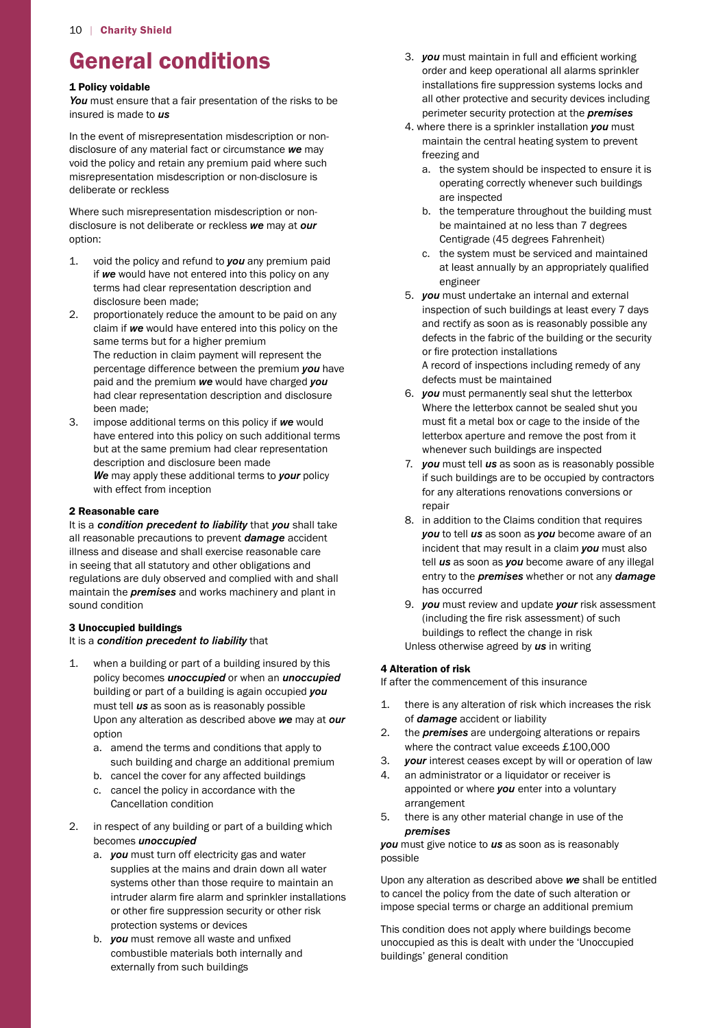# General conditions

### 1 Policy voidable

***You*** must ensure that a fair presentation of the risks to be insured is made to ***us***

In the event of misrepresentation misdescription or non-disclosure of any material fact or circumstance ***we*** may void the policy and retain any premium paid where such misrepresentation misdescription or non-disclosure is deliberate or reckless

Where such misrepresentation misdescription or non-disclosure is not deliberate or reckless ***we*** may at ***our*** option:

1. void the policy and refund to ***you*** any premium paid if ***we*** would have not entered into this policy on any terms had clear representation description and disclosure been made;
2. proportionately reduce the amount to be paid on any claim if ***we*** would have entered into this policy on the same terms but for a higher premium
   The reduction in claim payment will represent the percentage difference between the premium ***you*** have paid and the premium ***we*** would have charged ***you*** had clear representation description and disclosure been made;
3. impose additional terms on this policy if ***we*** would have entered into this policy on such additional terms but at the same premium had clear representation description and disclosure been made
   ***We*** may apply these additional terms to ***your*** policy with effect from inception

### 2 Reasonable care

It is a ***condition precedent to liability*** that ***you*** shall take all reasonable precautions to prevent ***damage*** accident illness and disease and shall exercise reasonable care in seeing that all statutory and other obligations and regulations are duly observed and complied with and shall maintain the ***premises*** and works machinery and plant in sound condition

### 3 Unoccupied buildings

It is a ***condition precedent to liability*** that

1. when a building or part of a building insured by this policy becomes ***unoccupied*** or when an ***unoccupied*** building or part of a building is again occupied ***you*** must tell ***us*** as soon as is reasonably possible
   Upon any alteration as described above ***we*** may at ***our*** option
   a. amend the terms and conditions that apply to such building and charge an additional premium
   b. cancel the cover for any affected buildings
   c. cancel the policy in accordance with the Cancellation condition
2. in respect of any building or part of a building which becomes ***unoccupied***
   a. ***you*** must turn off electricity gas and water supplies at the mains and drain down all water systems other than those require to maintain an intruder alarm fire alarm and sprinkler installations or other fire suppression security or other risk protection systems or devices
   b. ***you*** must remove all waste and unfixed combustible materials both internally and externally from such buildings
3. ***you*** must maintain in full and efficient working order and keep operational all alarms sprinkler installations fire suppression systems locks and all other protective and security devices including perimeter security protection at the ***premises***
4. where there is a sprinkler installation ***you*** must maintain the central heating system to prevent freezing and
   a. the system should be inspected to ensure it is operating correctly whenever such buildings are inspected
   b. the temperature throughout the building must be maintained at no less than 7 degrees Centigrade (45 degrees Fahrenheit)
   c. the system must be serviced and maintained at least annually by an appropriately qualified engineer
5. ***you*** must undertake an internal and external inspection of such buildings at least every 7 days and rectify as soon as is reasonably possible any defects in the fabric of the building or the security or fire protection installations
   A record of inspections including remedy of any defects must be maintained
6. ***you*** must permanently seal shut the letterbox
   Where the letterbox cannot be sealed shut you must fit a metal box or cage to the inside of the letterbox aperture and remove the post from it whenever such buildings are inspected
7. ***you*** must tell ***us*** as soon as is reasonably possible if such buildings are to be occupied by contractors for any alterations renovations conversions or repair
8. in addition to the Claims condition that requires ***you*** to tell ***us*** as soon as ***you*** become aware of an incident that may result in a claim ***you*** must also tell ***us*** as soon as ***you*** become aware of any illegal entry to the ***premises*** whether or not any ***damage*** has occurred
9. ***you*** must review and update ***your*** risk assessment (including the fire risk assessment) of such buildings to reflect the change in risk

Unless otherwise agreed by ***us*** in writing

### 4 Alteration of risk

If after the commencement of this insurance

1. there is any alteration of risk which increases the risk of ***damage*** accident or liability
2. the ***premises*** are undergoing alterations or repairs where the contract value exceeds £100,000
3. ***your*** interest ceases except by will or operation of law
4. an administrator or a liquidator or receiver is appointed or where ***you*** enter into a voluntary arrangement
5. there is any other material change in use of the ***premises***

***you*** must give notice to ***us*** as soon as is reasonably possible

Upon any alteration as described above ***we*** shall be entitled to cancel the policy from the date of such alteration or impose special terms or charge an additional premium

This condition does not apply where buildings become unoccupied as this is dealt with under the 'Unoccupied buildings' general condition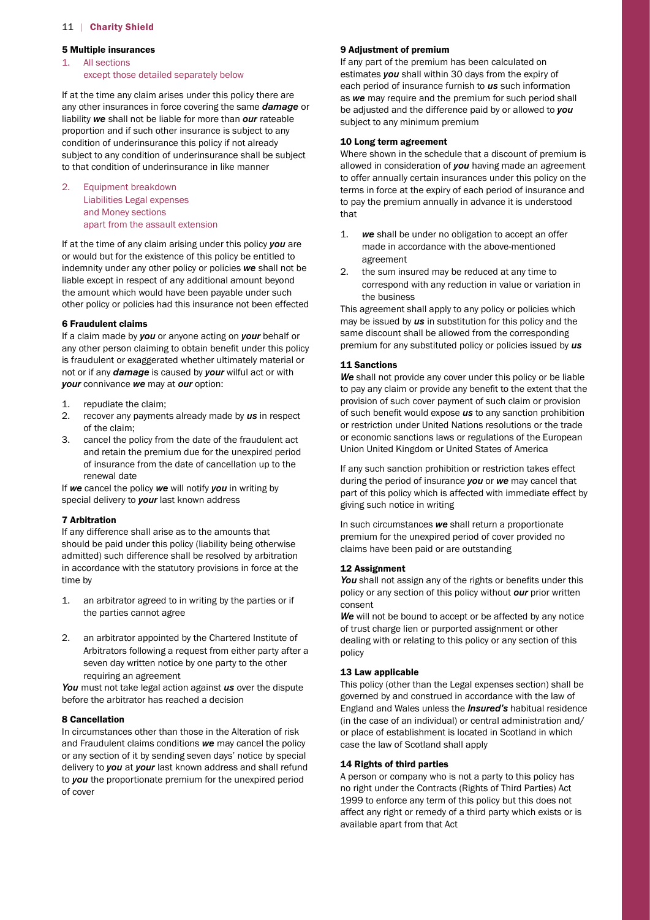### 5 Multiple insurances

1. All sections
   except those detailed separately below

If at the time any claim arises under this policy there are any other insurances in force covering the same ***damage*** or liability ***we*** shall not be liable for more than ***our*** rateable proportion and if such other insurance is subject to any condition of underinsurance this policy if not already subject to any condition of underinsurance shall be subject to that condition of underinsurance in like manner

2. Equipment breakdown
   Liabilities Legal expenses
   and Money sections
   apart from the assault extension

If at the time of any claim arising under this policy ***you*** are or would but for the existence of this policy be entitled to indemnity under any other policy or policies ***we*** shall not be liable except in respect of any additional amount beyond the amount which would have been payable under such other policy or policies had this insurance not been effected

### 6 Fraudulent claims

If a claim made by ***you*** or anyone acting on ***your*** behalf or any other person claiming to obtain benefit under this policy is fraudulent or exaggerated whether ultimately material or not or if any ***damage*** is caused by ***your*** wilful act or with ***your*** connivance ***we*** may at ***our*** option:

1. repudiate the claim;
2. recover any payments already made by ***us*** in respect of the claim;
3. cancel the policy from the date of the fraudulent act and retain the premium due for the unexpired period of insurance from the date of cancellation up to the renewal date

If ***we*** cancel the policy ***we*** will notify ***you*** in writing by special delivery to ***your*** last known address

### 7 Arbitration

If any difference shall arise as to the amounts that should be paid under this policy (liability being otherwise admitted) such difference shall be resolved by arbitration in accordance with the statutory provisions in force at the time by

1. an arbitrator agreed to in writing by the parties or if the parties cannot agree
2. an arbitrator appointed by the Chartered Institute of Arbitrators following a request from either party after a seven day written notice by one party to the other requiring an agreement

***You*** must not take legal action against ***us*** over the dispute before the arbitrator has reached a decision

### 8 Cancellation

In circumstances other than those in the Alteration of risk and Fraudulent claims conditions ***we*** may cancel the policy or any section of it by sending seven days' notice by special delivery to ***you*** at ***your*** last known address and shall refund to ***you*** the proportionate premium for the unexpired period of cover

### 9 Adjustment of premium

If any part of the premium has been calculated on estimates ***you*** shall within 30 days from the expiry of each period of insurance furnish to ***us*** such information as ***we*** may require and the premium for such period shall be adjusted and the difference paid by or allowed to ***you*** subject to any minimum premium

### 10 Long term agreement

Where shown in the schedule that a discount of premium is allowed in consideration of ***you*** having made an agreement to offer annually certain insurances under this policy on the terms in force at the expiry of each period of insurance and to pay the premium annually in advance it is understood that

1. ***we*** shall be under no obligation to accept an offer made in accordance with the above-mentioned agreement
2. the sum insured may be reduced at any time to correspond with any reduction in value or variation in the business

This agreement shall apply to any policy or policies which may be issued by ***us*** in substitution for this policy and the same discount shall be allowed from the corresponding premium for any substituted policy or policies issued by ***us***

### 11 Sanctions

***We*** shall not provide any cover under this policy or be liable to pay any claim or provide any benefit to the extent that the provision of such cover payment of such claim or provision of such benefit would expose ***us*** to any sanction prohibition or restriction under United Nations resolutions or the trade or economic sanctions laws or regulations of the European Union United Kingdom or United States of America

If any such sanction prohibition or restriction takes effect during the period of insurance ***you*** or ***we*** may cancel that part of this policy which is affected with immediate effect by giving such notice in writing

In such circumstances ***we*** shall return a proportionate premium for the unexpired period of cover provided no claims have been paid or are outstanding

### 12 Assignment

***You*** shall not assign any of the rights or benefits under this policy or any section of this policy without ***our*** prior written consent

***We*** will not be bound to accept or be affected by any notice of trust charge lien or purported assignment or other dealing with or relating to this policy or any section of this policy

### 13 Law applicable

This policy (other than the Legal expenses section) shall be governed by and construed in accordance with the law of England and Wales unless the ***Insured's*** habitual residence (in the case of an individual) or central administration and/or place of establishment is located in Scotland in which case the law of Scotland shall apply

### 14 Rights of third parties

A person or company who is not a party to this policy has no right under the Contracts (Rights of Third Parties) Act 1999 to enforce any term of this policy but this does not affect any right or remedy of a third party which exists or is available apart from that Act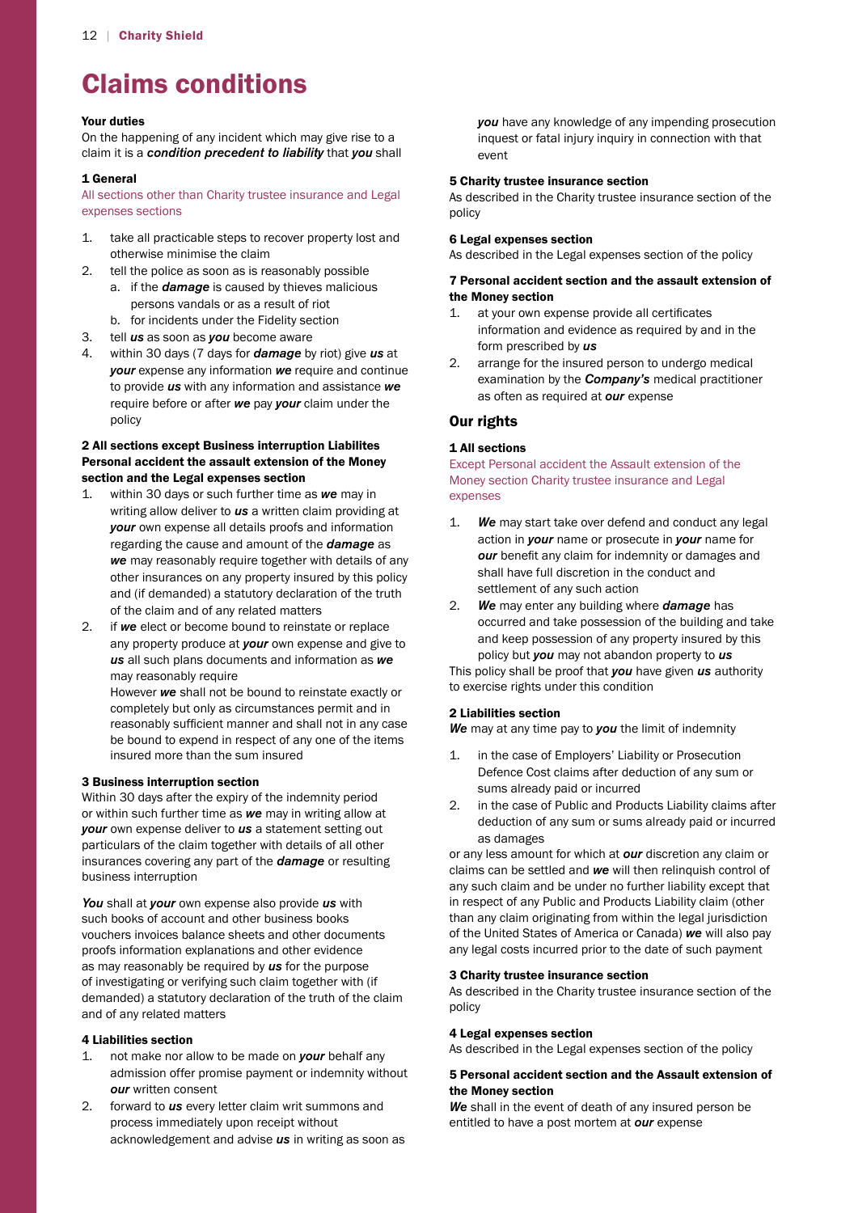# Claims conditions

**Your duties**

On the happening of any incident which may give rise to a claim it is a ***condition precedent to liability*** that ***you*** shall

**1 General**

All sections other than Charity trustee insurance and Legal expenses sections

1. take all practicable steps to recover property lost and otherwise minimise the claim
2. tell the police as soon as is reasonably possible
   a. if the ***damage*** is caused by thieves malicious persons vandals or as a result of riot
   b. for incidents under the Fidelity section
3. tell ***us*** as soon as ***you*** become aware
4. within 30 days (7 days for ***damage*** by riot) give ***us*** at ***your*** expense any information ***we*** require and continue to provide ***us*** with any information and assistance ***we*** require before or after ***we*** pay ***your*** claim under the policy

**2 All sections except Business interruption Liabilites Personal accident the assault extension of the Money section and the Legal expenses section**

1. within 30 days or such further time as ***we*** may in writing allow deliver to ***us*** a written claim providing at ***your*** own expense all details proofs and information regarding the cause and amount of the ***damage*** as ***we*** may reasonably require together with details of any other insurances on any property insured by this policy and (if demanded) a statutory declaration of the truth of the claim and of any related matters
2. if ***we*** elect or become bound to reinstate or replace any property produce at ***your*** own expense and give to ***us*** all such plans documents and information as ***we*** may reasonably require
   However ***we*** shall not be bound to reinstate exactly or completely but only as circumstances permit and in reasonably sufficient manner and shall not in any case be bound to expend in respect of any one of the items insured more than the sum insured

**3 Business interruption section**

Within 30 days after the expiry of the indemnity period or within such further time as ***we*** may in writing allow at ***your*** own expense deliver to ***us*** a statement setting out particulars of the claim together with details of all other insurances covering any part of the ***damage*** or resulting business interruption

***You*** shall at ***your*** own expense also provide ***us*** with such books of account and other business books vouchers invoices balance sheets and other documents proofs information explanations and other evidence as may reasonably be required by ***us*** for the purpose of investigating or verifying such claim together with (if demanded) a statutory declaration of the truth of the claim and of any related matters

**4 Liabilities section**

1. not make nor allow to be made on ***your*** behalf any admission offer promise payment or indemnity without ***our*** written consent
2. forward to ***us*** every letter claim writ summons and process immediately upon receipt without acknowledgement and advise ***us*** in writing as soon as ***you*** have any knowledge of any impending prosecution inquest or fatal injury inquiry in connection with that event

**5 Charity trustee insurance section**

As described in the Charity trustee insurance section of the policy

**6 Legal expenses section**

As described in the Legal expenses section of the policy

**7 Personal accident section and the assault extension of the Money section**

1. at your own expense provide all certificates information and evidence as required by and in the form prescribed by ***us***
2. arrange for the insured person to undergo medical examination by the ***Company's*** medical practitioner as often as required at ***our*** expense

## Our rights

**1 All sections**

Except Personal accident the Assault extension of the Money section Charity trustee insurance and Legal expenses

1. ***We*** may start take over defend and conduct any legal action in ***your*** name or prosecute in ***your*** name for ***our*** benefit any claim for indemnity or damages and shall have full discretion in the conduct and settlement of any such action
2. ***We*** may enter any building where ***damage*** has occurred and take possession of the building and take and keep possession of any property insured by this policy but ***you*** may not abandon property to ***us***

This policy shall be proof that ***you*** have given ***us*** authority to exercise rights under this condition

**2 Liabilities section**

***We*** may at any time pay to ***you*** the limit of indemnity

1. in the case of Employers' Liability or Prosecution Defence Cost claims after deduction of any sum or sums already paid or incurred
2. in the case of Public and Products Liability claims after deduction of any sum or sums already paid or incurred as damages

or any less amount for which at ***our*** discretion any claim or claims can be settled and ***we*** will then relinquish control of any such claim and be under no further liability except that in respect of any Public and Products Liability claim (other than any claim originating from within the legal jurisdiction of the United States of America or Canada) ***we*** will also pay any legal costs incurred prior to the date of such payment

**3 Charity trustee insurance section**

As described in the Charity trustee insurance section of the policy

**4 Legal expenses section**

As described in the Legal expenses section of the policy

**5 Personal accident section and the Assault extension of the Money section**

***We*** shall in the event of death of any insured person be entitled to have a post mortem at ***our*** expense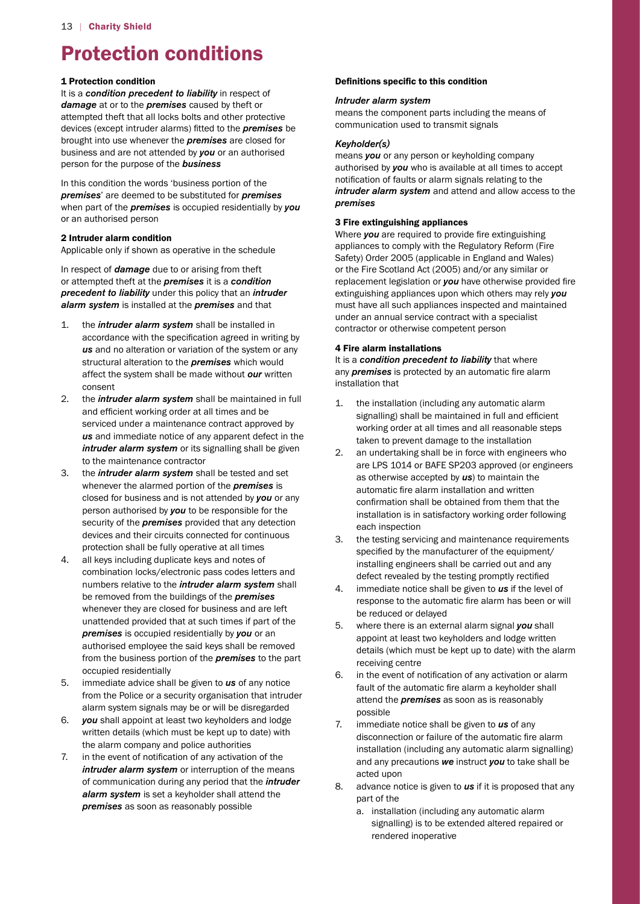# Protection conditions

### 1 Protection condition

It is a ***condition precedent to liability*** in respect of ***damage*** at or to the ***premises*** caused by theft or attempted theft that all locks bolts and other protective devices (except intruder alarms) fitted to the ***premises*** be brought into use whenever the ***premises*** are closed for business and are not attended by ***you*** or an authorised person for the purpose of the ***business***

In this condition the words 'business portion of the ***premises***' are deemed to be substituted for ***premises*** when part of the ***premises*** is occupied residentially by ***you*** or an authorised person

### 2 Intruder alarm condition

Applicable only if shown as operative in the schedule

In respect of ***damage*** due to or arising from theft or attempted theft at the ***premises*** it is a ***condition precedent to liability*** under this policy that an ***intruder alarm system*** is installed at the ***premises*** and that

1. the ***intruder alarm system*** shall be installed in accordance with the specification agreed in writing by ***us*** and no alteration or variation of the system or any structural alteration to the ***premises*** which would affect the system shall be made without ***our*** written consent
2. the ***intruder alarm system*** shall be maintained in full and efficient working order at all times and be serviced under a maintenance contract approved by ***us*** and immediate notice of any apparent defect in the ***intruder alarm system*** or its signalling shall be given to the maintenance contractor
3. the ***intruder alarm system*** shall be tested and set whenever the alarmed portion of the ***premises*** is closed for business and is not attended by ***you*** or any person authorised by ***you*** to be responsible for the security of the ***premises*** provided that any detection devices and their circuits connected for continuous protection shall be fully operative at all times
4. all keys including duplicate keys and notes of combination locks/electronic pass codes letters and numbers relative to the ***intruder alarm system*** shall be removed from the buildings of the ***premises*** whenever they are closed for business and are left unattended provided that at such times if part of the ***premises*** is occupied residentially by ***you*** or an authorised employee the said keys shall be removed from the business portion of the ***premises*** to the part occupied residentially
5. immediate advice shall be given to ***us*** of any notice from the Police or a security organisation that intruder alarm system signals may be or will be disregarded
6. ***you*** shall appoint at least two keyholders and lodge written details (which must be kept up to date) with the alarm company and police authorities
7. in the event of notification of any activation of the ***intruder alarm system*** or interruption of the means of communication during any period that the ***intruder alarm system*** is set a keyholder shall attend the ***premises*** as soon as reasonably possible

#### Definitions specific to this condition

***Intruder alarm system***

means the component parts including the means of communication used to transmit signals

***Keyholder(s)***

means ***you*** or any person or keyholding company authorised by ***you*** who is available at all times to accept notification of faults or alarm signals relating to the ***intruder alarm system*** and attend and allow access to the ***premises***

### 3 Fire extinguishing appliances

Where ***you*** are required to provide fire extinguishing appliances to comply with the Regulatory Reform (Fire Safety) Order 2005 (applicable in England and Wales) or the Fire Scotland Act (2005) and/or any similar or replacement legislation or ***you*** have otherwise provided fire extinguishing appliances upon which others may rely ***you*** must have all such appliances inspected and maintained under an annual service contract with a specialist contractor or otherwise competent person

### 4 Fire alarm installations

It is a ***condition precedent to liability*** that where any ***premises*** is protected by an automatic fire alarm installation that

1. the installation (including any automatic alarm signalling) shall be maintained in full and efficient working order at all times and all reasonable steps taken to prevent damage to the installation
2. an undertaking shall be in force with engineers who are LPS 1014 or BAFE SP203 approved (or engineers as otherwise accepted by ***us***) to maintain the automatic fire alarm installation and written confirmation shall be obtained from them that the installation is in satisfactory working order following each inspection
3. the testing servicing and maintenance requirements specified by the manufacturer of the equipment/ installing engineers shall be carried out and any defect revealed by the testing promptly rectified
4. immediate notice shall be given to ***us*** if the level of response to the automatic fire alarm has been or will be reduced or delayed
5. where there is an external alarm signal ***you*** shall appoint at least two keyholders and lodge written details (which must be kept up to date) with the alarm receiving centre
6. in the event of notification of any activation or alarm fault of the automatic fire alarm a keyholder shall attend the ***premises*** as soon as is reasonably possible
7. immediate notice shall be given to ***us*** of any disconnection or failure of the automatic fire alarm installation (including any automatic alarm signalling) and any precautions ***we*** instruct ***you*** to take shall be acted upon
8. advance notice is given to ***us*** if it is proposed that any part of the
   a. installation (including any automatic alarm signalling) is to be extended altered repaired or rendered inoperative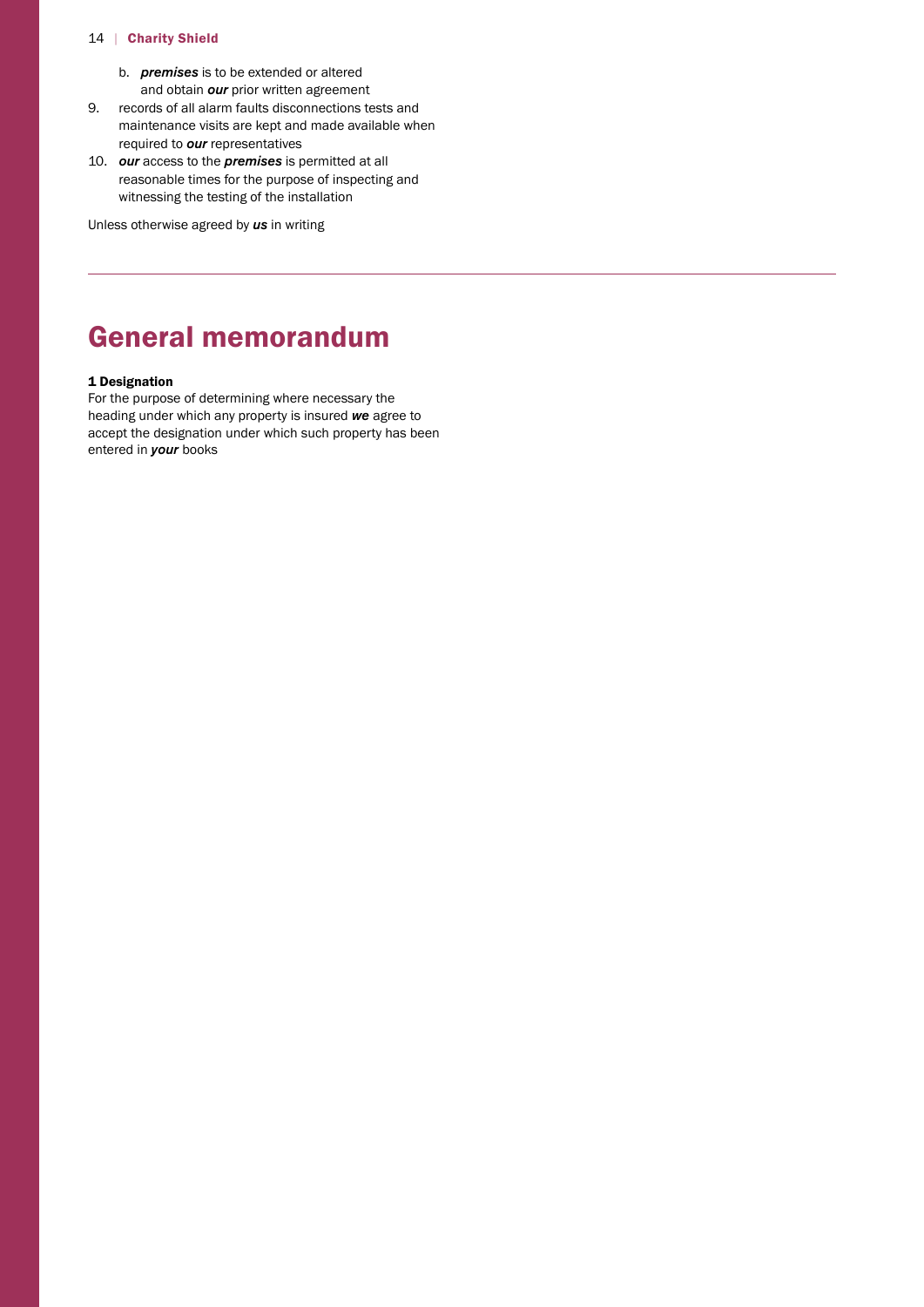b. ***premises*** is to be extended or altered and obtain ***our*** prior written agreement

9. records of all alarm faults disconnections tests and maintenance visits are kept and made available when required to ***our*** representatives
10. ***our*** access to the ***premises*** is permitted at all reasonable times for the purpose of inspecting and witnessing the testing of the installation

Unless otherwise agreed by ***us*** in writing

---

# General memorandum

**1 Designation**

For the purpose of determining where necessary the heading under which any property is insured ***we*** agree to accept the designation under which such property has been entered in ***your*** books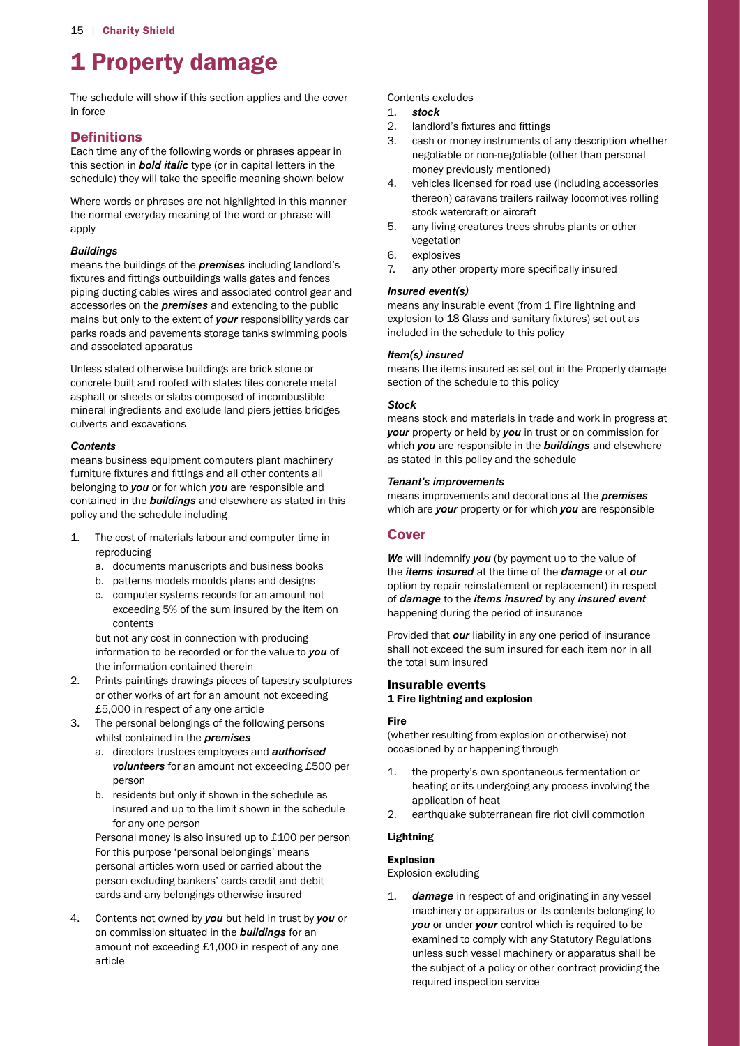# 1 Property damage

The schedule will show if this section applies and the cover in force

## Definitions

Each time any of the following words or phrases appear in this section in ***bold italic*** type (or in capital letters in the schedule) they will take the specific meaning shown below

Where words or phrases are not highlighted in this manner the normal everyday meaning of the word or phrase will apply

### *Buildings*

means the buildings of the ***premises*** including landlord's fixtures and fittings outbuildings walls gates and fences piping ducting cables wires and associated control gear and accessories on the ***premises*** and extending to the public mains but only to the extent of ***your*** responsibility yards car parks roads and pavements storage tanks swimming pools and associated apparatus

Unless stated otherwise buildings are brick stone or concrete built and roofed with slates tiles concrete metal asphalt or sheets or slabs composed of incombustible mineral ingredients and exclude land piers jetties bridges culverts and excavations

### *Contents*

means business equipment computers plant machinery furniture fixtures and fittings and all other contents all belonging to ***you*** or for which ***you*** are responsible and contained in the ***buildings*** and elsewhere as stated in this policy and the schedule including

1. The cost of materials labour and computer time in reproducing
   a. documents manuscripts and business books
   b. patterns models moulds plans and designs
   c. computer systems records for an amount not exceeding 5% of the sum insured by the item on contents

   but not any cost in connection with producing information to be recorded or for the value to ***you*** of the information contained therein
2. Prints paintings drawings pieces of tapestry sculptures or other works of art for an amount not exceeding £5,000 in respect of any one article
3. The personal belongings of the following persons whilst contained in the ***premises***
   a. directors trustees employees and ***authorised volunteers*** for an amount not exceeding £500 per person
   b. residents but only if shown in the schedule as insured and up to the limit shown in the schedule for any one person

   Personal money is also insured up to £100 per person For this purpose 'personal belongings' means personal articles worn used or carried about the person excluding bankers' cards credit and debit cards and any belongings otherwise insured
4. Contents not owned by ***you*** but held in trust by ***you*** or on commission situated in the ***buildings*** for an amount not exceeding £1,000 in respect of any one article

Contents excludes

1. ***stock***
2. landlord's fixtures and fittings
3. cash or money instruments of any description whether negotiable or non-negotiable (other than personal money previously mentioned)
4. vehicles licensed for road use (including accessories thereon) caravans trailers railway locomotives rolling stock watercraft or aircraft
5. any living creatures trees shrubs plants or other vegetation
6. explosives
7. any other property more specifically insured

### *Insured event(s)*

means any insurable event (from 1 Fire lightning and explosion to 18 Glass and sanitary fixtures) set out as included in the schedule to this policy

### *Item(s) insured*

means the items insured as set out in the Property damage section of the schedule to this policy

### *Stock*

means stock and materials in trade and work in progress at ***your*** property or held by ***you*** in trust or on commission for which ***you*** are responsible in the ***buildings*** and elsewhere as stated in this policy and the schedule

### *Tenant's improvements*

means improvements and decorations at the ***premises*** which are ***your*** property or for which ***you*** are responsible

## Cover

***We*** will indemnify ***you*** (by payment up to the value of the ***items insured*** at the time of the ***damage*** or at ***our*** option by repair reinstatement or replacement) in respect of ***damage*** to the ***items insured*** by any ***insured event*** happening during the period of insurance

Provided that ***our*** liability in any one period of insurance shall not exceed the sum insured for each item nor in all the total sum insured

## Insurable events

### 1 Fire lightning and explosion

#### Fire

(whether resulting from explosion or otherwise) not occasioned by or happening through

1. the property's own spontaneous fermentation or heating or its undergoing any process involving the application of heat
2. earthquake subterranean fire riot civil commotion

#### Lightning

#### Explosion

Explosion excluding

1. ***damage*** in respect of and originating in any vessel machinery or apparatus or its contents belonging to ***you*** or under ***your*** control which is required to be examined to comply with any Statutory Regulations unless such vessel machinery or apparatus shall be the subject of a policy or other contract providing the required inspection service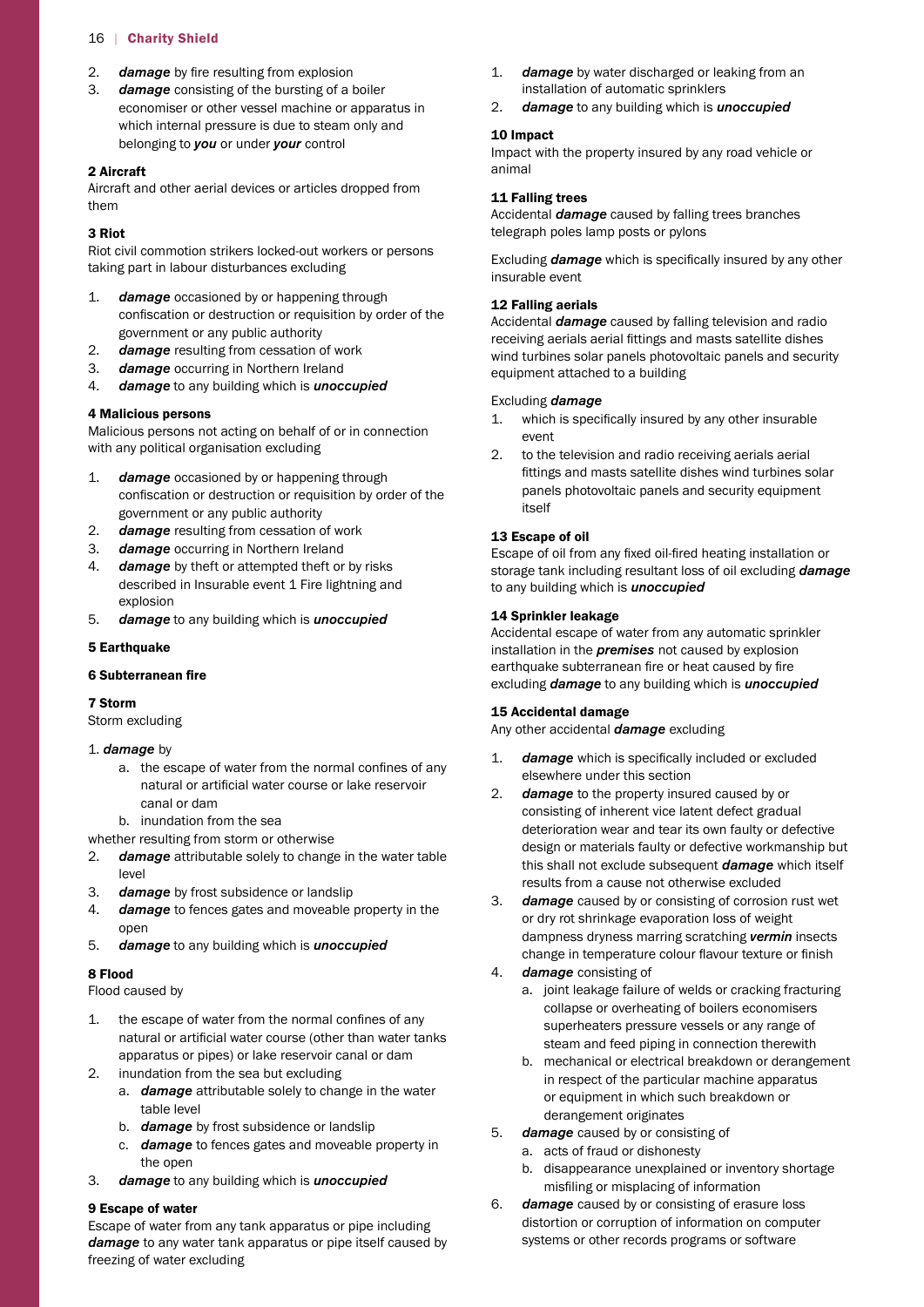2. ***damage*** by fire resulting from explosion
3. ***damage*** consisting of the bursting of a boiler economiser or other vessel machine or apparatus in which internal pressure is due to steam only and belonging to ***you*** or under ***your*** control

**2 Aircraft**

Aircraft and other aerial devices or articles dropped from them

**3 Riot**

Riot civil commotion strikers locked-out workers or persons taking part in labour disturbances excluding

1. ***damage*** occasioned by or happening through confiscation or destruction or requisition by order of the government or any public authority
2. ***damage*** resulting from cessation of work
3. ***damage*** occurring in Northern Ireland
4. ***damage*** to any building which is ***unoccupied***

**4 Malicious persons**

Malicious persons not acting on behalf of or in connection with any political organisation excluding

1. ***damage*** occasioned by or happening through confiscation or destruction or requisition by order of the government or any public authority
2. ***damage*** resulting from cessation of work
3. ***damage*** occurring in Northern Ireland
4. ***damage*** by theft or attempted theft or by risks described in Insurable event 1 Fire lightning and explosion
5. ***damage*** to any building which is ***unoccupied***

**5 Earthquake**

**6 Subterranean fire**

**7 Storm**

Storm excluding

1. ***damage*** by
   a. the escape of water from the normal confines of any natural or artificial water course or lake reservoir canal or dam
   b. inundation from the sea

   whether resulting from storm or otherwise
2. ***damage*** attributable solely to change in the water table level
3. ***damage*** by frost subsidence or landslip
4. ***damage*** to fences gates and moveable property in the open
5. ***damage*** to any building which is ***unoccupied***

**8 Flood**

Flood caused by

1. the escape of water from the normal confines of any natural or artificial water course (other than water tanks apparatus or pipes) or lake reservoir canal or dam
2. inundation from the sea but excluding
   a. ***damage*** attributable solely to change in the water table level
   b. ***damage*** by frost subsidence or landslip
   c. ***damage*** to fences gates and moveable property in the open
3. ***damage*** to any building which is ***unoccupied***

**9 Escape of water**

Escape of water from any tank apparatus or pipe including ***damage*** to any water tank apparatus or pipe itself caused by freezing of water excluding

1. ***damage*** by water discharged or leaking from an installation of automatic sprinklers
2. ***damage*** to any building which is ***unoccupied***

**10 Impact**

Impact with the property insured by any road vehicle or animal

**11 Falling trees**

Accidental ***damage*** caused by falling trees branches telegraph poles lamp posts or pylons

Excluding ***damage*** which is specifically insured by any other insurable event

**12 Falling aerials**

Accidental ***damage*** caused by falling television and radio receiving aerials aerial fittings and masts satellite dishes wind turbines solar panels photovoltaic panels and security equipment attached to a building

Excluding ***damage***

1. which is specifically insured by any other insurable event
2. to the television and radio receiving aerials aerial fittings and masts satellite dishes wind turbines solar panels photovoltaic panels and security equipment itself

**13 Escape of oil**

Escape of oil from any fixed oil-fired heating installation or storage tank including resultant loss of oil excluding ***damage*** to any building which is ***unoccupied***

**14 Sprinkler leakage**

Accidental escape of water from any automatic sprinkler installation in the ***premises*** not caused by explosion earthquake subterranean fire or heat caused by fire excluding ***damage*** to any building which is ***unoccupied***

**15 Accidental damage**

Any other accidental ***damage*** excluding

1. ***damage*** which is specifically included or excluded elsewhere under this section
2. ***damage*** to the property insured caused by or consisting of inherent vice latent defect gradual deterioration wear and tear its own faulty or defective design or materials faulty or defective workmanship but this shall not exclude subsequent ***damage*** which itself results from a cause not otherwise excluded
3. ***damage*** caused by or consisting of corrosion rust wet or dry rot shrinkage evaporation loss of weight dampness dryness marring scratching ***vermin*** insects change in temperature colour flavour texture or finish
4. ***damage*** consisting of
   a. joint leakage failure of welds or cracking fracturing collapse or overheating of boilers economisers superheaters pressure vessels or any range of steam and feed piping in connection therewith
   b. mechanical or electrical breakdown or derangement in respect of the particular machine apparatus or equipment in which such breakdown or derangement originates
5. ***damage*** caused by or consisting of
   a. acts of fraud or dishonesty
   b. disappearance unexplained or inventory shortage misfiling or misplacing of information
6. ***damage*** caused by or consisting of erasure loss distortion or corruption of information on computer systems or other records programs or software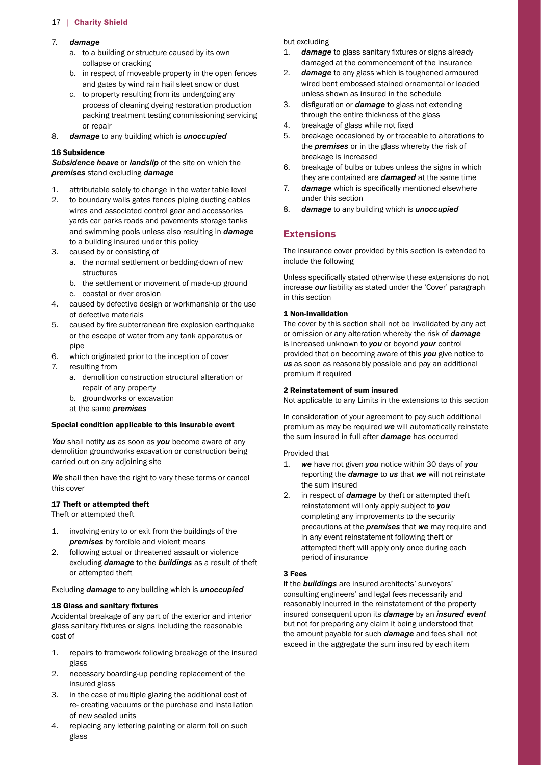7. ***damage***
   a. to a building or structure caused by its own collapse or cracking
   b. in respect of moveable property in the open fences and gates by wind rain hail sleet snow or dust
   c. to property resulting from its undergoing any process of cleaning dyeing restoration production packing treatment testing commissioning servicing or repair
8. ***damage*** to any building which is ***unoccupied***

**16 Subsidence**

***Subsidence heave*** or ***landslip*** of the site on which the ***premises*** stand excluding ***damage***

1. attributable solely to change in the water table level
2. to boundary walls gates fences piping ducting cables wires and associated control gear and accessories yards car parks roads and pavements storage tanks and swimming pools unless also resulting in ***damage*** to a building insured under this policy
3. caused by or consisting of
   a. the normal settlement or bedding-down of new structures
   b. the settlement or movement of made-up ground
   c. coastal or river erosion
4. caused by defective design or workmanship or the use of defective materials
5. caused by fire subterranean fire explosion earthquake or the escape of water from any tank apparatus or pipe
6. which originated prior to the inception of cover
7. resulting from
   a. demolition construction structural alteration or repair of any property
   b. groundworks or excavation

   at the same ***premises***

**Special condition applicable to this insurable event**

***You*** shall notify ***us*** as soon as ***you*** become aware of any demolition groundworks excavation or construction being carried out on any adjoining site

***We*** shall then have the right to vary these terms or cancel this cover

**17 Theft or attempted theft**

Theft or attempted theft

1. involving entry to or exit from the buildings of the ***premises*** by forcible and violent means
2. following actual or threatened assault or violence excluding ***damage*** to the ***buildings*** as a result of theft or attempted theft

Excluding ***damage*** to any building which is ***unoccupied***

**18 Glass and sanitary fixtures**

Accidental breakage of any part of the exterior and interior glass sanitary fixtures or signs including the reasonable cost of

1. repairs to framework following breakage of the insured glass
2. necessary boarding-up pending replacement of the insured glass
3. in the case of multiple glazing the additional cost of re- creating vacuums or the purchase and installation of new sealed units
4. replacing any lettering painting or alarm foil on such glass

but excluding

1. ***damage*** to glass sanitary fixtures or signs already damaged at the commencement of the insurance
2. ***damage*** to any glass which is toughened armoured wired bent embossed stained ornamental or leaded unless shown as insured in the schedule
3. disfiguration or ***damage*** to glass not extending through the entire thickness of the glass
4. breakage of glass while not fixed
5. breakage occasioned by or traceable to alterations to the ***premises*** or in the glass whereby the risk of breakage is increased
6. breakage of bulbs or tubes unless the signs in which they are contained are ***damaged*** at the same time
7. ***damage*** which is specifically mentioned elsewhere under this section
8. ***damage*** to any building which is ***unoccupied***

## Extensions

The insurance cover provided by this section is extended to include the following

Unless specifically stated otherwise these extensions do not increase ***our*** liability as stated under the 'Cover' paragraph in this section

**1 Non-invalidation**

The cover by this section shall not be invalidated by any act or omission or any alteration whereby the risk of ***damage*** is increased unknown to ***you*** or beyond ***your*** control provided that on becoming aware of this ***you*** give notice to ***us*** as soon as reasonably possible and pay an additional premium if required

**2 Reinstatement of sum insured**

Not applicable to any Limits in the extensions to this section

In consideration of your agreement to pay such additional premium as may be required ***we*** will automatically reinstate the sum insured in full after ***damage*** has occurred

Provided that

1. ***we*** have not given ***you*** notice within 30 days of ***you*** reporting the ***damage*** to ***us*** that ***we*** will not reinstate the sum insured
2. in respect of ***damage*** by theft or attempted theft reinstatement will only apply subject to ***you*** completing any improvements to the security precautions at the ***premises*** that ***we*** may require and in any event reinstatement following theft or attempted theft will apply only once during each period of insurance

**3 Fees**

If the ***buildings*** are insured architects' surveyors' consulting engineers' and legal fees necessarily and reasonably incurred in the reinstatement of the property insured consequent upon its ***damage*** by an ***insured event*** but not for preparing any claim it being understood that the amount payable for such ***damage*** and fees shall not exceed in the aggregate the sum insured by each item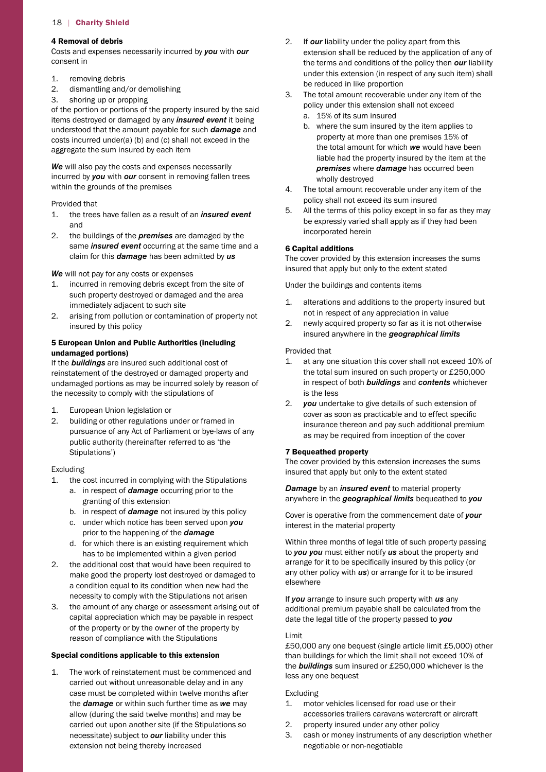#### 4 Removal of debris

Costs and expenses necessarily incurred by ***you*** with ***our*** consent in

1. removing debris
2. dismantling and/or demolishing
3. shoring up or propping

of the portion or portions of the property insured by the said items destroyed or damaged by any ***insured event*** it being understood that the amount payable for such ***damage*** and costs incurred under(a) (b) and (c) shall not exceed in the aggregate the sum insured by each item

***We*** will also pay the costs and expenses necessarily incurred by ***you*** with ***our*** consent in removing fallen trees within the grounds of the premises

Provided that

1. the trees have fallen as a result of an ***insured event*** and
2. the buildings of the ***premises*** are damaged by the same ***insured event*** occurring at the same time and a claim for this ***damage*** has been admitted by ***us***

***We*** will not pay for any costs or expenses

1. incurred in removing debris except from the site of such property destroyed or damaged and the area immediately adjacent to such site
2. arising from pollution or contamination of property not insured by this policy

#### 5 European Union and Public Authorities (including undamaged portions)

If the ***buildings*** are insured such additional cost of reinstatement of the destroyed or damaged property and undamaged portions as may be incurred solely by reason of the necessity to comply with the stipulations of

1. European Union legislation or
2. building or other regulations under or framed in pursuance of any Act of Parliament or bye-laws of any public authority (hereinafter referred to as 'the Stipulations')

Excluding

1. the cost incurred in complying with the Stipulations
   a. in respect of ***damage*** occurring prior to the granting of this extension
   b. in respect of ***damage*** not insured by this policy
   c. under which notice has been served upon ***you*** prior to the happening of the ***damage***
   d. for which there is an existing requirement which has to be implemented within a given period
2. the additional cost that would have been required to make good the property lost destroyed or damaged to a condition equal to its condition when new had the necessity to comply with the Stipulations not arisen
3. the amount of any charge or assessment arising out of capital appreciation which may be payable in respect of the property or by the owner of the property by reason of compliance with the Stipulations

#### Special conditions applicable to this extension

1. The work of reinstatement must be commenced and carried out without unreasonable delay and in any case must be completed within twelve months after the ***damage*** or within such further time as ***we*** may allow (during the said twelve months) and may be carried out upon another site (if the Stipulations so necessitate) subject to ***our*** liability under this extension not being thereby increased
2. If ***our*** liability under the policy apart from this extension shall be reduced by the application of any of the terms and conditions of the policy then ***our*** liability under this extension (in respect of any such item) shall be reduced in like proportion
3. The total amount recoverable under any item of the policy under this extension shall not exceed
   a. 15% of its sum insured
   b. where the sum insured by the item applies to property at more than one premises 15% of the total amount for which ***we*** would have been liable had the property insured by the item at the ***premises*** where ***damage*** has occurred been wholly destroyed
4. The total amount recoverable under any item of the policy shall not exceed its sum insured
5. All the terms of this policy except in so far as they may be expressly varied shall apply as if they had been incorporated herein

#### 6 Capital additions

The cover provided by this extension increases the sums insured that apply but only to the extent stated

Under the buildings and contents items

1. alterations and additions to the property insured but not in respect of any appreciation in value
2. newly acquired property so far as it is not otherwise insured anywhere in the ***geographical limits***

Provided that

1. at any one situation this cover shall not exceed 10% of the total sum insured on such property or £250,000 in respect of both ***buildings*** and ***contents*** whichever is the less
2. ***you*** undertake to give details of such extension of cover as soon as practicable and to effect specific insurance thereon and pay such additional premium as may be required from inception of the cover

#### 7 Bequeathed property

The cover provided by this extension increases the sums insured that apply but only to the extent stated

***Damage*** by an ***insured event*** to material property anywhere in the ***geographical limits*** bequeathed to ***you***

Cover is operative from the commencement date of ***your*** interest in the material property

Within three months of legal title of such property passing to ***you you*** must either notify ***us*** about the property and arrange for it to be specifically insured by this policy (or any other policy with ***us***) or arrange for it to be insured elsewhere

If ***you*** arrange to insure such property with ***us*** any additional premium payable shall be calculated from the date the legal title of the property passed to ***you***

Limit

£50,000 any one bequest (single article limit £5,000) other than buildings for which the limit shall not exceed 10% of the ***buildings*** sum insured or £250,000 whichever is the less any one bequest

Excluding

1. motor vehicles licensed for road use or their accessories trailers caravans watercraft or aircraft
2. property insured under any other policy
3. cash or money instruments of any description whether negotiable or non-negotiable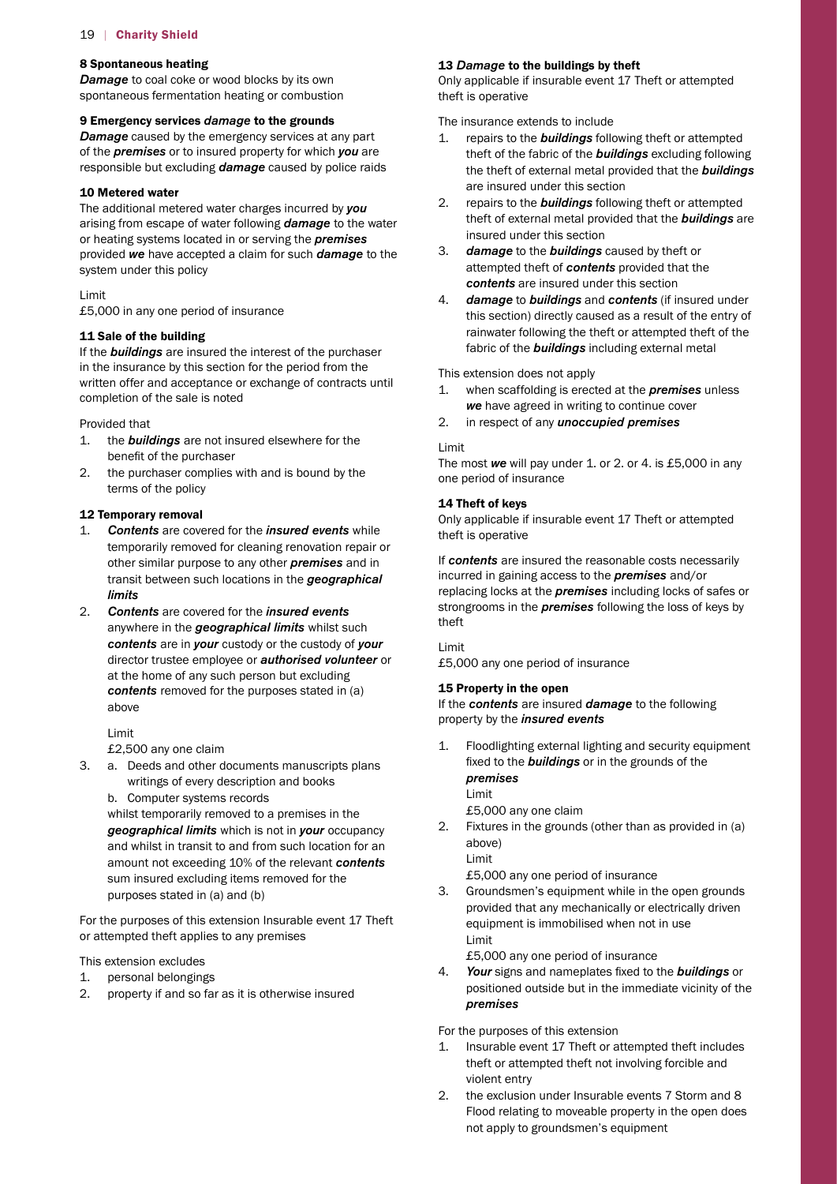### 8 Spontaneous heating

***Damage*** to coal coke or wood blocks by its own spontaneous fermentation heating or combustion

### 9 Emergency services *damage* to the grounds

***Damage*** caused by the emergency services at any part of the ***premises*** or to insured property for which ***you*** are responsible but excluding ***damage*** caused by police raids

### 10 Metered water

The additional metered water charges incurred by ***you*** arising from escape of water following ***damage*** to the water or heating systems located in or serving the ***premises*** provided ***we*** have accepted a claim for such ***damage*** to the system under this policy

Limit

£5,000 in any one period of insurance

### 11 Sale of the building

If the ***buildings*** are insured the interest of the purchaser in the insurance by this section for the period from the written offer and acceptance or exchange of contracts until completion of the sale is noted

Provided that

1. the ***buildings*** are not insured elsewhere for the benefit of the purchaser
2. the purchaser complies with and is bound by the terms of the policy

### 12 Temporary removal

1. ***Contents*** are covered for the ***insured events*** while temporarily removed for cleaning renovation repair or other similar purpose to any other ***premises*** and in transit between such locations in the ***geographical limits***
2. ***Contents*** are covered for the ***insured events*** anywhere in the ***geographical limits*** whilst such ***contents*** are in ***your*** custody or the custody of ***your*** director trustee employee or ***authorised volunteer*** or at the home of any such person but excluding ***contents*** removed for the purposes stated in (a) above

   Limit

   £2,500 any one claim
3. a. Deeds and other documents manuscripts plans writings of every description and books

   b. Computer systems records

   whilst temporarily removed to a premises in the ***geographical limits*** which is not in ***your*** occupancy and whilst in transit to and from such location for an amount not exceeding 10% of the relevant ***contents*** sum insured excluding items removed for the purposes stated in (a) and (b)

For the purposes of this extension Insurable event 17 Theft or attempted theft applies to any premises

This extension excludes

1. personal belongings
2. property if and so far as it is otherwise insured

### 13 *Damage* to the buildings by theft

Only applicable if insurable event 17 Theft or attempted theft is operative

The insurance extends to include

1. repairs to the ***buildings*** following theft or attempted theft of the fabric of the ***buildings*** excluding following the theft of external metal provided that the ***buildings*** are insured under this section
2. repairs to the ***buildings*** following theft or attempted theft of external metal provided that the ***buildings*** are insured under this section
3. ***damage*** to the ***buildings*** caused by theft or attempted theft of ***contents*** provided that the ***contents*** are insured under this section
4. ***damage*** to ***buildings*** and ***contents*** (if insured under this section) directly caused as a result of the entry of rainwater following the theft or attempted theft of the fabric of the ***buildings*** including external metal

This extension does not apply

1. when scaffolding is erected at the ***premises*** unless ***we*** have agreed in writing to continue cover
2. in respect of any ***unoccupied premises***

Limit

The most ***we*** will pay under 1. or 2. or 4. is £5,000 in any one period of insurance

### 14 Theft of keys

Only applicable if insurable event 17 Theft or attempted theft is operative

If ***contents*** are insured the reasonable costs necessarily incurred in gaining access to the ***premises*** and/or replacing locks at the ***premises*** including locks of safes or strongrooms in the ***premises*** following the loss of keys by theft

Limit

£5,000 any one period of insurance

### 15 Property in the open

If the ***contents*** are insured ***damage*** to the following property by the ***insured events***

1. Floodlighting external lighting and security equipment fixed to the ***buildings*** or in the grounds of the ***premises***

   Limit

   £5,000 any one claim
2. Fixtures in the grounds (other than as provided in (a) above)

   Limit

   £5,000 any one period of insurance
3. Groundsmen's equipment while in the open grounds provided that any mechanically or electrically driven equipment is immobilised when not in use

   Limit

   £5,000 any one period of insurance
4. ***Your*** signs and nameplates fixed to the ***buildings*** or positioned outside but in the immediate vicinity of the ***premises***

For the purposes of this extension

1. Insurable event 17 Theft or attempted theft includes theft or attempted theft not involving forcible and violent entry
2. the exclusion under Insurable events 7 Storm and 8 Flood relating to moveable property in the open does not apply to groundsmen's equipment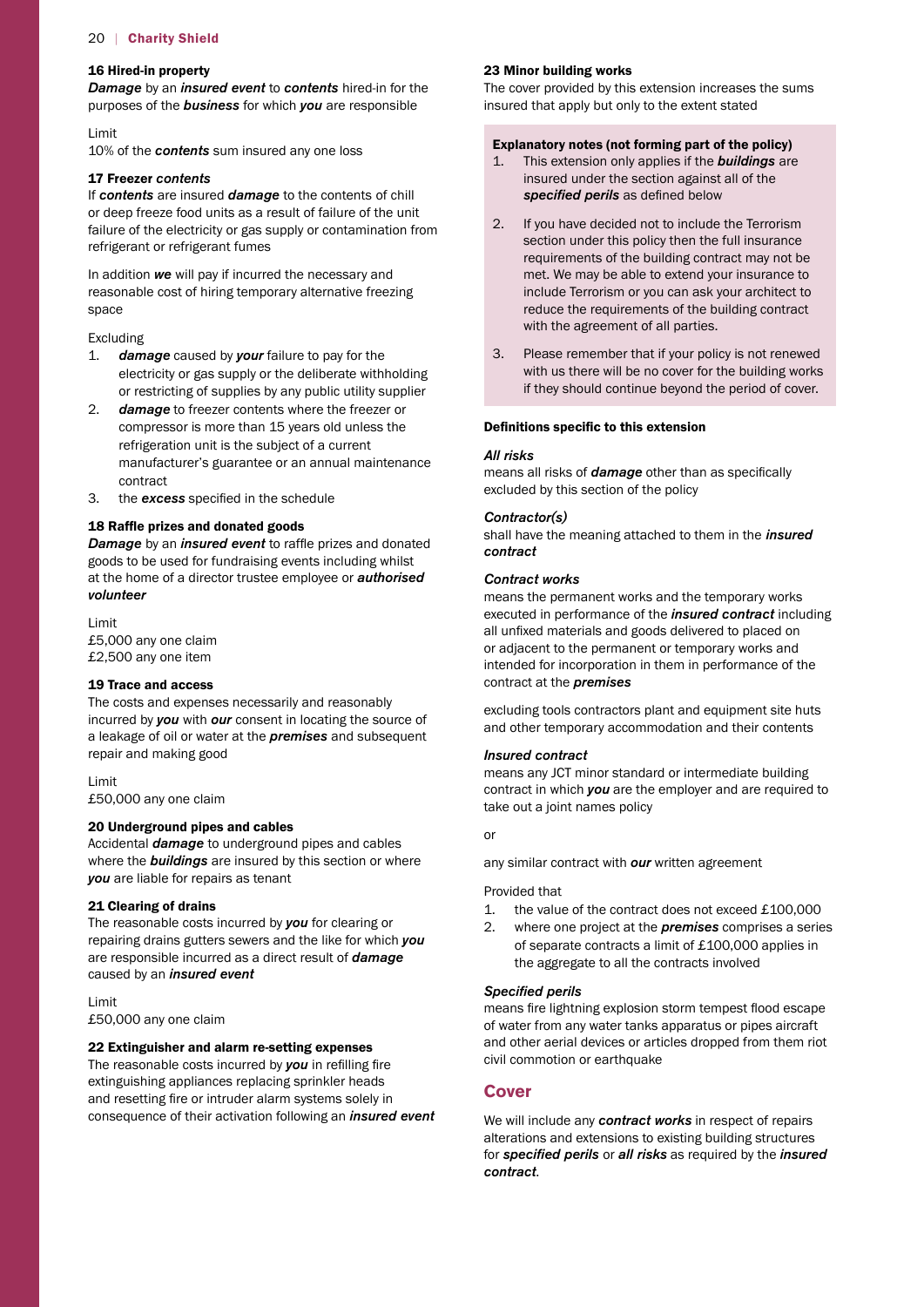### 16 Hired-in property

***Damage*** by an ***insured event*** to ***contents*** hired-in for the purposes of the ***business*** for which ***you*** are responsible

Limit
10% of the ***contents*** sum insured any one loss

### 17 Freezer *contents*

If ***contents*** are insured ***damage*** to the contents of chill or deep freeze food units as a result of failure of the unit failure of the electricity or gas supply or contamination from refrigerant or refrigerant fumes

In addition ***we*** will pay if incurred the necessary and reasonable cost of hiring temporary alternative freezing space

Excluding

1. ***damage*** caused by ***your*** failure to pay for the electricity or gas supply or the deliberate withholding or restricting of supplies by any public utility supplier
2. ***damage*** to freezer contents where the freezer or compressor is more than 15 years old unless the refrigeration unit is the subject of a current manufacturer's guarantee or an annual maintenance contract
3. the ***excess*** specified in the schedule

### 18 Raffle prizes and donated goods

***Damage*** by an ***insured event*** to raffle prizes and donated goods to be used for fundraising events including whilst at the home of a director trustee employee or ***authorised volunteer***

Limit
£5,000 any one claim
£2,500 any one item

### 19 Trace and access

The costs and expenses necessarily and reasonably incurred by ***you*** with ***our*** consent in locating the source of a leakage of oil or water at the ***premises*** and subsequent repair and making good

Limit
£50,000 any one claim

### 20 Underground pipes and cables

Accidental ***damage*** to underground pipes and cables where the ***buildings*** are insured by this section or where ***you*** are liable for repairs as tenant

### 21 Clearing of drains

The reasonable costs incurred by ***you*** for clearing or repairing drains gutters sewers and the like for which ***you*** are responsible incurred as a direct result of ***damage*** caused by an ***insured event***

Limit
£50,000 any one claim

### 22 Extinguisher and alarm re-setting expenses

The reasonable costs incurred by ***you*** in refilling fire extinguishing appliances replacing sprinkler heads and resetting fire or intruder alarm systems solely in consequence of their activation following an ***insured event***

### 23 Minor building works

The cover provided by this extension increases the sums insured that apply but only to the extent stated

**Explanatory notes (not forming part of the policy)**

1. This extension only applies if the ***buildings*** are insured under the section against all of the ***specified perils*** as defined below
2. If you have decided not to include the Terrorism section under this policy then the full insurance requirements of the building contract may not be met. We may be able to extend your insurance to include Terrorism or you can ask your architect to reduce the requirements of the building contract with the agreement of all parties.
3. Please remember that if your policy is not renewed with us there will be no cover for the building works if they should continue beyond the period of cover.

**Definitions specific to this extension**

***All risks***
means all risks of ***damage*** other than as specifically excluded by this section of the policy

***Contractor(s)***
shall have the meaning attached to them in the ***insured contract***

***Contract works***
means the permanent works and the temporary works executed in performance of the ***insured contract*** including all unfixed materials and goods delivered to placed on or adjacent to the permanent or temporary works and intended for incorporation in them in performance of the contract at the ***premises***

excluding tools contractors plant and equipment site huts and other temporary accommodation and their contents

***Insured contract***
means any JCT minor standard or intermediate building contract in which ***you*** are the employer and are required to take out a joint names policy

or

any similar contract with ***our*** written agreement

Provided that

1. the value of the contract does not exceed £100,000
2. where one project at the ***premises*** comprises a series of separate contracts a limit of £100,000 applies in the aggregate to all the contracts involved

***Specified perils***
means fire lightning explosion storm tempest flood escape of water from any water tanks apparatus or pipes aircraft and other aerial devices or articles dropped from them riot civil commotion or earthquake

## Cover

We will include any ***contract works*** in respect of repairs alterations and extensions to existing building structures for ***specified perils*** or ***all risks*** as required by the ***insured contract***.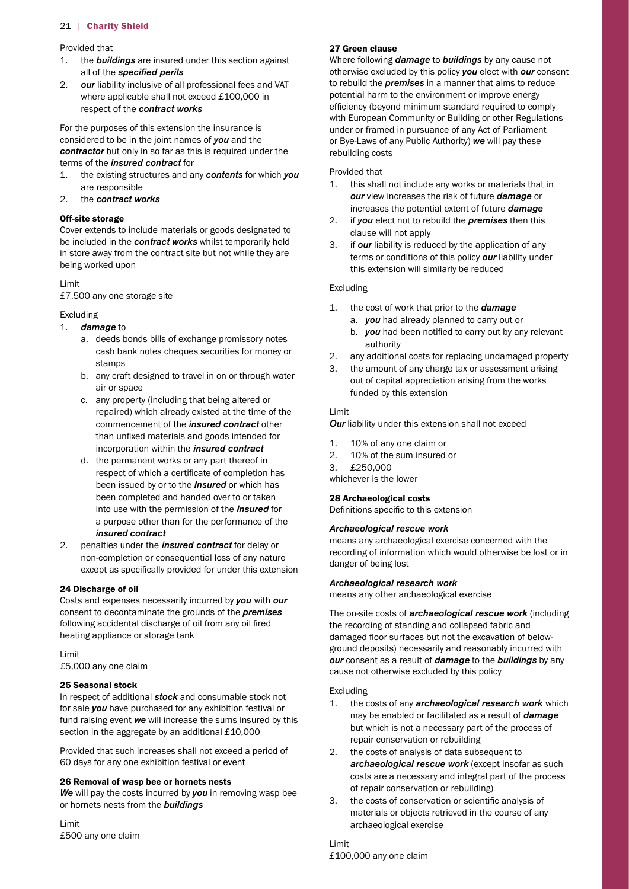Provided that

1. the ***buildings*** are insured under this section against all of the ***specified perils***
2. ***our*** liability inclusive of all professional fees and VAT where applicable shall not exceed £100,000 in respect of the ***contract works***

For the purposes of this extension the insurance is considered to be in the joint names of ***you*** and the ***contractor*** but only in so far as this is required under the terms of the ***insured contract*** for

1. the existing structures and any ***contents*** for which ***you*** are responsible
2. the ***contract works***

#### Off-site storage

Cover extends to include materials or goods designated to be included in the ***contract works*** whilst temporarily held in store away from the contract site but not while they are being worked upon

Limit

£7,500 any one storage site

Excluding

1. ***damage*** to
   a. deeds bonds bills of exchange promissory notes cash bank notes cheques securities for money or stamps
   b. any craft designed to travel in on or through water air or space
   c. any property (including that being altered or repaired) which already existed at the time of the commencement of the ***insured contract*** other than unfixed materials and goods intended for incorporation within the ***insured contract***
   d. the permanent works or any part thereof in respect of which a certificate of completion has been issued by or to the ***Insured*** or which has been completed and handed over to or taken into use with the permission of the ***Insured*** for a purpose other than for the performance of the ***insured contract***
2. penalties under the ***insured contract*** for delay or non-completion or consequential loss of any nature except as specifically provided for under this extension

### 24 Discharge of oil

Costs and expenses necessarily incurred by ***you*** with ***our*** consent to decontaminate the grounds of the ***premises*** following accidental discharge of oil from any oil fired heating appliance or storage tank

Limit

£5,000 any one claim

### 25 Seasonal stock

In respect of additional ***stock*** and consumable stock not for sale ***you*** have purchased for any exhibition festival or fund raising event ***we*** will increase the sums insured by this section in the aggregate by an additional £10,000

Provided that such increases shall not exceed a period of 60 days for any one exhibition festival or event

### 26 Removal of wasp bee or hornets nests

***We*** will pay the costs incurred by ***you*** in removing wasp bee or hornets nests from the ***buildings***

Limit

£500 any one claim

### 27 Green clause

Where following ***damage*** to ***buildings*** by any cause not otherwise excluded by this policy ***you*** elect with ***our*** consent to rebuild the ***premises*** in a manner that aims to reduce potential harm to the environment or improve energy efficiency (beyond minimum standard required to comply with European Community or Building or other Regulations under or framed in pursuance of any Act of Parliament or Bye-Laws of any Public Authority) ***we*** will pay these rebuilding costs

Provided that

1. this shall not include any works or materials that in ***our*** view increases the risk of future ***damage*** or increases the potential extent of future ***damage***
2. if ***you*** elect not to rebuild the ***premises*** then this clause will not apply
3. if ***our*** liability is reduced by the application of any terms or conditions of this policy ***our*** liability under this extension will similarly be reduced

Excluding

1. the cost of work that prior to the ***damage***
   a. ***you*** had already planned to carry out or
   b. ***you*** had been notified to carry out by any relevant authority
2. any additional costs for replacing undamaged property
3. the amount of any charge tax or assessment arising out of capital appreciation arising from the works funded by this extension

Limit

***Our*** liability under this extension shall not exceed

1. 10% of any one claim or
2. 10% of the sum insured or
3. £250,000

whichever is the lower

### 28 Archaeological costs

Definitions specific to this extension

***Archaeological rescue work***

means any archaeological exercise concerned with the recording of information which would otherwise be lost or in danger of being lost

***Archaeological research work***

means any other archaeological exercise

The on-site costs of ***archaeological rescue work*** (including the recording of standing and collapsed fabric and damaged floor surfaces but not the excavation of below-ground deposits) necessarily and reasonably incurred with ***our*** consent as a result of ***damage*** to the ***buildings*** by any cause not otherwise excluded by this policy

Excluding

1. the costs of any ***archaeological research work*** which may be enabled or facilitated as a result of ***damage*** but which is not a necessary part of the process of repair conservation or rebuilding
2. the costs of analysis of data subsequent to ***archaeological rescue work*** (except insofar as such costs are a necessary and integral part of the process of repair conservation or rebuilding)
3. the costs of conservation or scientific analysis of materials or objects retrieved in the course of any archaeological exercise

Limit

£100,000 any one claim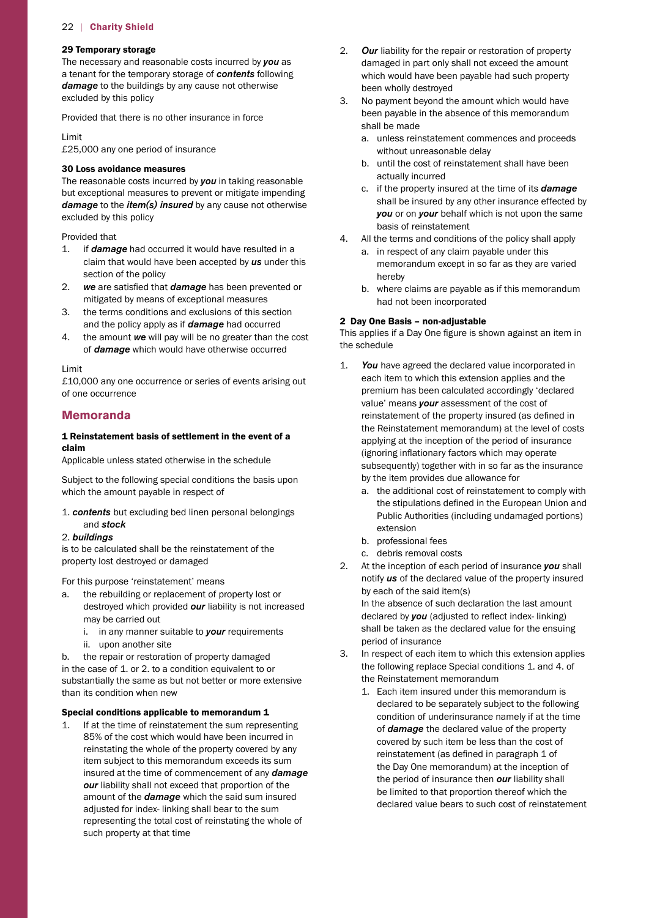### 29 Temporary storage

The necessary and reasonable costs incurred by ***you*** as a tenant for the temporary storage of ***contents*** following ***damage*** to the buildings by any cause not otherwise excluded by this policy

Provided that there is no other insurance in force

Limit
£25,000 any one period of insurance

### 30 Loss avoidance measures

The reasonable costs incurred by ***you*** in taking reasonable but exceptional measures to prevent or mitigate impending ***damage*** to the ***item(s) insured*** by any cause not otherwise excluded by this policy

Provided that

1. if ***damage*** had occurred it would have resulted in a claim that would have been accepted by ***us*** under this section of the policy
2. ***we*** are satisfied that ***damage*** has been prevented or mitigated by means of exceptional measures
3. the terms conditions and exclusions of this section and the policy apply as if ***damage*** had occurred
4. the amount ***we*** will pay will be no greater than the cost of ***damage*** which would have otherwise occurred

Limit
£10,000 any one occurrence or series of events arising out of one occurrence

## Memoranda

### 1 Reinstatement basis of settlement in the event of a claim

Applicable unless stated otherwise in the schedule

Subject to the following special conditions the basis upon which the amount payable in respect of

1. ***contents*** but excluding bed linen personal belongings and ***stock***
2. ***buildings***

is to be calculated shall be the reinstatement of the property lost destroyed or damaged

For this purpose 'reinstatement' means

a. the rebuilding or replacement of property lost or destroyed which provided ***our*** liability is not increased may be carried out
   i. in any manner suitable to ***your*** requirements
   ii. upon another site

b. the repair or restoration of property damaged

in the case of 1. or 2. to a condition equivalent to or substantially the same as but not better or more extensive than its condition when new

#### Special conditions applicable to memorandum 1

1. If at the time of reinstatement the sum representing 85% of the cost which would have been incurred in reinstating the whole of the property covered by any item subject to this memorandum exceeds its sum insured at the time of commencement of any ***damage our*** liability shall not exceed that proportion of the amount of the ***damage*** which the said sum insured adjusted for index- linking shall bear to the sum representing the total cost of reinstating the whole of such property at that time
2. ***Our*** liability for the repair or restoration of property damaged in part only shall not exceed the amount which would have been payable had such property been wholly destroyed
3. No payment beyond the amount which would have been payable in the absence of this memorandum shall be made
   a. unless reinstatement commences and proceeds without unreasonable delay
   b. until the cost of reinstatement shall have been actually incurred
   c. if the property insured at the time of its ***damage*** shall be insured by any other insurance effected by ***you*** or on ***your*** behalf which is not upon the same basis of reinstatement
4. All the terms and conditions of the policy shall apply
   a. in respect of any claim payable under this memorandum except in so far as they are varied hereby
   b. where claims are payable as if this memorandum had not been incorporated

### 2 Day One Basis – non-adjustable

This applies if a Day One figure is shown against an item in the schedule

1. ***You*** have agreed the declared value incorporated in each item to which this extension applies and the premium has been calculated accordingly 'declared value' means ***your*** assessment of the cost of reinstatement of the property insured (as defined in the Reinstatement memorandum) at the level of costs applying at the inception of the period of insurance (ignoring inflationary factors which may operate subsequently) together with in so far as the insurance by the item provides due allowance for
   a. the additional cost of reinstatement to comply with the stipulations defined in the European Union and Public Authorities (including undamaged portions) extension
   b. professional fees
   c. debris removal costs
2. At the inception of each period of insurance ***you*** shall notify ***us*** of the declared value of the property insured by each of the said item(s)
   In the absence of such declaration the last amount declared by ***you*** (adjusted to reflect index- linking) shall be taken as the declared value for the ensuing period of insurance
3. In respect of each item to which this extension applies the following replace Special conditions 1. and 4. of the Reinstatement memorandum
   1. Each item insured under this memorandum is declared to be separately subject to the following condition of underinsurance namely if at the time of ***damage*** the declared value of the property covered by such item be less than the cost of reinstatement (as defined in paragraph 1 of the Day One memorandum) at the inception of the period of insurance then ***our*** liability shall be limited to that proportion thereof which the declared value bears to such cost of reinstatement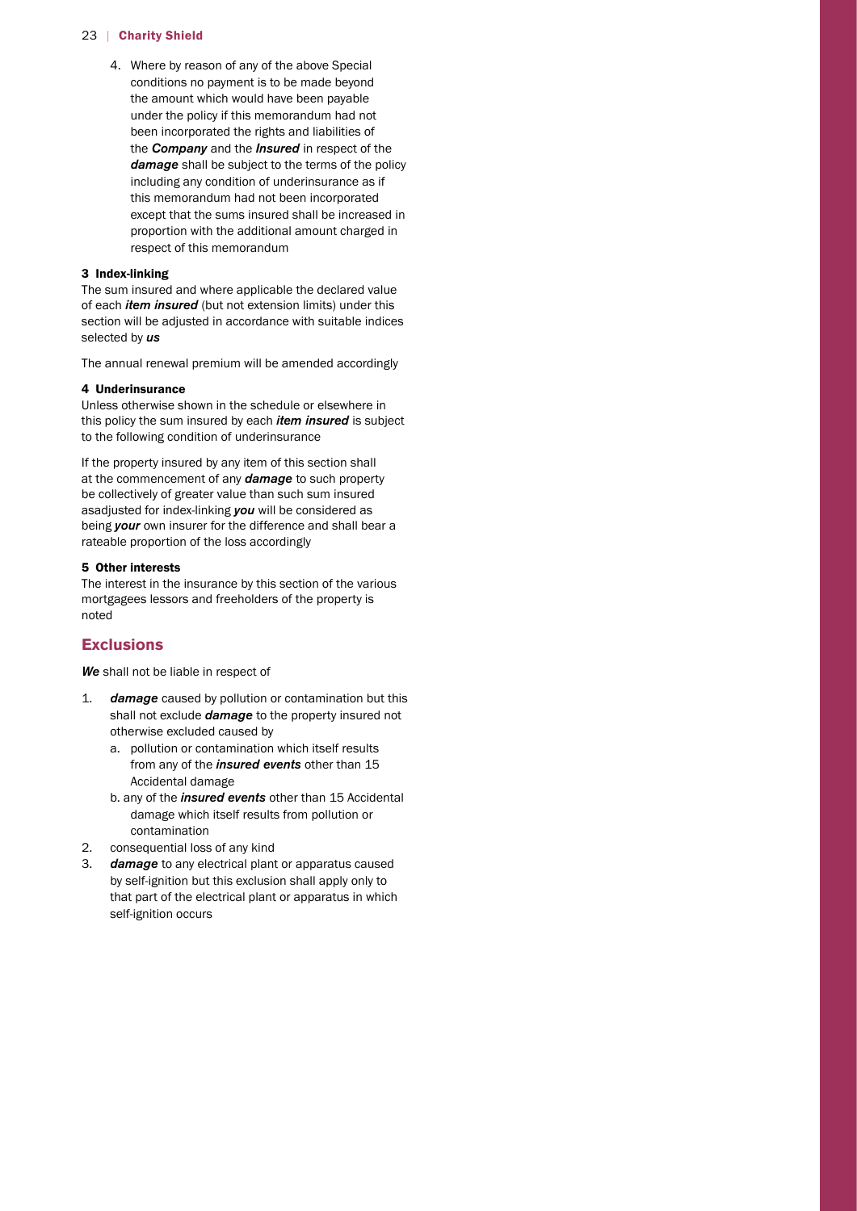4. Where by reason of any of the above Special conditions no payment is to be made beyond the amount which would have been payable under the policy if this memorandum had not been incorporated the rights and liabilities of the ***Company*** and the ***Insured*** in respect of the ***damage*** shall be subject to the terms of the policy including any condition of underinsurance as if this memorandum had not been incorporated except that the sums insured shall be increased in proportion with the additional amount charged in respect of this memorandum

**3 Index-linking**

The sum insured and where applicable the declared value of each ***item insured*** (but not extension limits) under this section will be adjusted in accordance with suitable indices selected by ***us***

The annual renewal premium will be amended accordingly

**4 Underinsurance**

Unless otherwise shown in the schedule or elsewhere in this policy the sum insured by each ***item insured*** is subject to the following condition of underinsurance

If the property insured by any item of this section shall at the commencement of any ***damage*** to such property be collectively of greater value than such sum insured asadjusted for index-linking ***you*** will be considered as being ***your*** own insurer for the difference and shall bear a rateable proportion of the loss accordingly

**5 Other interests**

The interest in the insurance by this section of the various mortgagees lessors and freeholders of the property is noted

## Exclusions

***We*** shall not be liable in respect of

1. ***damage*** caused by pollution or contamination but this shall not exclude ***damage*** to the property insured not otherwise excluded caused by
   a. pollution or contamination which itself results from any of the ***insured events*** other than 15 Accidental damage
   b. any of the ***insured events*** other than 15 Accidental damage which itself results from pollution or contamination
2. consequential loss of any kind
3. ***damage*** to any electrical plant or apparatus caused by self-ignition but this exclusion shall apply only to that part of the electrical plant or apparatus in which self-ignition occurs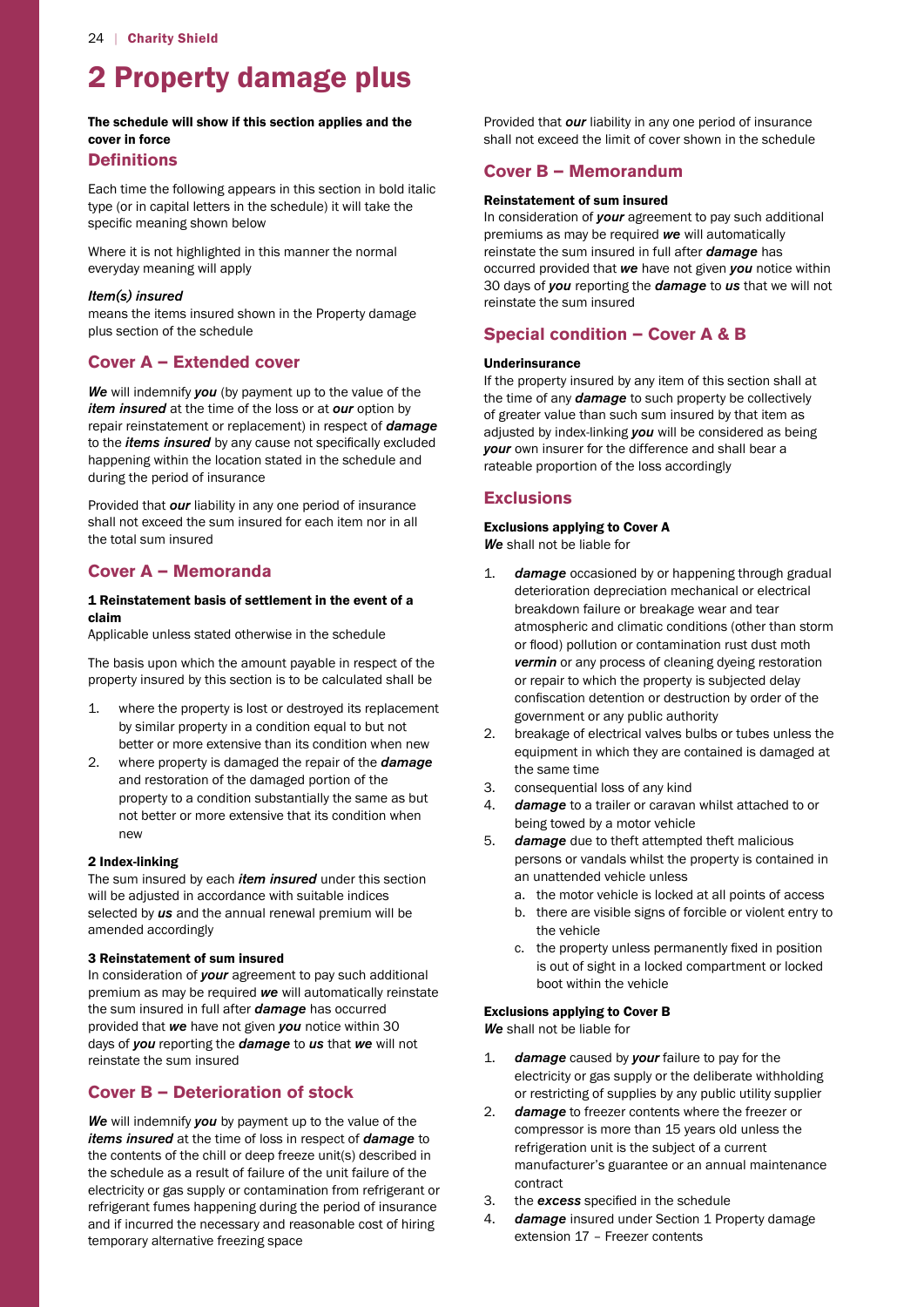# 2 Property damage plus

**The schedule will show if this section applies and the cover in force**

## Definitions

Each time the following appears in this section in bold italic type (or in capital letters in the schedule) it will take the specific meaning shown below

Where it is not highlighted in this manner the normal everyday meaning will apply

***Item(s) insured***
means the items insured shown in the Property damage plus section of the schedule

## Cover A – Extended cover

***We*** will indemnify ***you*** (by payment up to the value of the ***item insured*** at the time of the loss or at ***our*** option by repair reinstatement or replacement) in respect of ***damage*** to the ***items insured*** by any cause not specifically excluded happening within the location stated in the schedule and during the period of insurance

Provided that ***our*** liability in any one period of insurance shall not exceed the sum insured for each item nor in all the total sum insured

## Cover A – Memoranda

**1 Reinstatement basis of settlement in the event of a claim**
Applicable unless stated otherwise in the schedule

The basis upon which the amount payable in respect of the property insured by this section is to be calculated shall be

1. where the property is lost or destroyed its replacement by similar property in a condition equal to but not better or more extensive than its condition when new
2. where property is damaged the repair of the ***damage*** and restoration of the damaged portion of the property to a condition substantially the same as but not better or more extensive that its condition when new

**2 Index-linking**
The sum insured by each ***item insured*** under this section will be adjusted in accordance with suitable indices selected by ***us*** and the annual renewal premium will be amended accordingly

**3 Reinstatement of sum insured**
In consideration of ***your*** agreement to pay such additional premium as may be required ***we*** will automatically reinstate the sum insured in full after ***damage*** has occurred provided that ***we*** have not given ***you*** notice within 30 days of ***you*** reporting the ***damage*** to ***us*** that ***we*** will not reinstate the sum insured

## Cover B – Deterioration of stock

***We*** will indemnify ***you*** by payment up to the value of the ***items insured*** at the time of loss in respect of ***damage*** to the contents of the chill or deep freeze unit(s) described in the schedule as a result of failure of the unit failure of the electricity or gas supply or contamination from refrigerant or refrigerant fumes happening during the period of insurance and if incurred the necessary and reasonable cost of hiring temporary alternative freezing space

Provided that ***our*** liability in any one period of insurance shall not exceed the limit of cover shown in the schedule

## Cover B – Memorandum

**Reinstatement of sum insured**
In consideration of ***your*** agreement to pay such additional premiums as may be required ***we*** will automatically reinstate the sum insured in full after ***damage*** has occurred provided that ***we*** have not given ***you*** notice within 30 days of ***you*** reporting the ***damage*** to ***us*** that we will not reinstate the sum insured

## Special condition – Cover A & B

**Underinsurance**
If the property insured by any item of this section shall at the time of any ***damage*** to such property be collectively of greater value than such sum insured by that item as adjusted by index-linking ***you*** will be considered as being ***your*** own insurer for the difference and shall bear a rateable proportion of the loss accordingly

## Exclusions

**Exclusions applying to Cover A**
***We*** shall not be liable for

1. ***damage*** occasioned by or happening through gradual deterioration depreciation mechanical or electrical breakdown failure or breakage wear and tear atmospheric and climatic conditions (other than storm or flood) pollution or contamination rust dust moth ***vermin*** or any process of cleaning dyeing restoration or repair to which the property is subjected delay confiscation detention or destruction by order of the government or any public authority
2. breakage of electrical valves bulbs or tubes unless the equipment in which they are contained is damaged at the same time
3. consequential loss of any kind
4. ***damage*** to a trailer or caravan whilst attached to or being towed by a motor vehicle
5. ***damage*** due to theft attempted theft malicious persons or vandals whilst the property is contained in an unattended vehicle unless
   a. the motor vehicle is locked at all points of access
   b. there are visible signs of forcible or violent entry to the vehicle
   c. the property unless permanently fixed in position is out of sight in a locked compartment or locked boot within the vehicle

**Exclusions applying to Cover B**
***We*** shall not be liable for

1. ***damage*** caused by ***your*** failure to pay for the electricity or gas supply or the deliberate withholding or restricting of supplies by any public utility supplier
2. ***damage*** to freezer contents where the freezer or compressor is more than 15 years old unless the refrigeration unit is the subject of a current manufacturer's guarantee or an annual maintenance contract
3. the ***excess*** specified in the schedule
4. ***damage*** insured under Section 1 Property damage extension 17 – Freezer contents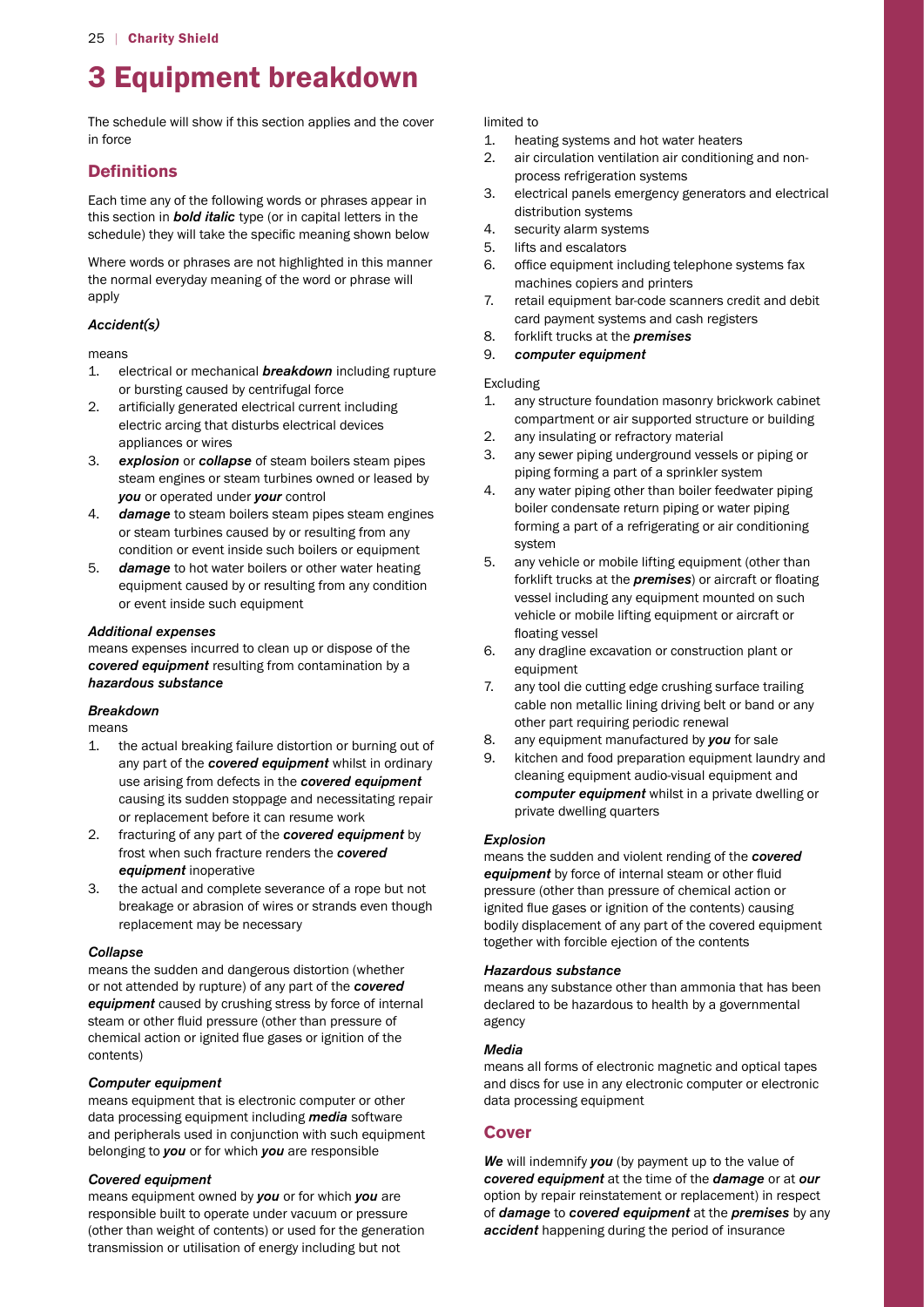# 3 Equipment breakdown

The schedule will show if this section applies and the cover in force

## Definitions

Each time any of the following words or phrases appear in this section in ***bold italic*** type (or in capital letters in the schedule) they will take the specific meaning shown below

Where words or phrases are not highlighted in this manner the normal everyday meaning of the word or phrase will apply

### *Accident(s)*

means

1. electrical or mechanical ***breakdown*** including rupture or bursting caused by centrifugal force
2. artificially generated electrical current including electric arcing that disturbs electrical devices appliances or wires
3. ***explosion*** or ***collapse*** of steam boilers steam pipes steam engines or steam turbines owned or leased by ***you*** or operated under ***your*** control
4. ***damage*** to steam boilers steam pipes steam engines or steam turbines caused by or resulting from any condition or event inside such boilers or equipment
5. ***damage*** to hot water boilers or other water heating equipment caused by or resulting from any condition or event inside such equipment

### *Additional expenses*

means expenses incurred to clean up or dispose of the ***covered equipment*** resulting from contamination by a ***hazardous substance***

### *Breakdown*

means

1. the actual breaking failure distortion or burning out of any part of the ***covered equipment*** whilst in ordinary use arising from defects in the ***covered equipment*** causing its sudden stoppage and necessitating repair or replacement before it can resume work
2. fracturing of any part of the ***covered equipment*** by frost when such fracture renders the ***covered equipment*** inoperative
3. the actual and complete severance of a rope but not breakage or abrasion of wires or strands even though replacement may be necessary

### *Collapse*

means the sudden and dangerous distortion (whether or not attended by rupture) of any part of the ***covered equipment*** caused by crushing stress by force of internal steam or other fluid pressure (other than pressure of chemical action or ignited flue gases or ignition of the contents)

### *Computer equipment*

means equipment that is electronic computer or other data processing equipment including ***media*** software and peripherals used in conjunction with such equipment belonging to ***you*** or for which ***you*** are responsible

### *Covered equipment*

means equipment owned by ***you*** or for which ***you*** are responsible built to operate under vacuum or pressure (other than weight of contents) or used for the generation transmission or utilisation of energy including but not limited to

1. heating systems and hot water heaters
2. air circulation ventilation air conditioning and non-process refrigeration systems
3. electrical panels emergency generators and electrical distribution systems
4. security alarm systems
5. lifts and escalators
6. office equipment including telephone systems fax machines copiers and printers
7. retail equipment bar-code scanners credit and debit card payment systems and cash registers
8. forklift trucks at the ***premises***
9. ***computer equipment***

Excluding

1. any structure foundation masonry brickwork cabinet compartment or air supported structure or building
2. any insulating or refractory material
3. any sewer piping underground vessels or piping or piping forming a part of a sprinkler system
4. any water piping other than boiler feedwater piping boiler condensate return piping or water piping forming a part of a refrigerating or air conditioning system
5. any vehicle or mobile lifting equipment (other than forklift trucks at the ***premises***) or aircraft or floating vessel including any equipment mounted on such vehicle or mobile lifting equipment or aircraft or floating vessel
6. any dragline excavation or construction plant or equipment
7. any tool die cutting edge crushing surface trailing cable non metallic lining driving belt or band or any other part requiring periodic renewal
8. any equipment manufactured by ***you*** for sale
9. kitchen and food preparation equipment laundry and cleaning equipment audio-visual equipment and ***computer equipment*** whilst in a private dwelling or private dwelling quarters

### *Explosion*

means the sudden and violent rending of the ***covered equipment*** by force of internal steam or other fluid pressure (other than pressure of chemical action or ignited flue gases or ignition of the contents) causing bodily displacement of any part of the covered equipment together with forcible ejection of the contents

### *Hazardous substance*

means any substance other than ammonia that has been declared to be hazardous to health by a governmental agency

### *Media*

means all forms of electronic magnetic and optical tapes and discs for use in any electronic computer or electronic data processing equipment

## Cover

***We*** will indemnify ***you*** (by payment up to the value of ***covered equipment*** at the time of the ***damage*** or at ***our*** option by repair reinstatement or replacement) in respect of ***damage*** to ***covered equipment*** at the ***premises*** by any ***accident*** happening during the period of insurance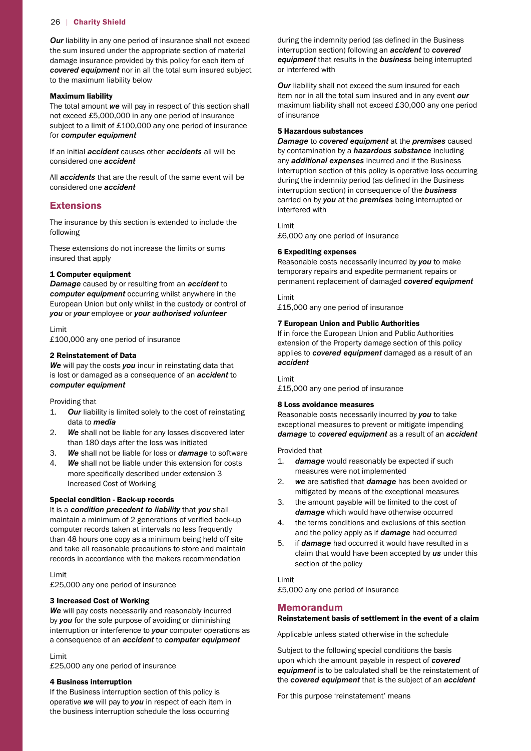***Our*** liability in any one period of insurance shall not exceed the sum insured under the appropriate section of material damage insurance provided by this policy for each item of ***covered equipment*** nor in all the total sum insured subject to the maximum liability below

**Maximum liability**

The total amount ***we*** will pay in respect of this section shall not exceed £5,000,000 in any one period of insurance subject to a limit of £100,000 any one period of insurance for ***computer equipment***

If an initial ***accident*** causes other ***accidents*** all will be considered one ***accident***

All ***accidents*** that are the result of the same event will be considered one ***accident***

## Extensions

The insurance by this section is extended to include the following

These extensions do not increase the limits or sums insured that apply

**1 Computer equipment**

***Damage*** caused by or resulting from an ***accident*** to ***computer equipment*** occurring whilst anywhere in the European Union but only whilst in the custody or control of ***you*** or ***your*** employee or ***your authorised volunteer***

Limit
£100,000 any one period of insurance

**2 Reinstatement of Data**

***We*** will pay the costs ***you*** incur in reinstating data that is lost or damaged as a consequence of an ***accident*** to ***computer equipment***

Providing that

1. ***Our*** liability is limited solely to the cost of reinstating data to ***media***
2. ***We*** shall not be liable for any losses discovered later than 180 days after the loss was initiated
3. ***We*** shall not be liable for loss or ***damage*** to software
4. ***We*** shall not be liable under this extension for costs more specifically described under extension 3 Increased Cost of Working

**Special condition - Back-up records**

It is a ***condition precedent to liability*** that ***you*** shall maintain a minimum of 2 generations of verified back-up computer records taken at intervals no less frequently than 48 hours one copy as a minimum being held off site and take all reasonable precautions to store and maintain records in accordance with the makers recommendation

Limit
£25,000 any one period of insurance

**3 Increased Cost of Working**

***We*** will pay costs necessarily and reasonably incurred by ***you*** for the sole purpose of avoiding or diminishing interruption or interference to ***your*** computer operations as a consequence of an ***accident*** to ***computer equipment***

Limit
£25,000 any one period of insurance

**4 Business interruption**

If the Business interruption section of this policy is operative ***we*** will pay to ***you*** in respect of each item in the business interruption schedule the loss occurring during the indemnity period (as defined in the Business interruption section) following an ***accident*** to ***covered equipment*** that results in the ***business*** being interrupted or interfered with

***Our*** liability shall not exceed the sum insured for each item nor in all the total sum insured and in any event ***our*** maximum liability shall not exceed £30,000 any one period of insurance

**5 Hazardous substances**

***Damage*** to ***covered equipment*** at the ***premises*** caused by contamination by a ***hazardous substance*** including any ***additional expenses*** incurred and if the Business interruption section of this policy is operative loss occurring during the indemnity period (as defined in the Business interruption section) in consequence of the ***business*** carried on by ***you*** at the ***premises*** being interrupted or interfered with

Limit
£6,000 any one period of insurance

**6 Expediting expenses**

Reasonable costs necessarily incurred by ***you*** to make temporary repairs and expedite permanent repairs or permanent replacement of damaged ***covered equipment***

Limit
£15,000 any one period of insurance

**7 European Union and Public Authorities**

If in force the European Union and Public Authorities extension of the Property damage section of this policy applies to ***covered equipment*** damaged as a result of an ***accident***

Limit
£15,000 any one period of insurance

**8 Loss avoidance measures**

Reasonable costs necessarily incurred by ***you*** to take exceptional measures to prevent or mitigate impending ***damage*** to ***covered equipment*** as a result of an ***accident***

Provided that

1. ***damage*** would reasonably be expected if such measures were not implemented
2. ***we*** are satisfied that ***damage*** has been avoided or mitigated by means of the exceptional measures
3. the amount payable will be limited to the cost of ***damage*** which would have otherwise occurred
4. the terms conditions and exclusions of this section and the policy apply as if ***damage*** had occurred
5. if ***damage*** had occurred it would have resulted in a claim that would have been accepted by ***us*** under this section of the policy

Limit
£5,000 any one period of insurance

## Memorandum

**Reinstatement basis of settlement in the event of a claim**

Applicable unless stated otherwise in the schedule

Subject to the following special conditions the basis upon which the amount payable in respect of ***covered equipment*** is to be calculated shall be the reinstatement of the ***covered equipment*** that is the subject of an ***accident***

For this purpose 'reinstatement' means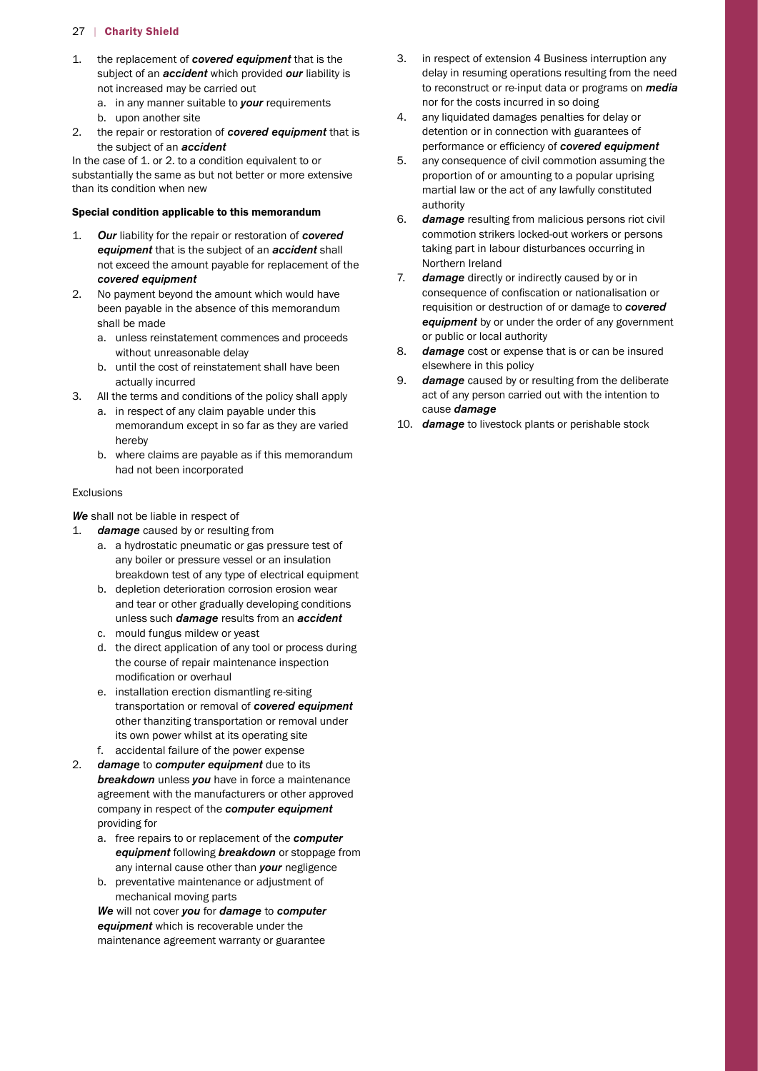1. the replacement of ***covered equipment*** that is the subject of an ***accident*** which provided ***our*** liability is not increased may be carried out
   a. in any manner suitable to ***your*** requirements
   b. upon another site
2. the repair or restoration of ***covered equipment*** that is the subject of an ***accident***

In the case of 1. or 2. to a condition equivalent to or substantially the same as but not better or more extensive than its condition when new

#### Special condition applicable to this memorandum

1. ***Our*** liability for the repair or restoration of ***covered equipment*** that is the subject of an ***accident*** shall not exceed the amount payable for replacement of the ***covered equipment***
2. No payment beyond the amount which would have been payable in the absence of this memorandum shall be made
   a. unless reinstatement commences and proceeds without unreasonable delay
   b. until the cost of reinstatement shall have been actually incurred
3. All the terms and conditions of the policy shall apply
   a. in respect of any claim payable under this memorandum except in so far as they are varied hereby
   b. where claims are payable as if this memorandum had not been incorporated

Exclusions

***We*** shall not be liable in respect of

1. ***damage*** caused by or resulting from
   a. a hydrostatic pneumatic or gas pressure test of any boiler or pressure vessel or an insulation breakdown test of any type of electrical equipment
   b. depletion deterioration corrosion erosion wear and tear or other gradually developing conditions unless such ***damage*** results from an ***accident***
   c. mould fungus mildew or yeast
   d. the direct application of any tool or process during the course of repair maintenance inspection modification or overhaul
   e. installation erection dismantling re-siting transportation or removal of ***covered equipment*** other thanziting transportation or removal under its own power whilst at its operating site
   f. accidental failure of the power expense
2. ***damage*** to ***computer equipment*** due to its ***breakdown*** unless ***you*** have in force a maintenance agreement with the manufacturers or other approved company in respect of the ***computer equipment*** providing for
   a. free repairs to or replacement of the ***computer equipment*** following ***breakdown*** or stoppage from any internal cause other than ***your*** negligence
   b. preventative maintenance or adjustment of mechanical moving parts

   ***We*** will not cover ***you*** for ***damage*** to ***computer equipment*** which is recoverable under the maintenance agreement warranty or guarantee
3. in respect of extension 4 Business interruption any delay in resuming operations resulting from the need to reconstruct or re-input data or programs on ***media*** nor for the costs incurred in so doing
4. any liquidated damages penalties for delay or detention or in connection with guarantees of performance or efficiency of ***covered equipment***
5. any consequence of civil commotion assuming the proportion of or amounting to a popular uprising martial law or the act of any lawfully constituted authority
6. ***damage*** resulting from malicious persons riot civil commotion strikers locked-out workers or persons taking part in labour disturbances occurring in Northern Ireland
7. ***damage*** directly or indirectly caused by or in consequence of confiscation or nationalisation or requisition or destruction of or damage to ***covered equipment*** by or under the order of any government or public or local authority
8. ***damage*** cost or expense that is or can be insured elsewhere in this policy
9. ***damage*** caused by or resulting from the deliberate act of any person carried out with the intention to cause ***damage***
10. ***damage*** to livestock plants or perishable stock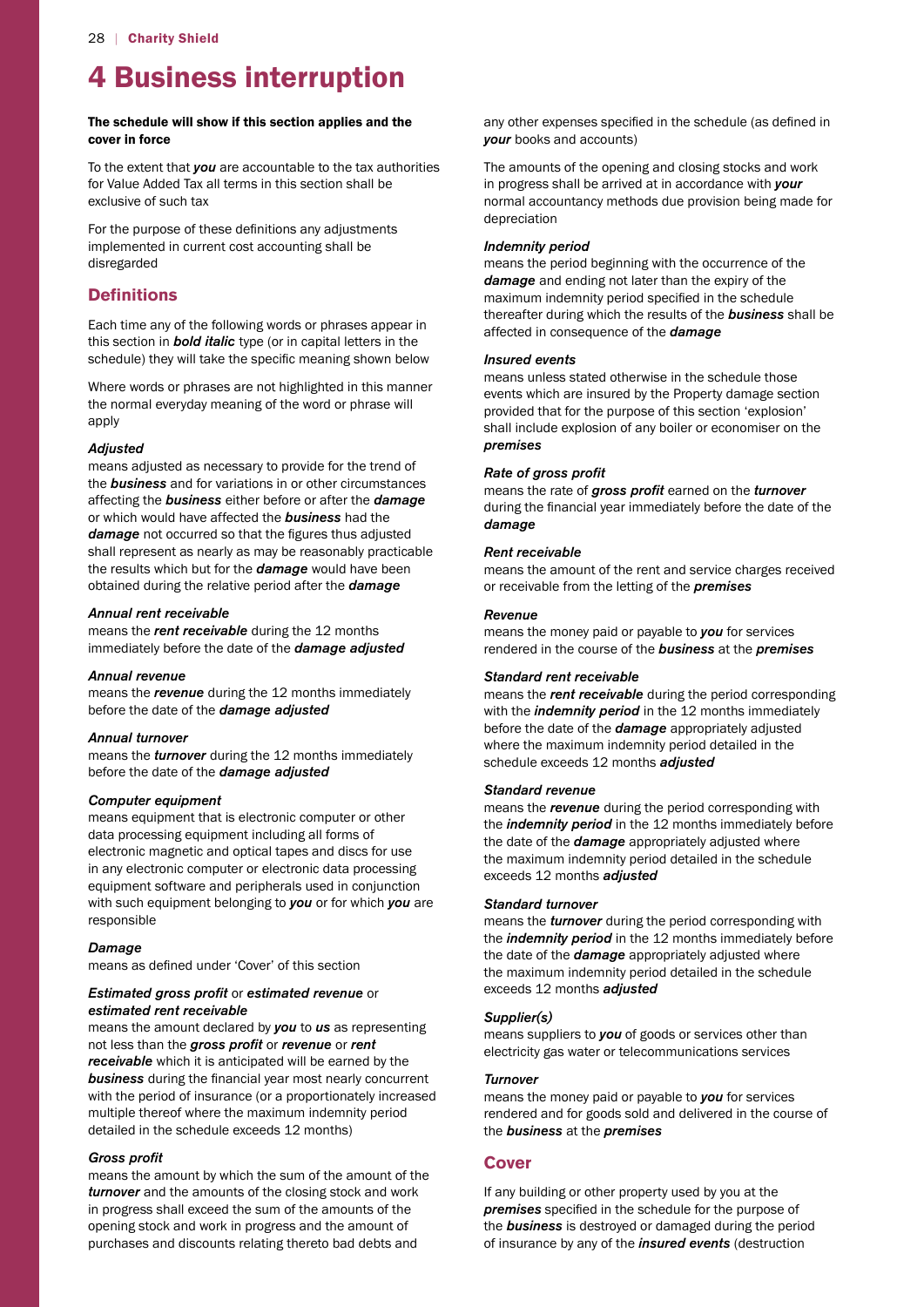# 4 Business interruption

**The schedule will show if this section applies and the cover in force**

To the extent that ***you*** are accountable to the tax authorities for Value Added Tax all terms in this section shall be exclusive of such tax

For the purpose of these definitions any adjustments implemented in current cost accounting shall be disregarded

## Definitions

Each time any of the following words or phrases appear in this section in ***bold italic*** type (or in capital letters in the schedule) they will take the specific meaning shown below

Where words or phrases are not highlighted in this manner the normal everyday meaning of the word or phrase will apply

***Adjusted***
means adjusted as necessary to provide for the trend of the ***business*** and for variations in or other circumstances affecting the ***business*** either before or after the ***damage*** or which would have affected the ***business*** had the ***damage*** not occurred so that the figures thus adjusted shall represent as nearly as may be reasonably practicable the results which but for the ***damage*** would have been obtained during the relative period after the ***damage***

***Annual rent receivable***
means the ***rent receivable*** during the 12 months immediately before the date of the ***damage adjusted***

***Annual revenue***
means the ***revenue*** during the 12 months immediately before the date of the ***damage adjusted***

***Annual turnover***
means the ***turnover*** during the 12 months immediately before the date of the ***damage adjusted***

***Computer equipment***
means equipment that is electronic computer or other data processing equipment including all forms of electronic magnetic and optical tapes and discs for use in any electronic computer or electronic data processing equipment software and peripherals used in conjunction with such equipment belonging to ***you*** or for which ***you*** are responsible

***Damage***
means as defined under 'Cover' of this section

***Estimated gross profit*** or ***estimated revenue*** or ***estimated rent receivable***
means the amount declared by ***you*** to ***us*** as representing not less than the ***gross profit*** or ***revenue*** or ***rent receivable*** which it is anticipated will be earned by the ***business*** during the financial year most nearly concurrent with the period of insurance (or a proportionately increased multiple thereof where the maximum indemnity period detailed in the schedule exceeds 12 months)

***Gross profit***
means the amount by which the sum of the amount of the ***turnover*** and the amounts of the closing stock and work in progress shall exceed the sum of the amounts of the opening stock and work in progress and the amount of purchases and discounts relating thereto bad debts and any other expenses specified in the schedule (as defined in ***your*** books and accounts)

The amounts of the opening and closing stocks and work in progress shall be arrived at in accordance with ***your*** normal accountancy methods due provision being made for depreciation

***Indemnity period***
means the period beginning with the occurrence of the ***damage*** and ending not later than the expiry of the maximum indemnity period specified in the schedule thereafter during which the results of the ***business*** shall be affected in consequence of the ***damage***

***Insured events***
means unless stated otherwise in the schedule those events which are insured by the Property damage section provided that for the purpose of this section 'explosion' shall include explosion of any boiler or economiser on the ***premises***

***Rate of gross profit***
means the rate of ***gross profit*** earned on the ***turnover*** during the financial year immediately before the date of the ***damage***

***Rent receivable***
means the amount of the rent and service charges received or receivable from the letting of the ***premises***

***Revenue***
means the money paid or payable to ***you*** for services rendered in the course of the ***business*** at the ***premises***

***Standard rent receivable***
means the ***rent receivable*** during the period corresponding with the ***indemnity period*** in the 12 months immediately before the date of the ***damage*** appropriately adjusted where the maximum indemnity period detailed in the schedule exceeds 12 months ***adjusted***

***Standard revenue***
means the ***revenue*** during the period corresponding with the ***indemnity period*** in the 12 months immediately before the date of the ***damage*** appropriately adjusted where the maximum indemnity period detailed in the schedule exceeds 12 months ***adjusted***

***Standard turnover***
means the ***turnover*** during the period corresponding with the ***indemnity period*** in the 12 months immediately before the date of the ***damage*** appropriately adjusted where the maximum indemnity period detailed in the schedule exceeds 12 months ***adjusted***

***Supplier(s)***
means suppliers to ***you*** of goods or services other than electricity gas water or telecommunications services

***Turnover***
means the money paid or payable to ***you*** for services rendered and for goods sold and delivered in the course of the ***business*** at the ***premises***

## Cover

If any building or other property used by you at the ***premises*** specified in the schedule for the purpose of the ***business*** is destroyed or damaged during the period of insurance by any of the ***insured events*** (destruction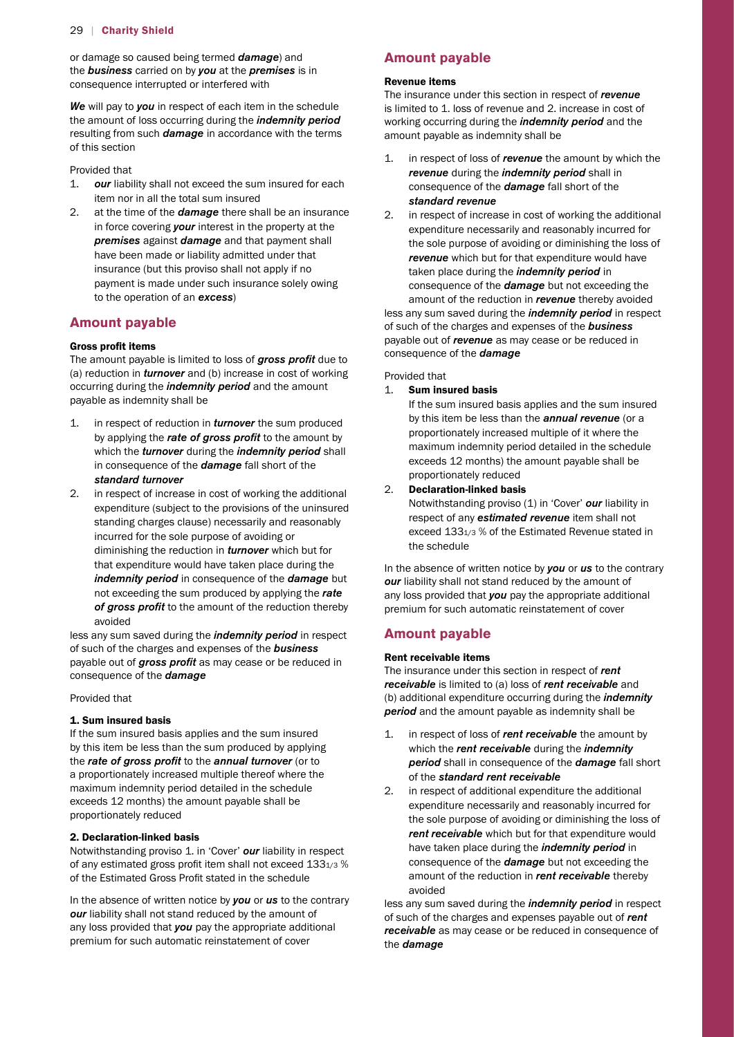or damage so caused being termed ***damage***) and the ***business*** carried on by ***you*** at the ***premises*** is in consequence interrupted or interfered with

***We*** will pay to ***you*** in respect of each item in the schedule the amount of loss occurring during the ***indemnity period*** resulting from such ***damage*** in accordance with the terms of this section

Provided that

1. ***our*** liability shall not exceed the sum insured for each item nor in all the total sum insured
2. at the time of the ***damage*** there shall be an insurance in force covering ***your*** interest in the property at the ***premises*** against ***damage*** and that payment shall have been made or liability admitted under that insurance (but this proviso shall not apply if no payment is made under such insurance solely owing to the operation of an ***excess***)

## Amount payable

### Gross profit items

The amount payable is limited to loss of ***gross profit*** due to (a) reduction in ***turnover*** and (b) increase in cost of working occurring during the ***indemnity period*** and the amount payable as indemnity shall be

1. in respect of reduction in ***turnover*** the sum produced by applying the ***rate of gross profit*** to the amount by which the ***turnover*** during the ***indemnity period*** shall in consequence of the ***damage*** fall short of the ***standard turnover***
2. in respect of increase in cost of working the additional expenditure (subject to the provisions of the uninsured standing charges clause) necessarily and reasonably incurred for the sole purpose of avoiding or diminishing the reduction in ***turnover*** which but for that expenditure would have taken place during the ***indemnity period*** in consequence of the ***damage*** but not exceeding the sum produced by applying the ***rate of gross profit*** to the amount of the reduction thereby avoided

less any sum saved during the ***indemnity period*** in respect of such of the charges and expenses of the ***business*** payable out of ***gross profit*** as may cease or be reduced in consequence of the ***damage***

Provided that

**1. Sum insured basis**

If the sum insured basis applies and the sum insured by this item be less than the sum produced by applying the ***rate of gross profit*** to the ***annual turnover*** (or to a proportionately increased multiple thereof where the maximum indemnity period detailed in the schedule exceeds 12 months) the amount payable shall be proportionately reduced

**2. Declaration-linked basis**

Notwithstanding proviso 1. in 'Cover' ***our*** liability in respect of any estimated gross profit item shall not exceed $133\frac{1}{3}$ % of the Estimated Gross Profit stated in the schedule

In the absence of written notice by ***you*** or ***us*** to the contrary ***our*** liability shall not stand reduced by the amount of any loss provided that ***you*** pay the appropriate additional premium for such automatic reinstatement of cover

## Amount payable

### Revenue items

The insurance under this section in respect of ***revenue*** is limited to 1. loss of revenue and 2. increase in cost of working occurring during the ***indemnity period*** and the amount payable as indemnity shall be

1. in respect of loss of ***revenue*** the amount by which the ***revenue*** during the ***indemnity period*** shall in consequence of the ***damage*** fall short of the ***standard revenue***
2. in respect of increase in cost of working the additional expenditure necessarily and reasonably incurred for the sole purpose of avoiding or diminishing the loss of ***revenue*** which but for that expenditure would have taken place during the ***indemnity period*** in consequence of the ***damage*** but not exceeding the amount of the reduction in ***revenue*** thereby avoided

less any sum saved during the ***indemnity period*** in respect of such of the charges and expenses of the ***business*** payable out of ***revenue*** as may cease or be reduced in consequence of the ***damage***

Provided that

1. **Sum insured basis**

   If the sum insured basis applies and the sum insured by this item be less than the ***annual revenue*** (or a proportionately increased multiple of it where the maximum indemnity period detailed in the schedule exceeds 12 months) the amount payable shall be proportionately reduced

2. **Declaration-linked basis**

   Notwithstanding proviso (1) in 'Cover' ***our*** liability in respect of any ***estimated revenue*** item shall not exceed $133\frac{1}{3}$ % of the Estimated Revenue stated in the schedule

In the absence of written notice by ***you*** or ***us*** to the contrary ***our*** liability shall not stand reduced by the amount of any loss provided that ***you*** pay the appropriate additional premium for such automatic reinstatement of cover

## Amount payable

### Rent receivable items

The insurance under this section in respect of ***rent receivable*** is limited to (a) loss of ***rent receivable*** and (b) additional expenditure occurring during the ***indemnity period*** and the amount payable as indemnity shall be

1. in respect of loss of ***rent receivable*** the amount by which the ***rent receivable*** during the ***indemnity period*** shall in consequence of the ***damage*** fall short of the ***standard rent receivable***
2. in respect of additional expenditure the additional expenditure necessarily and reasonably incurred for the sole purpose of avoiding or diminishing the loss of ***rent receivable*** which but for that expenditure would have taken place during the ***indemnity period*** in consequence of the ***damage*** but not exceeding the amount of the reduction in ***rent receivable*** thereby avoided

less any sum saved during the ***indemnity period*** in respect of such of the charges and expenses payable out of ***rent receivable*** as may cease or be reduced in consequence of the ***damage***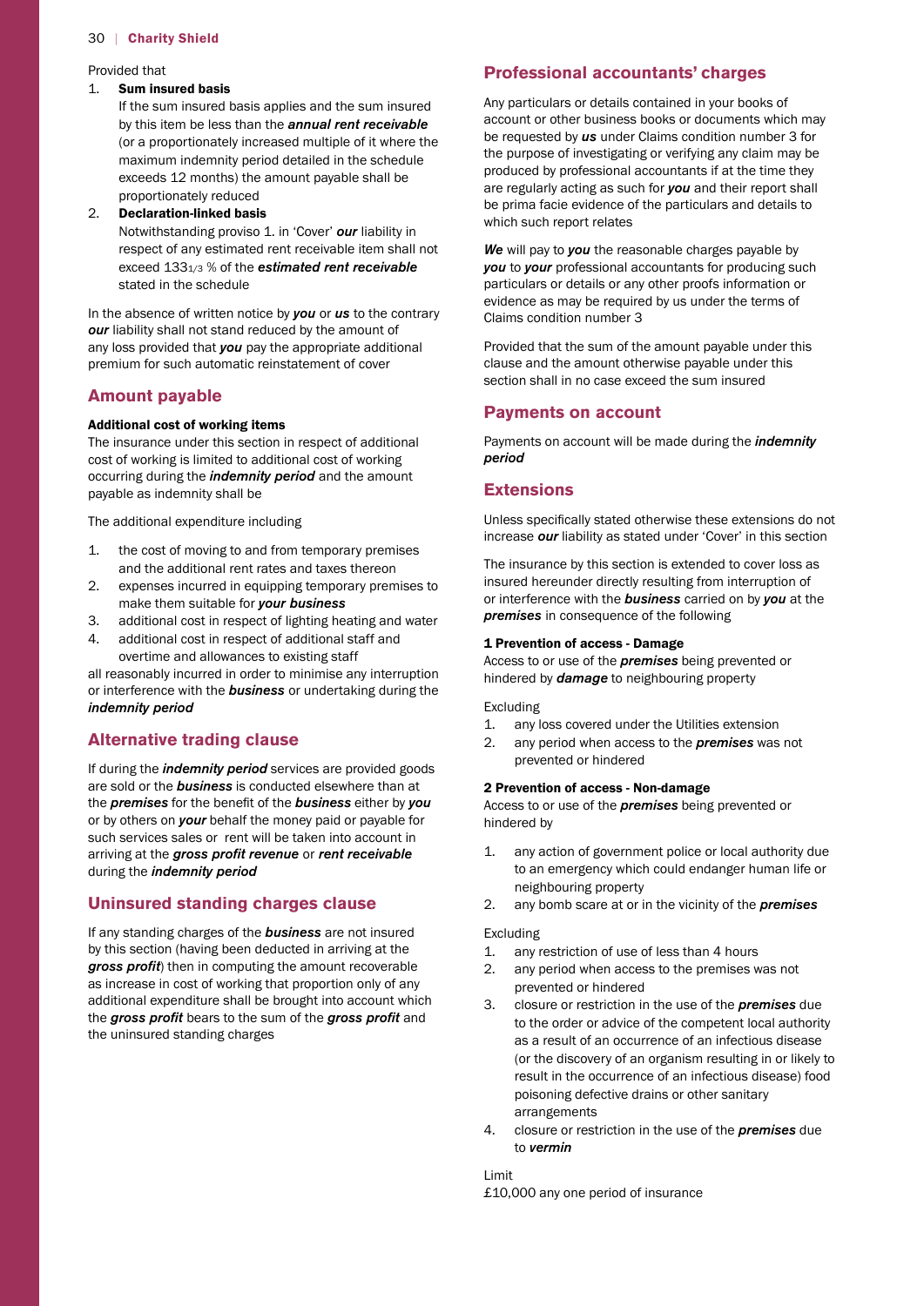Provided that

1. **Sum insured basis**
   If the sum insured basis applies and the sum insured by this item be less than the ***annual rent receivable*** (or a proportionately increased multiple of it where the maximum indemnity period detailed in the schedule exceeds 12 months) the amount payable shall be proportionately reduced
2. **Declaration-linked basis**
   Notwithstanding proviso 1. in 'Cover' ***our*** liability in respect of any estimated rent receivable item shall not exceed 133$_{1/3}$ % of the ***estimated rent receivable*** stated in the schedule

In the absence of written notice by ***you*** or ***us*** to the contrary ***our*** liability shall not stand reduced by the amount of any loss provided that ***you*** pay the appropriate additional premium for such automatic reinstatement of cover

## Amount payable

**Additional cost of working items**

The insurance under this section in respect of additional cost of working is limited to additional cost of working occurring during the ***indemnity period*** and the amount payable as indemnity shall be

The additional expenditure including

1. the cost of moving to and from temporary premises and the additional rent rates and taxes thereon
2. expenses incurred in equipping temporary premises to make them suitable for ***your business***
3. additional cost in respect of lighting heating and water
4. additional cost in respect of additional staff and overtime and allowances to existing staff

all reasonably incurred in order to minimise any interruption or interference with the ***business*** or undertaking during the ***indemnity period***

## Alternative trading clause

If during the ***indemnity period*** services are provided goods are sold or the ***business*** is conducted elsewhere than at the ***premises*** for the benefit of the ***business*** either by ***you*** or by others on ***your*** behalf the money paid or payable for such services sales or rent will be taken into account in arriving at the ***gross profit revenue*** or ***rent receivable*** during the ***indemnity period***

## Uninsured standing charges clause

If any standing charges of the ***business*** are not insured by this section (having been deducted in arriving at the ***gross profit***) then in computing the amount recoverable as increase in cost of working that proportion only of any additional expenditure shall be brought into account which the ***gross profit*** bears to the sum of the ***gross profit*** and the uninsured standing charges

## Professional accountants' charges

Any particulars or details contained in your books of account or other business books or documents which may be requested by ***us*** under Claims condition number 3 for the purpose of investigating or verifying any claim may be produced by professional accountants if at the time they are regularly acting as such for ***you*** and their report shall be prima facie evidence of the particulars and details to which such report relates

***We*** will pay to ***you*** the reasonable charges payable by ***you*** to ***your*** professional accountants for producing such particulars or details or any other proofs information or evidence as may be required by us under the terms of Claims condition number 3

Provided that the sum of the amount payable under this clause and the amount otherwise payable under this section shall in no case exceed the sum insured

## Payments on account

Payments on account will be made during the ***indemnity period***

## Extensions

Unless specifically stated otherwise these extensions do not increase ***our*** liability as stated under 'Cover' in this section

The insurance by this section is extended to cover loss as insured hereunder directly resulting from interruption of or interference with the ***business*** carried on by ***you*** at the ***premises*** in consequence of the following

**1 Prevention of access - Damage**

Access to or use of the ***premises*** being prevented or hindered by ***damage*** to neighbouring property

Excluding

1. any loss covered under the Utilities extension
2. any period when access to the ***premises*** was not prevented or hindered

**2 Prevention of access - Non-damage**

Access to or use of the ***premises*** being prevented or hindered by

1. any action of government police or local authority due to an emergency which could endanger human life or neighbouring property
2. any bomb scare at or in the vicinity of the ***premises***

Excluding

1. any restriction of use of less than 4 hours
2. any period when access to the premises was not prevented or hindered
3. closure or restriction in the use of the ***premises*** due to the order or advice of the competent local authority as a result of an occurrence of an infectious disease (or the discovery of an organism resulting in or likely to result in the occurrence of an infectious disease) food poisoning defective drains or other sanitary arrangements
4. closure or restriction in the use of the ***premises*** due to ***vermin***

Limit
£10,000 any one period of insurance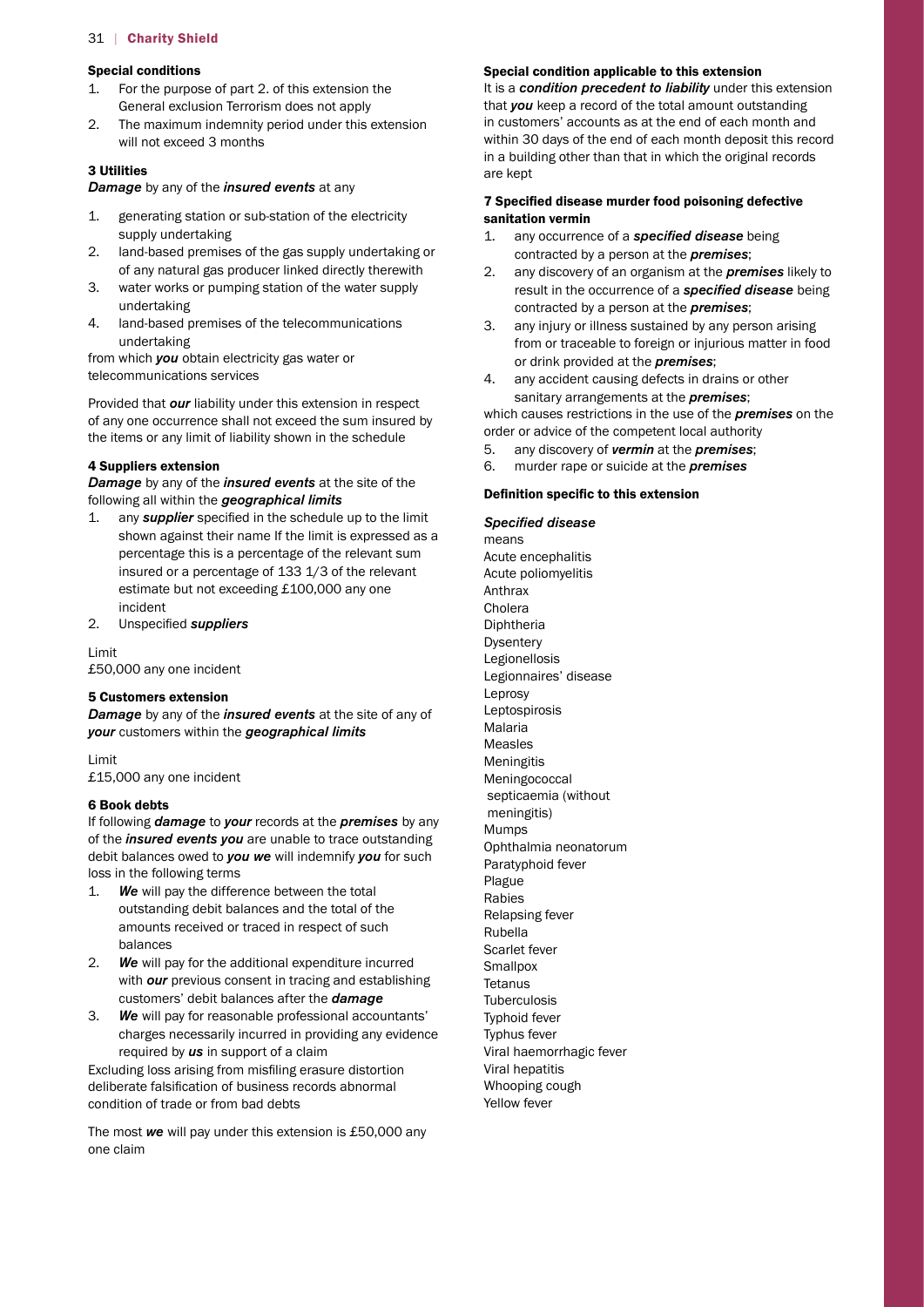#### Special conditions

1. For the purpose of part 2. of this extension the General exclusion Terrorism does not apply
2. The maximum indemnity period under this extension will not exceed 3 months

#### 3 Utilities

***Damage*** by any of the ***insured events*** at any

1. generating station or sub-station of the electricity supply undertaking
2. land-based premises of the gas supply undertaking or of any natural gas producer linked directly therewith
3. water works or pumping station of the water supply undertaking
4. land-based premises of the telecommunications undertaking

from which ***you*** obtain electricity gas water or telecommunications services

Provided that ***our*** liability under this extension in respect of any one occurrence shall not exceed the sum insured by the items or any limit of liability shown in the schedule

#### 4 Suppliers extension

***Damage*** by any of the ***insured events*** at the site of the following all within the ***geographical limits***

1. any ***supplier*** specified in the schedule up to the limit shown against their name If the limit is expressed as a percentage this is a percentage of the relevant sum insured or a percentage of 133 1/3 of the relevant estimate but not exceeding £100,000 any one incident
2. Unspecified ***suppliers***

Limit
£50,000 any one incident

#### 5 Customers extension

***Damage*** by any of the ***insured events*** at the site of any of ***your*** customers within the ***geographical limits***

Limit
£15,000 any one incident

#### 6 Book debts

If following ***damage*** to ***your*** records at the ***premises*** by any of the ***insured events you*** are unable to trace outstanding debit balances owed to ***you we*** will indemnify ***you*** for such loss in the following terms

1. ***We*** will pay the difference between the total outstanding debit balances and the total of the amounts received or traced in respect of such balances
2. ***We*** will pay for the additional expenditure incurred with ***our*** previous consent in tracing and establishing customers' debit balances after the ***damage***
3. ***We*** will pay for reasonable professional accountants' charges necessarily incurred in providing any evidence required by ***us*** in support of a claim

Excluding loss arising from misfiling erasure distortion deliberate falsification of business records abnormal condition of trade or from bad debts

The most ***we*** will pay under this extension is £50,000 any one claim

#### Special condition applicable to this extension

It is a ***condition precedent to liability*** under this extension that ***you*** keep a record of the total amount outstanding in customers' accounts as at the end of each month and within 30 days of the end of each month deposit this record in a building other than that in which the original records are kept

#### 7 Specified disease murder food poisoning defective sanitation vermin

1. any occurrence of a ***specified disease*** being contracted by a person at the ***premises***;
2. any discovery of an organism at the ***premises*** likely to result in the occurrence of a ***specified disease*** being contracted by a person at the ***premises***;
3. any injury or illness sustained by any person arising from or traceable to foreign or injurious matter in food or drink provided at the ***premises***;
4. any accident causing defects in drains or other sanitary arrangements at the ***premises***;

which causes restrictions in the use of the ***premises*** on the order or advice of the competent local authority

5. any discovery of ***vermin*** at the ***premises***;
6. murder rape or suicide at the ***premises***

#### Definition specific to this extension

***Specified disease***
means
Acute encephalitis
Acute poliomyelitis
Anthrax
Cholera
Diphtheria
Dysentery
Legionellosis
Legionnaires' disease
Leprosy
Leptospirosis
Malaria
Measles
Meningitis
Meningococcal septicaemia (without meningitis)
Mumps
Ophthalmia neonatorum
Paratyphoid fever
Plague
Rabies
Relapsing fever
Rubella
Scarlet fever
Smallpox
Tetanus
Tuberculosis
Typhoid fever
Typhus fever
Viral haemorrhagic fever
Viral hepatitis
Whooping cough
Yellow fever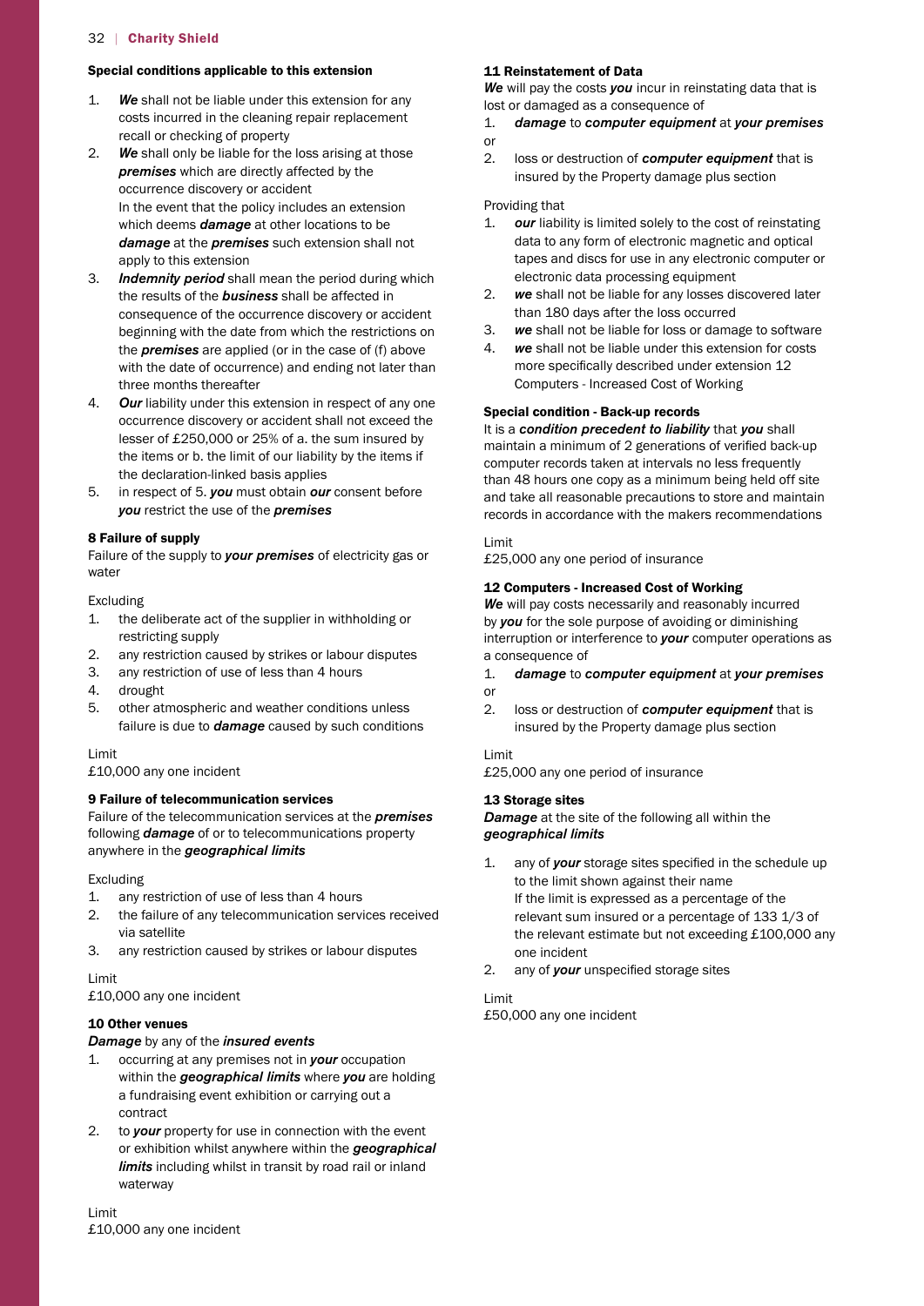#### Special conditions applicable to this extension

1. ***We*** shall not be liable under this extension for any costs incurred in the cleaning repair replacement recall or checking of property
2. ***We*** shall only be liable for the loss arising at those ***premises*** which are directly affected by the occurrence discovery or accident
   In the event that the policy includes an extension which deems ***damage*** at other locations to be ***damage*** at the ***premises*** such extension shall not apply to this extension
3. ***Indemnity period*** shall mean the period during which the results of the ***business*** shall be affected in consequence of the occurrence discovery or accident beginning with the date from which the restrictions on the ***premises*** are applied (or in the case of (f) above with the date of occurrence) and ending not later than three months thereafter
4. ***Our*** liability under this extension in respect of any one occurrence discovery or accident shall not exceed the lesser of £250,000 or 25% of a. the sum insured by the items or b. the limit of our liability by the items if the declaration-linked basis applies
5. in respect of 5. ***you*** must obtain ***our*** consent before ***you*** restrict the use of the ***premises***

#### 8 Failure of supply

Failure of the supply to ***your premises*** of electricity gas or water

Excluding

1. the deliberate act of the supplier in withholding or restricting supply
2. any restriction caused by strikes or labour disputes
3. any restriction of use of less than 4 hours
4. drought
5. other atmospheric and weather conditions unless failure is due to ***damage*** caused by such conditions

Limit
£10,000 any one incident

#### 9 Failure of telecommunication services

Failure of the telecommunication services at the ***premises*** following ***damage*** of or to telecommunications property anywhere in the ***geographical limits***

Excluding

1. any restriction of use of less than 4 hours
2. the failure of any telecommunication services received via satellite
3. any restriction caused by strikes or labour disputes

Limit
£10,000 any one incident

#### 10 Other venues

***Damage*** by any of the ***insured events***

1. occurring at any premises not in ***your*** occupation within the ***geographical limits*** where ***you*** are holding a fundraising event exhibition or carrying out a contract
2. to ***your*** property for use in connection with the event or exhibition whilst anywhere within the ***geographical limits*** including whilst in transit by road rail or inland waterway

Limit
£10,000 any one incident

#### 11 Reinstatement of Data

***We*** will pay the costs ***you*** incur in reinstating data that is lost or damaged as a consequence of

1. ***damage*** to ***computer equipment*** at ***your premises***

or

2. loss or destruction of ***computer equipment*** that is insured by the Property damage plus section

Providing that

1. ***our*** liability is limited solely to the cost of reinstating data to any form of electronic magnetic and optical tapes and discs for use in any electronic computer or electronic data processing equipment
2. ***we*** shall not be liable for any losses discovered later than 180 days after the loss occurred
3. ***we*** shall not be liable for loss or damage to software
4. ***we*** shall not be liable under this extension for costs more specifically described under extension 12 Computers - Increased Cost of Working

#### Special condition - Back-up records

It is a ***condition precedent to liability*** that ***you*** shall maintain a minimum of 2 generations of verified back-up computer records taken at intervals no less frequently than 48 hours one copy as a minimum being held off site and take all reasonable precautions to store and maintain records in accordance with the makers recommendations

Limit
£25,000 any one period of insurance

#### 12 Computers - Increased Cost of Working

***We*** will pay costs necessarily and reasonably incurred by ***you*** for the sole purpose of avoiding or diminishing interruption or interference to ***your*** computer operations as a consequence of

1. ***damage*** to ***computer equipment*** at ***your premises***

or

2. loss or destruction of ***computer equipment*** that is insured by the Property damage plus section

Limit
£25,000 any one period of insurance

#### 13 Storage sites

***Damage*** at the site of the following all within the ***geographical limits***

1. any of ***your*** storage sites specified in the schedule up to the limit shown against their name
   If the limit is expressed as a percentage of the relevant sum insured or a percentage of 133 1/3 of the relevant estimate but not exceeding £100,000 any one incident
2. any of ***your*** unspecified storage sites

Limit
£50,000 any one incident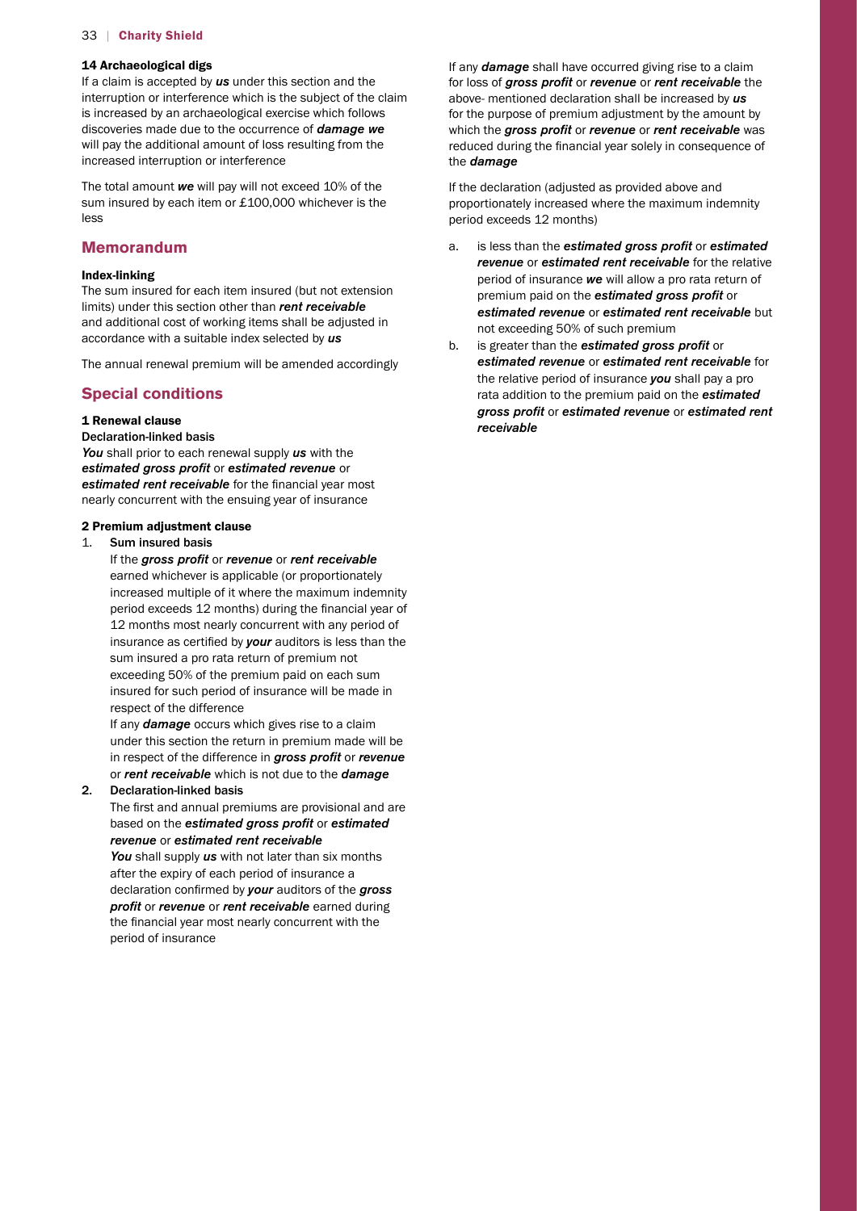### 14 Archaeological digs

If a claim is accepted by ***us*** under this section and the interruption or interference which is the subject of the claim is increased by an archaeological exercise which follows discoveries made due to the occurrence of ***damage we*** will pay the additional amount of loss resulting from the increased interruption or interference

The total amount ***we*** will pay will not exceed 10% of the sum insured by each item or £100,000 whichever is the less

## Memorandum

### Index-linking

The sum insured for each item insured (but not extension limits) under this section other than ***rent receivable*** and additional cost of working items shall be adjusted in accordance with a suitable index selected by ***us***

The annual renewal premium will be amended accordingly

## Special conditions

### 1 Renewal clause

**Declaration-linked basis**

***You*** shall prior to each renewal supply ***us*** with the ***estimated gross profit*** or ***estimated revenue*** or ***estimated rent receivable*** for the financial year most nearly concurrent with the ensuing year of insurance

### 2 Premium adjustment clause

1. **Sum insured basis**

   If the ***gross profit*** or ***revenue*** or ***rent receivable*** earned whichever is applicable (or proportionately increased multiple of it where the maximum indemnity period exceeds 12 months) during the financial year of 12 months most nearly concurrent with any period of insurance as certified by ***your*** auditors is less than the sum insured a pro rata return of premium not exceeding 50% of the premium paid on each sum insured for such period of insurance will be made in respect of the difference

   If any ***damage*** occurs which gives rise to a claim under this section the return in premium made will be in respect of the difference in ***gross profit*** or ***revenue*** or ***rent receivable*** which is not due to the ***damage***

2. **Declaration-linked basis**

   The first and annual premiums are provisional and are based on the ***estimated gross profit*** or ***estimated revenue*** or ***estimated rent receivable***

   ***You*** shall supply ***us*** with not later than six months after the expiry of each period of insurance a declaration confirmed by ***your*** auditors of the ***gross profit*** or ***revenue*** or ***rent receivable*** earned during the financial year most nearly concurrent with the period of insurance

   If any ***damage*** shall have occurred giving rise to a claim for loss of ***gross profit*** or ***revenue*** or ***rent receivable*** the above- mentioned declaration shall be increased by ***us*** for the purpose of premium adjustment by the amount by which the ***gross profit*** or ***revenue*** or ***rent receivable*** was reduced during the financial year solely in consequence of the ***damage***

   If the declaration (adjusted as provided above and proportionately increased where the maximum indemnity period exceeds 12 months)

   a. is less than the ***estimated gross profit*** or ***estimated revenue*** or ***estimated rent receivable*** for the relative period of insurance ***we*** will allow a pro rata return of premium paid on the ***estimated gross profit*** or ***estimated revenue*** or ***estimated rent receivable*** but not exceeding 50% of such premium

   b. is greater than the ***estimated gross profit*** or ***estimated revenue*** or ***estimated rent receivable*** for the relative period of insurance ***you*** shall pay a pro rata addition to the premium paid on the ***estimated gross profit*** or ***estimated revenue*** or ***estimated rent receivable***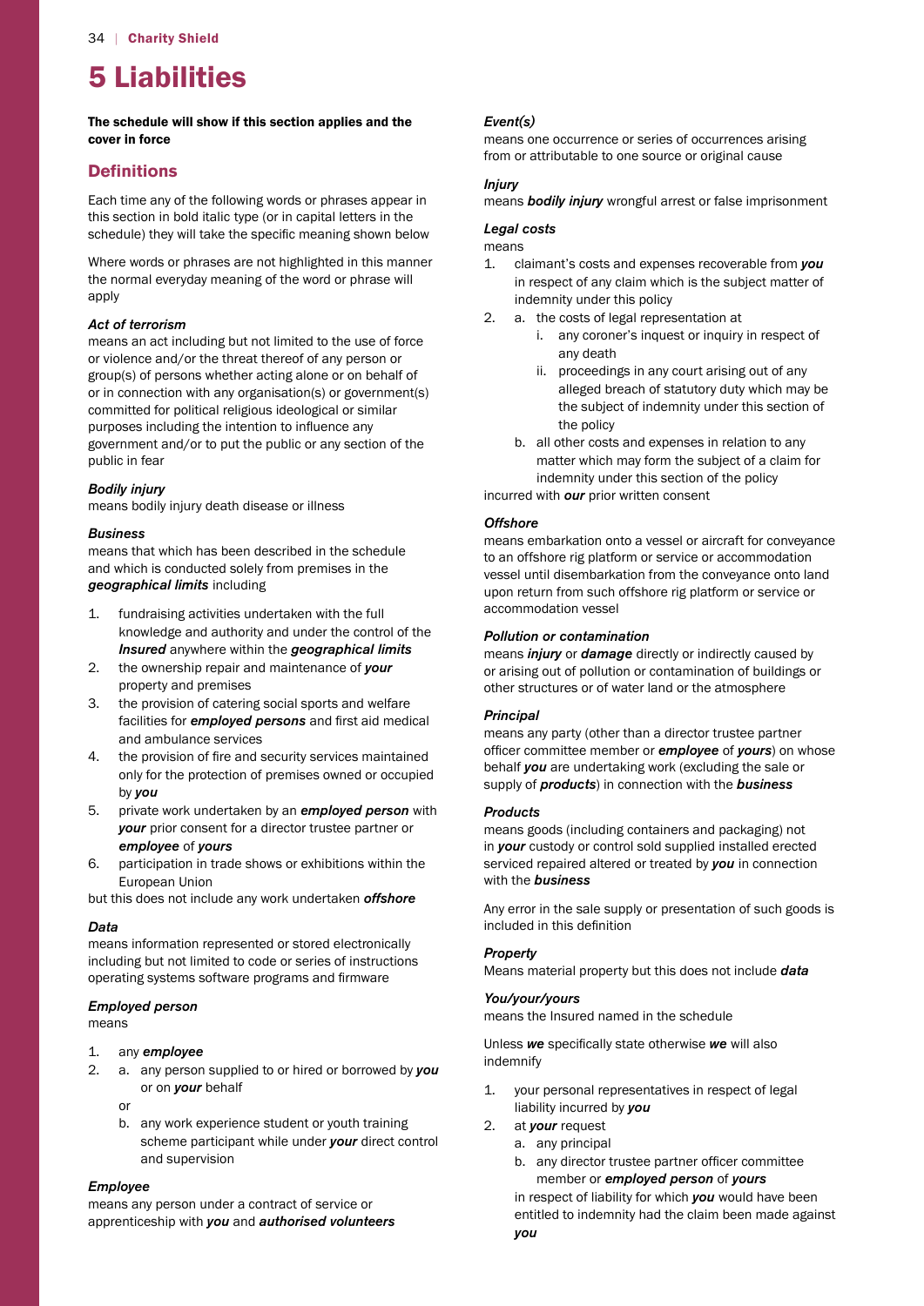# 5 Liabilities

**The schedule will show if this section applies and the cover in force**

## Definitions

Each time any of the following words or phrases appear in this section in bold italic type (or in capital letters in the schedule) they will take the specific meaning shown below

Where words or phrases are not highlighted in this manner the normal everyday meaning of the word or phrase will apply

### *Act of terrorism*

means an act including but not limited to the use of force or violence and/or the threat thereof of any person or group(s) of persons whether acting alone or on behalf of or in connection with any organisation(s) or government(s) committed for political religious ideological or similar purposes including the intention to influence any government and/or to put the public or any section of the public in fear

### *Bodily injury*

means bodily injury death disease or illness

### *Business*

means that which has been described in the schedule and which is conducted solely from premises in the ***geographical limits*** including

1. fundraising activities undertaken with the full knowledge and authority and under the control of the ***Insured*** anywhere within the ***geographical limits***
2. the ownership repair and maintenance of ***your*** property and premises
3. the provision of catering social sports and welfare facilities for ***employed persons*** and first aid medical and ambulance services
4. the provision of fire and security services maintained only for the protection of premises owned or occupied by ***you***
5. private work undertaken by an ***employed person*** with ***your*** prior consent for a director trustee partner or ***employee*** of ***yours***
6. participation in trade shows or exhibitions within the European Union

but this does not include any work undertaken ***offshore***

### *Data*

means information represented or stored electronically including but not limited to code or series of instructions operating systems software programs and firmware

### *Employed person*

means

1. any ***employee***
2. a. any person supplied to or hired or borrowed by ***you*** or on ***your*** behalf

   or

   b. any work experience student or youth training scheme participant while under ***your*** direct control and supervision

### *Employee*

means any person under a contract of service or apprenticeship with ***you*** and ***authorised volunteers***

### *Event(s)*

means one occurrence or series of occurrences arising from or attributable to one source or original cause

### *Injury*

means ***bodily injury*** wrongful arrest or false imprisonment

### *Legal costs*

means

1. claimant's costs and expenses recoverable from ***you*** in respect of any claim which is the subject matter of indemnity under this policy
2. a. the costs of legal representation at
      1. any coroner's inquest or inquiry in respect of any death
      2. proceedings in any court arising out of any alleged breach of statutory duty which may be the subject of indemnity under this section of the policy

   b. all other costs and expenses in relation to any matter which may form the subject of a claim for indemnity under this section of the policy

incurred with ***our*** prior written consent

### *Offshore*

means embarkation onto a vessel or aircraft for conveyance to an offshore rig platform or service or accommodation vessel until disembarkation from the conveyance onto land upon return from such offshore rig platform or service or accommodation vessel

### *Pollution or contamination*

means ***injury*** or ***damage*** directly or indirectly caused by or arising out of pollution or contamination of buildings or other structures or of water land or the atmosphere

### *Principal*

means any party (other than a director trustee partner officer committee member or ***employee*** of ***yours***) on whose behalf ***you*** are undertaking work (excluding the sale or supply of ***products***) in connection with the ***business***

### *Products*

means goods (including containers and packaging) not in ***your*** custody or control sold supplied installed erected serviced repaired altered or treated by ***you*** in connection with the ***business***

Any error in the sale supply or presentation of such goods is included in this definition

### *Property*

Means material property but this does not include ***data***

### *You/your/yours*

means the Insured named in the schedule

Unless ***we*** specifically state otherwise ***we*** will also indemnify

1. your personal representatives in respect of legal liability incurred by ***you***
2. at ***your*** request
   a. any principal
   b. any director trustee partner officer committee member or ***employed person*** of ***yours***

   in respect of liability for which ***you*** would have been entitled to indemnity had the claim been made against ***you***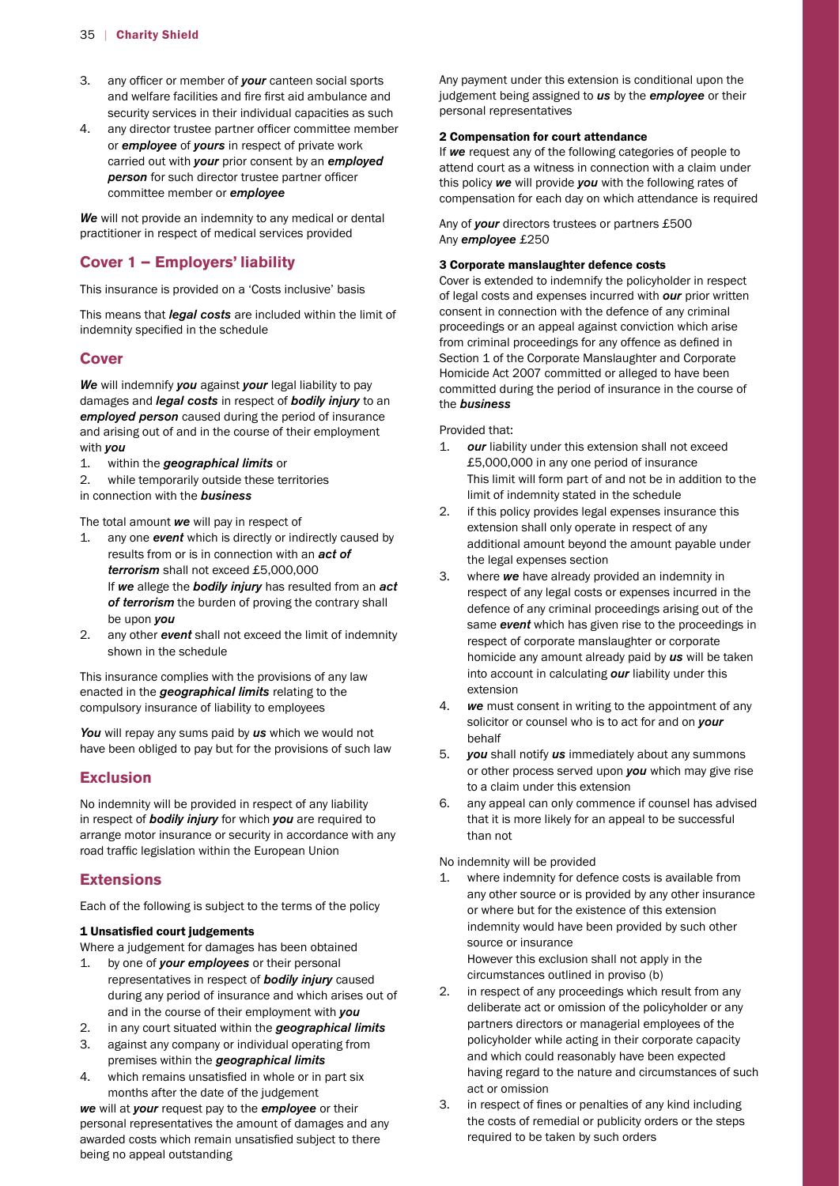3. any officer or member of ***your*** canteen social sports and welfare facilities and fire first aid ambulance and security services in their individual capacities as such
4. any director trustee partner officer committee member or ***employee*** of ***yours*** in respect of private work carried out with ***your*** prior consent by an ***employed person*** for such director trustee partner officer committee member or ***employee***

***We*** will not provide an indemnity to any medical or dental practitioner in respect of medical services provided

## Cover 1 – Employers' liability

This insurance is provided on a 'Costs inclusive' basis

This means that ***legal costs*** are included within the limit of indemnity specified in the schedule

### Cover

***We*** will indemnify ***you*** against ***your*** legal liability to pay damages and ***legal costs*** in respect of ***bodily injury*** to an ***employed person*** caused during the period of insurance and arising out of and in the course of their employment with ***you***

1. within the ***geographical limits*** or
2. while temporarily outside these territories

in connection with the ***business***

The total amount ***we*** will pay in respect of

1. any one ***event*** which is directly or indirectly caused by results from or is in connection with an ***act of terrorism*** shall not exceed £5,000,000
   If ***we*** allege the ***bodily injury*** has resulted from an ***act of terrorism*** the burden of proving the contrary shall be upon ***you***
2. any other ***event*** shall not exceed the limit of indemnity shown in the schedule

This insurance complies with the provisions of any law enacted in the ***geographical limits*** relating to the compulsory insurance of liability to employees

***You*** will repay any sums paid by ***us*** which we would not have been obliged to pay but for the provisions of such law

### Exclusion

No indemnity will be provided in respect of any liability in respect of ***bodily injury*** for which ***you*** are required to arrange motor insurance or security in accordance with any road traffic legislation within the European Union

### Extensions

Each of the following is subject to the terms of the policy

#### 1 Unsatisfied court judgements

Where a judgement for damages has been obtained

1. by one of ***your employees*** or their personal representatives in respect of ***bodily injury*** caused during any period of insurance and which arises out of and in the course of their employment with ***you***
2. in any court situated within the ***geographical limits***
3. against any company or individual operating from premises within the ***geographical limits***
4. which remains unsatisfied in whole or in part six months after the date of the judgement

***we*** will at ***your*** request pay to the ***employee*** or their personal representatives the amount of damages and any awarded costs which remain unsatisfied subject to there being no appeal outstanding

Any payment under this extension is conditional upon the judgement being assigned to ***us*** by the ***employee*** or their personal representatives

#### 2 Compensation for court attendance

If ***we*** request any of the following categories of people to attend court as a witness in connection with a claim under this policy ***we*** will provide ***you*** with the following rates of compensation for each day on which attendance is required

Any of ***your*** directors trustees or partners £500
Any ***employee*** £250

#### 3 Corporate manslaughter defence costs

Cover is extended to indemnify the policyholder in respect of legal costs and expenses incurred with ***our*** prior written consent in connection with the defence of any criminal proceedings or an appeal against conviction which arise from criminal proceedings for any offence as defined in Section 1 of the Corporate Manslaughter and Corporate Homicide Act 2007 committed or alleged to have been committed during the period of insurance in the course of the ***business***

Provided that:

1. ***our*** liability under this extension shall not exceed £5,000,000 in any one period of insurance
   This limit will form part of and not be in addition to the limit of indemnity stated in the schedule
2. if this policy provides legal expenses insurance this extension shall only operate in respect of any additional amount beyond the amount payable under the legal expenses section
3. where ***we*** have already provided an indemnity in respect of any legal costs or expenses incurred in the defence of any criminal proceedings arising out of the same ***event*** which has given rise to the proceedings in respect of corporate manslaughter or corporate homicide any amount already paid by ***us*** will be taken into account in calculating ***our*** liability under this extension
4. ***we*** must consent in writing to the appointment of any solicitor or counsel who is to act for and on ***your*** behalf
5. ***you*** shall notify ***us*** immediately about any summons or other process served upon ***you*** which may give rise to a claim under this extension
6. any appeal can only commence if counsel has advised that it is more likely for an appeal to be successful than not

No indemnity will be provided

1. where indemnity for defence costs is available from any other source or is provided by any other insurance or where but for the existence of this extension indemnity would have been provided by such other source or insurance
   However this exclusion shall not apply in the circumstances outlined in proviso (b)
2. in respect of any proceedings which result from any deliberate act or omission of the policyholder or any partners directors or managerial employees of the policyholder while acting in their corporate capacity and which could reasonably have been expected having regard to the nature and circumstances of such act or omission
3. in respect of fines or penalties of any kind including the costs of remedial or publicity orders or the steps required to be taken by such orders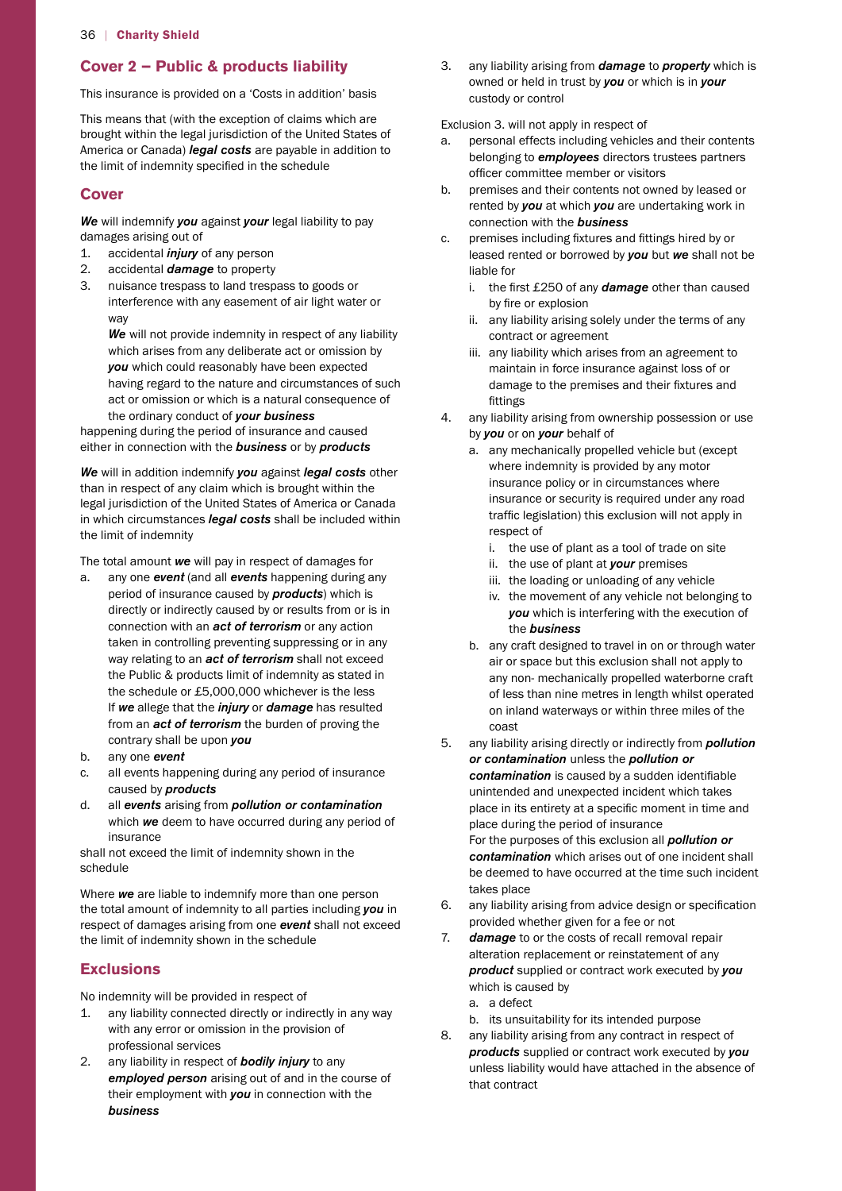## Cover 2 – Public & products liability

This insurance is provided on a 'Costs in addition' basis

This means that (with the exception of claims which are brought within the legal jurisdiction of the United States of America or Canada) ***legal costs*** are payable in addition to the limit of indemnity specified in the schedule

### Cover

***We*** will indemnify ***you*** against ***your*** legal liability to pay damages arising out of

1. accidental ***injury*** of any person
2. accidental ***damage*** to property
3. nuisance trespass to land trespass to goods or interference with any easement of air light water or way

   ***We*** will not provide indemnity in respect of any liability which arises from any deliberate act or omission by ***you*** which could reasonably have been expected having regard to the nature and circumstances of such act or omission or which is a natural consequence of the ordinary conduct of ***your business***

happening during the period of insurance and caused either in connection with the ***business*** or by ***products***

***We*** will in addition indemnify ***you*** against ***legal costs*** other than in respect of any claim which is brought within the legal jurisdiction of the United States of America or Canada in which circumstances ***legal costs*** shall be included within the limit of indemnity

The total amount ***we*** will pay in respect of damages for

a. any one ***event*** (and all ***events*** happening during any period of insurance caused by ***products***) which is directly or indirectly caused by or results from or is in connection with an ***act of terrorism*** or any action taken in controlling preventing suppressing or in any way relating to an ***act of terrorism*** shall not exceed the Public & products limit of indemnity as stated in the schedule or £5,000,000 whichever is the less

   If ***we*** allege that the ***injury*** or ***damage*** has resulted from an ***act of terrorism*** the burden of proving the contrary shall be upon ***you***
b. any one ***event***
c. all events happening during any period of insurance caused by ***products***
d. all ***events*** arising from ***pollution or contamination*** which ***we*** deem to have occurred during any period of insurance

shall not exceed the limit of indemnity shown in the schedule

Where ***we*** are liable to indemnify more than one person the total amount of indemnity to all parties including ***you*** in respect of damages arising from one ***event*** shall not exceed the limit of indemnity shown in the schedule

### Exclusions

No indemnity will be provided in respect of

1. any liability connected directly or indirectly in any way with any error or omission in the provision of professional services
2. any liability in respect of ***bodily injury*** to any ***employed person*** arising out of and in the course of their employment with ***you*** in connection with the ***business***
3. any liability arising from ***damage*** to ***property*** which is owned or held in trust by ***you*** or which is in ***your*** custody or control

Exclusion 3. will not apply in respect of

a. personal effects including vehicles and their contents belonging to ***employees*** directors trustees partners officer committee member or visitors
b. premises and their contents not owned by leased or rented by ***you*** at which ***you*** are undertaking work in connection with the ***business***
c. premises including fixtures and fittings hired by or leased rented or borrowed by ***you*** but ***we*** shall not be liable for
   i. the first £250 of any ***damage*** other than caused by fire or explosion
   ii. any liability arising solely under the terms of any contract or agreement
   iii. any liability which arises from an agreement to maintain in force insurance against loss of or damage to the premises and their fixtures and fittings

4. any liability arising from ownership possession or use by ***you*** or on ***your*** behalf of
   a. any mechanically propelled vehicle but (except where indemnity is provided by any motor insurance policy or in circumstances where insurance or security is required under any road traffic legislation) this exclusion will not apply in respect of
      i. the use of plant as a tool of trade on site
      ii. the use of plant at ***your*** premises
      iii. the loading or unloading of any vehicle
      iv. the movement of any vehicle not belonging to ***you*** which is interfering with the execution of the ***business***
   b. any craft designed to travel in on or through water air or space but this exclusion shall not apply to any non- mechanically propelled waterborne craft of less than nine metres in length whilst operated on inland waterways or within three miles of the coast
5. any liability arising directly or indirectly from ***pollution or contamination*** unless the ***pollution or contamination*** is caused by a sudden identifiable unintended and unexpected incident which takes place in its entirety at a specific moment in time and place during the period of insurance

   For the purposes of this exclusion all ***pollution or contamination*** which arises out of one incident shall be deemed to have occurred at the time such incident takes place
6. any liability arising from advice design or specification provided whether given for a fee or not
7. ***damage*** to or the costs of recall removal repair alteration replacement or reinstatement of any ***product*** supplied or contract work executed by ***you*** which is caused by
   a. a defect
   b. its unsuitability for its intended purpose
8. any liability arising from any contract in respect of ***products*** supplied or contract work executed by ***you*** unless liability would have attached in the absence of that contract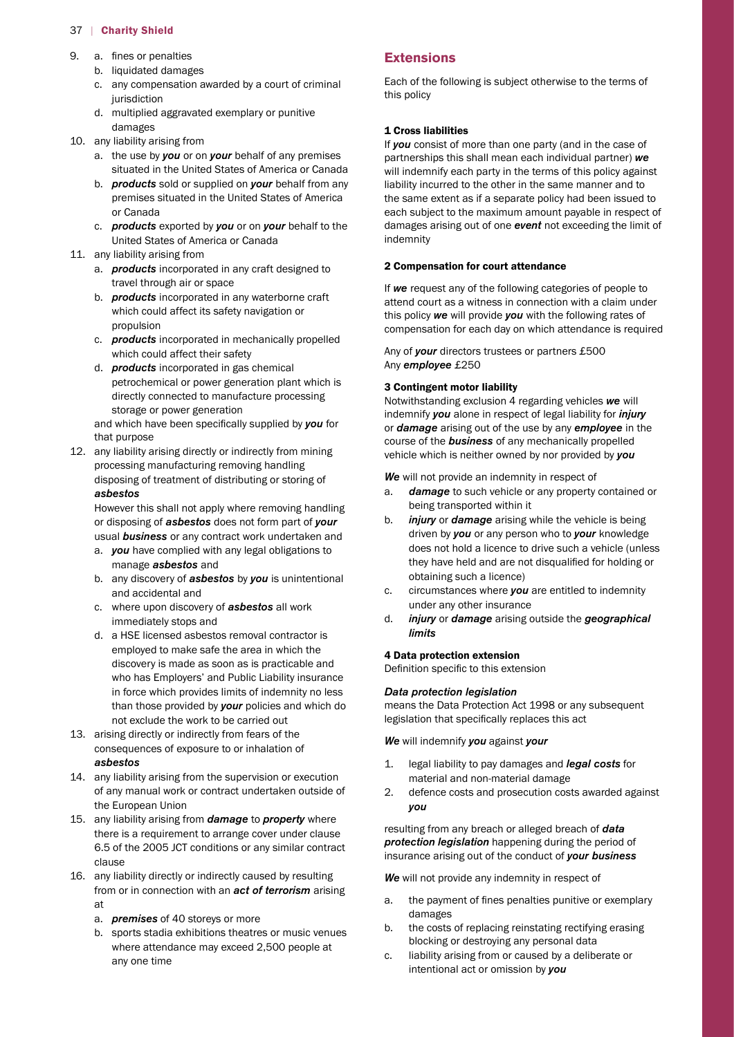9. a. fines or penalties
   b. liquidated damages
   c. any compensation awarded by a court of criminal jurisdiction
   d. multiplied aggravated exemplary or punitive damages
10. any liability arising from
    a. the use by ***you*** or on ***your*** behalf of any premises situated in the United States of America or Canada
    b. ***products*** sold or supplied on ***your*** behalf from any premises situated in the United States of America or Canada
    c. ***products*** exported by ***you*** or on ***your*** behalf to the United States of America or Canada
11. any liability arising from
    a. ***products*** incorporated in any craft designed to travel through air or space
    b. ***products*** incorporated in any waterborne craft which could affect its safety navigation or propulsion
    c. ***products*** incorporated in mechanically propelled which could affect their safety
    d. ***products*** incorporated in gas chemical petrochemical or power generation plant which is directly connected to manufacture processing storage or power generation

    and which have been specifically supplied by ***you*** for that purpose
12. any liability arising directly or indirectly from mining processing manufacturing removing handling disposing of treatment of distributing or storing of ***asbestos***

    However this shall not apply where removing handling or disposing of ***asbestos*** does not form part of ***your*** usual ***business*** or any contract work undertaken and
    a. ***you*** have complied with any legal obligations to manage ***asbestos*** and
    b. any discovery of ***asbestos*** by ***you*** is unintentional and accidental and
    c. where upon discovery of ***asbestos*** all work immediately stops and
    d. a HSE licensed asbestos removal contractor is employed to make safe the area in which the discovery is made as soon as is practicable and who has Employers' and Public Liability insurance in force which provides limits of indemnity no less than those provided by ***your*** policies and which do not exclude the work to be carried out
13. arising directly or indirectly from fears of the consequences of exposure to or inhalation of ***asbestos***
14. any liability arising from the supervision or execution of any manual work or contract undertaken outside of the European Union
15. any liability arising from ***damage*** to ***property*** where there is a requirement to arrange cover under clause 6.5 of the 2005 JCT conditions or any similar contract clause
16. any liability directly or indirectly caused by resulting from or in connection with an ***act of terrorism*** arising at
    a. ***premises*** of 40 storeys or more
    b. sports stadia exhibitions theatres or music venues where attendance may exceed 2,500 people at any one time

## Extensions

Each of the following is subject otherwise to the terms of this policy

### 1 Cross liabilities

If ***you*** consist of more than one party (and in the case of partnerships this shall mean each individual partner) ***we*** will indemnify each party in the terms of this policy against liability incurred to the other in the same manner and to the same extent as if a separate policy had been issued to each subject to the maximum amount payable in respect of damages arising out of one ***event*** not exceeding the limit of indemnity

### 2 Compensation for court attendance

If ***we*** request any of the following categories of people to attend court as a witness in connection with a claim under this policy ***we*** will provide ***you*** with the following rates of compensation for each day on which attendance is required

Any of ***your*** directors trustees or partners £500
Any ***employee*** £250

### 3 Contingent motor liability

Notwithstanding exclusion 4 regarding vehicles ***we*** will indemnify ***you*** alone in respect of legal liability for ***injury*** or ***damage*** arising out of the use by any ***employee*** in the course of the ***business*** of any mechanically propelled vehicle which is neither owned by nor provided by ***you***

***We*** will not provide an indemnity in respect of

a. ***damage*** to such vehicle or any property contained or being transported within it
b. ***injury*** or ***damage*** arising while the vehicle is being driven by ***you*** or any person who to ***your*** knowledge does not hold a licence to drive such a vehicle (unless they have held and are not disqualified for holding or obtaining such a licence)
c. circumstances where ***you*** are entitled to indemnity under any other insurance
d. ***injury*** or ***damage*** arising outside the ***geographical limits***

### 4 Data protection extension

Definition specific to this extension

***Data protection legislation***
means the Data Protection Act 1998 or any subsequent legislation that specifically replaces this act

***We*** will indemnify ***you*** against ***your***

1. legal liability to pay damages and ***legal costs*** for material and non-material damage
2. defence costs and prosecution costs awarded against ***you***

resulting from any breach or alleged breach of ***data protection legislation*** happening during the period of insurance arising out of the conduct of ***your business***

***We*** will not provide any indemnity in respect of

a. the payment of fines penalties punitive or exemplary damages
b. the costs of replacing reinstating rectifying erasing blocking or destroying any personal data
c. liability arising from or caused by a deliberate or intentional act or omission by ***you***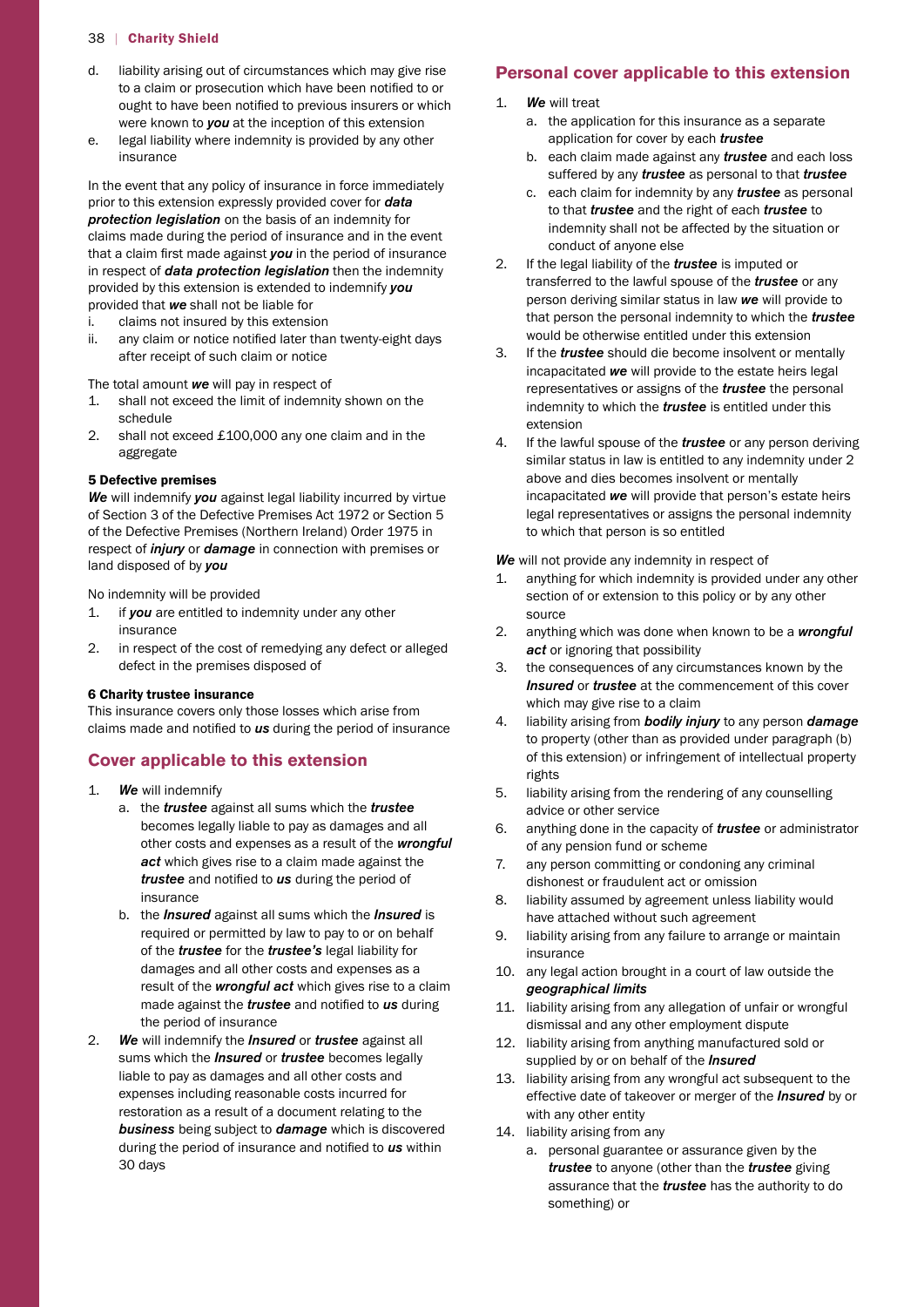d. liability arising out of circumstances which may give rise to a claim or prosecution which have been notified to or ought to have been notified to previous insurers or which were known to ***you*** at the inception of this extension
e. legal liability where indemnity is provided by any other insurance

In the event that any policy of insurance in force immediately prior to this extension expressly provided cover for ***data protection legislation*** on the basis of an indemnity for claims made during the period of insurance and in the event that a claim first made against ***you*** in the period of insurance in respect of ***data protection legislation*** then the indemnity provided by this extension is extended to indemnify ***you*** provided that ***we*** shall not be liable for

i. claims not insured by this extension
ii. any claim or notice notified later than twenty-eight days after receipt of such claim or notice

The total amount ***we*** will pay in respect of

1. shall not exceed the limit of indemnity shown on the schedule
2. shall not exceed £100,000 any one claim and in the aggregate

#### 5 Defective premises

***We*** will indemnify ***you*** against legal liability incurred by virtue of Section 3 of the Defective Premises Act 1972 or Section 5 of the Defective Premises (Northern Ireland) Order 1975 in respect of ***injury*** or ***damage*** in connection with premises or land disposed of by ***you***

No indemnity will be provided

1. if ***you*** are entitled to indemnity under any other insurance
2. in respect of the cost of remedying any defect or alleged defect in the premises disposed of

#### 6 Charity trustee insurance

This insurance covers only those losses which arise from claims made and notified to ***us*** during the period of insurance

## Cover applicable to this extension

1. ***We*** will indemnify
   a. the ***trustee*** against all sums which the ***trustee*** becomes legally liable to pay as damages and all other costs and expenses as a result of the ***wrongful act*** which gives rise to a claim made against the ***trustee*** and notified to ***us*** during the period of insurance
   b. the ***Insured*** against all sums which the ***Insured*** is required or permitted by law to pay to or on behalf of the ***trustee*** for the ***trustee's*** legal liability for damages and all other costs and expenses as a result of the ***wrongful act*** which gives rise to a claim made against the ***trustee*** and notified to ***us*** during the period of insurance
2. ***We*** will indemnify the ***Insured*** or ***trustee*** against all sums which the ***Insured*** or ***trustee*** becomes legally liable to pay as damages and all other costs and expenses including reasonable costs incurred for restoration as a result of a document relating to the ***business*** being subject to ***damage*** which is discovered during the period of insurance and notified to ***us*** within 30 days

## Personal cover applicable to this extension

1. ***We*** will treat
   a. the application for this insurance as a separate application for cover by each ***trustee***
   b. each claim made against any ***trustee*** and each loss suffered by any ***trustee*** as personal to that ***trustee***
   c. each claim for indemnity by any ***trustee*** as personal to that ***trustee*** and the right of each ***trustee*** to indemnity shall not be affected by the situation or conduct of anyone else
2. If the legal liability of the ***trustee*** is imputed or transferred to the lawful spouse of the ***trustee*** or any person deriving similar status in law ***we*** will provide to that person the personal indemnity to which the ***trustee*** would be otherwise entitled under this extension
3. If the ***trustee*** should die become insolvent or mentally incapacitated ***we*** will provide to the estate heirs legal representatives or assigns of the ***trustee*** the personal indemnity to which the ***trustee*** is entitled under this extension
4. If the lawful spouse of the ***trustee*** or any person deriving similar status in law is entitled to any indemnity under 2 above and dies becomes insolvent or mentally incapacitated ***we*** will provide that person's estate heirs legal representatives or assigns the personal indemnity to which that person is so entitled

***We*** will not provide any indemnity in respect of

1. anything for which indemnity is provided under any other section of or extension to this policy or by any other source
2. anything which was done when known to be a ***wrongful act*** or ignoring that possibility
3. the consequences of any circumstances known by the ***Insured*** or ***trustee*** at the commencement of this cover which may give rise to a claim
4. liability arising from ***bodily injury*** to any person ***damage*** to property (other than as provided under paragraph (b) of this extension) or infringement of intellectual property rights
5. liability arising from the rendering of any counselling advice or other service
6. anything done in the capacity of ***trustee*** or administrator of any pension fund or scheme
7. any person committing or condoning any criminal dishonest or fraudulent act or omission
8. liability assumed by agreement unless liability would have attached without such agreement
9. liability arising from any failure to arrange or maintain insurance
10. any legal action brought in a court of law outside the ***geographical limits***
11. liability arising from any allegation of unfair or wrongful dismissal and any other employment dispute
12. liability arising from anything manufactured sold or supplied by or on behalf of the ***Insured***
13. liability arising from any wrongful act subsequent to the effective date of takeover or merger of the ***Insured*** by or with any other entity
14. liability arising from any
    a. personal guarantee or assurance given by the ***trustee*** to anyone (other than the ***trustee*** giving assurance that the ***trustee*** has the authority to do something) or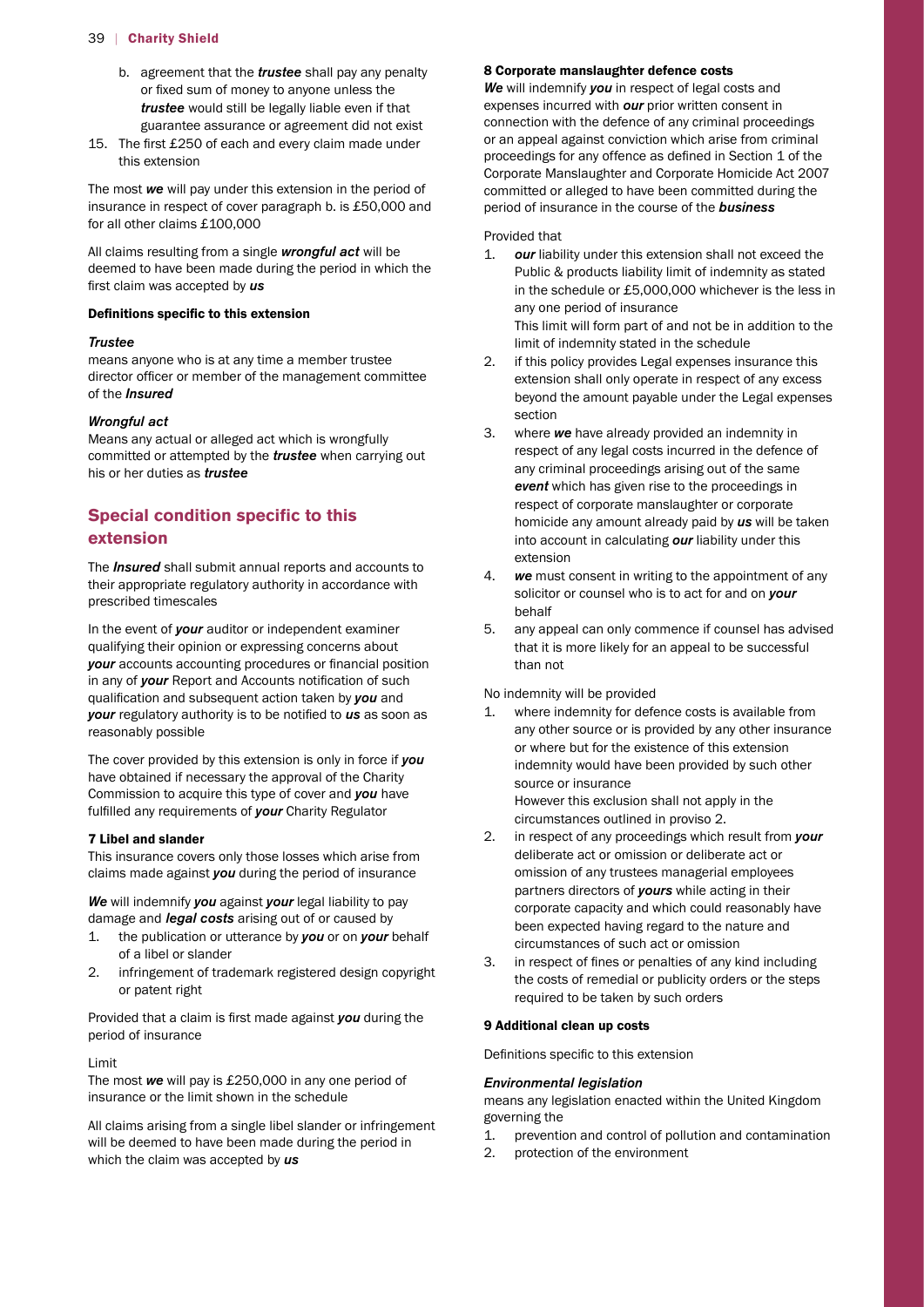b. agreement that the ***trustee*** shall pay any penalty or fixed sum of money to anyone unless the ***trustee*** would still be legally liable even if that guarantee assurance or agreement did not exist

15. The first £250 of each and every claim made under this extension

The most ***we*** will pay under this extension in the period of insurance in respect of cover paragraph b. is £50,000 and for all other claims £100,000

All claims resulting from a single ***wrongful act*** will be deemed to have been made during the period in which the first claim was accepted by ***us***

#### Definitions specific to this extension

***Trustee***

means anyone who is at any time a member trustee director officer or member of the management committee of the ***Insured***

***Wrongful act***

Means any actual or alleged act which is wrongfully committed or attempted by the ***trustee*** when carrying out his or her duties as ***trustee***

## Special condition specific to this extension

The ***Insured*** shall submit annual reports and accounts to their appropriate regulatory authority in accordance with prescribed timescales

In the event of ***your*** auditor or independent examiner qualifying their opinion or expressing concerns about ***your*** accounts accounting procedures or financial position in any of ***your*** Report and Accounts notification of such qualification and subsequent action taken by ***you*** and ***your*** regulatory authority is to be notified to ***us*** as soon as reasonably possible

The cover provided by this extension is only in force if ***you*** have obtained if necessary the approval of the Charity Commission to acquire this type of cover and ***you*** have fulfilled any requirements of ***your*** Charity Regulator

#### 7 Libel and slander

This insurance covers only those losses which arise from claims made against ***you*** during the period of insurance

***We*** will indemnify ***you*** against ***your*** legal liability to pay damage and ***legal costs*** arising out of or caused by

1. the publication or utterance by ***you*** or on ***your*** behalf of a libel or slander
2. infringement of trademark registered design copyright or patent right

Provided that a claim is first made against ***you*** during the period of insurance

Limit

The most ***we*** will pay is £250,000 in any one period of insurance or the limit shown in the schedule

All claims arising from a single libel slander or infringement will be deemed to have been made during the period in which the claim was accepted by ***us***

#### 8 Corporate manslaughter defence costs

***We*** will indemnify ***you*** in respect of legal costs and expenses incurred with ***our*** prior written consent in connection with the defence of any criminal proceedings or an appeal against conviction which arise from criminal proceedings for any offence as defined in Section 1 of the Corporate Manslaughter and Corporate Homicide Act 2007 committed or alleged to have been committed during the period of insurance in the course of the ***business***

Provided that

1. ***our*** liability under this extension shall not exceed the Public & products liability limit of indemnity as stated in the schedule or £5,000,000 whichever is the less in any one period of insurance
   This limit will form part of and not be in addition to the limit of indemnity stated in the schedule
2. if this policy provides Legal expenses insurance this extension shall only operate in respect of any excess beyond the amount payable under the Legal expenses section
3. where ***we*** have already provided an indemnity in respect of any legal costs incurred in the defence of any criminal proceedings arising out of the same ***event*** which has given rise to the proceedings in respect of corporate manslaughter or corporate homicide any amount already paid by ***us*** will be taken into account in calculating ***our*** liability under this extension
4. ***we*** must consent in writing to the appointment of any solicitor or counsel who is to act for and on ***your*** behalf
5. any appeal can only commence if counsel has advised that it is more likely for an appeal to be successful than not

No indemnity will be provided

1. where indemnity for defence costs is available from any other source or is provided by any other insurance or where but for the existence of this extension indemnity would have been provided by such other source or insurance
   However this exclusion shall not apply in the circumstances outlined in proviso 2.
2. in respect of any proceedings which result from ***your*** deliberate act or omission or deliberate act or omission of any trustees managerial employees partners directors of ***yours*** while acting in their corporate capacity and which could reasonably have been expected having regard to the nature and circumstances of such act or omission
3. in respect of fines or penalties of any kind including the costs of remedial or publicity orders or the steps required to be taken by such orders

#### 9 Additional clean up costs

Definitions specific to this extension

***Environmental legislation***

means any legislation enacted within the United Kingdom governing the

1. prevention and control of pollution and contamination
2. protection of the environment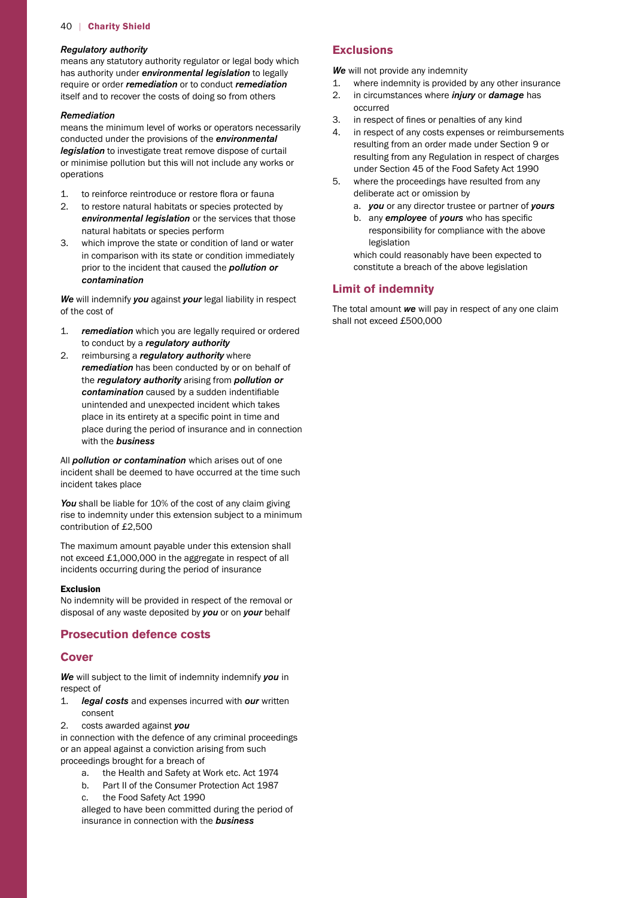***Regulatory authority***
means any statutory authority regulator or legal body which has authority under ***environmental legislation*** to legally require or order ***remediation*** or to conduct ***remediation*** itself and to recover the costs of doing so from others

***Remediation***
means the minimum level of works or operators necessarily conducted under the provisions of the ***environmental legislation*** to investigate treat remove dispose of curtail or minimise pollution but this will not include any works or operations

1. to reinforce reintroduce or restore flora or fauna
2. to restore natural habitats or species protected by ***environmental legislation*** or the services that those natural habitats or species perform
3. which improve the state or condition of land or water in comparison with its state or condition immediately prior to the incident that caused the ***pollution or contamination***

***We*** will indemnify ***you*** against ***your*** legal liability in respect of the cost of

1. ***remediation*** which you are legally required or ordered to conduct by a ***regulatory authority***
2. reimbursing a ***regulatory authority*** where ***remediation*** has been conducted by or on behalf of the ***regulatory authority*** arising from ***pollution or contamination*** caused by a sudden indentifiable unintended and unexpected incident which takes place in its entirety at a specific point in time and place during the period of insurance and in connection with the ***business***

All ***pollution or contamination*** which arises out of one incident shall be deemed to have occurred at the time such incident takes place

***You*** shall be liable for 10% of the cost of any claim giving rise to indemnity under this extension subject to a minimum contribution of £2,500

The maximum amount payable under this extension shall not exceed £1,000,000 in the aggregate in respect of all incidents occurring during the period of insurance

**Exclusion**
No indemnity will be provided in respect of the removal or disposal of any waste deposited by ***you*** or on ***your*** behalf

## Prosecution defence costs

## Cover

***We*** will subject to the limit of indemnity indemnify ***you*** in respect of

1. ***legal costs*** and expenses incurred with ***our*** written consent
2. costs awarded against ***you***

in connection with the defence of any criminal proceedings or an appeal against a conviction arising from such proceedings brought for a breach of

- a. the Health and Safety at Work etc. Act 1974
- b. Part II of the Consumer Protection Act 1987
- c. the Food Safety Act 1990

alleged to have been committed during the period of insurance in connection with the ***business***

## Exclusions

***We*** will not provide any indemnity

1. where indemnity is provided by any other insurance
2. in circumstances where ***injury*** or ***damage*** has occurred
3. in respect of fines or penalties of any kind
4. in respect of any costs expenses or reimbursements resulting from an order made under Section 9 or resulting from any Regulation in respect of charges under Section 45 of the Food Safety Act 1990
5. where the proceedings have resulted from any deliberate act or omission by
   - a. ***you*** or any director trustee or partner of ***yours***
   - b. any ***employee*** of ***yours*** who has specific responsibility for compliance with the above legislation

   which could reasonably have been expected to constitute a breach of the above legislation

## Limit of indemnity

The total amount ***we*** will pay in respect of any one claim shall not exceed £500,000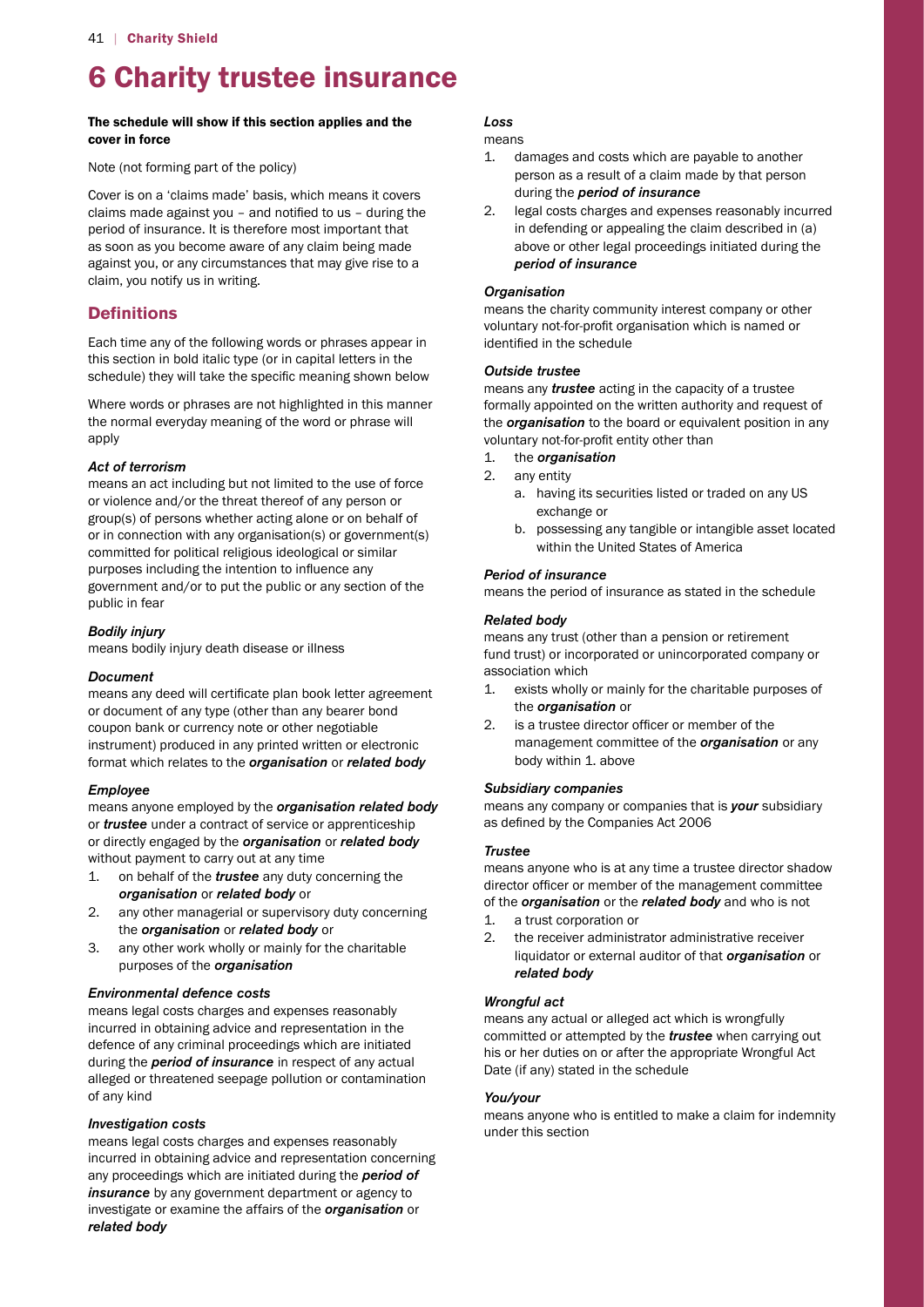# 6 Charity trustee insurance

**The schedule will show if this section applies and the cover in force**

Note (not forming part of the policy)

Cover is on a 'claims made' basis, which means it covers claims made against you – and notified to us – during the period of insurance. It is therefore most important that as soon as you become aware of any claim being made against you, or any circumstances that may give rise to a claim, you notify us in writing.

## Definitions

Each time any of the following words or phrases appear in this section in bold italic type (or in capital letters in the schedule) they will take the specific meaning shown below

Where words or phrases are not highlighted in this manner the normal everyday meaning of the word or phrase will apply

***Act of terrorism***

means an act including but not limited to the use of force or violence and/or the threat thereof of any person or group(s) of persons whether acting alone or on behalf of or in connection with any organisation(s) or government(s) committed for political religious ideological or similar purposes including the intention to influence any government and/or to put the public or any section of the public in fear

***Bodily injury***

means bodily injury death disease or illness

***Document***

means any deed will certificate plan book letter agreement or document of any type (other than any bearer bond coupon bank or currency note or other negotiable instrument) produced in any printed written or electronic format which relates to the ***organisation*** or ***related body***

***Employee***

means anyone employed by the ***organisation related body*** or ***trustee*** under a contract of service or apprenticeship or directly engaged by the ***organisation*** or ***related body*** without payment to carry out at any time

1. on behalf of the ***trustee*** any duty concerning the ***organisation*** or ***related body*** or
2. any other managerial or supervisory duty concerning the ***organisation*** or ***related body*** or
3. any other work wholly or mainly for the charitable purposes of the ***organisation***

***Environmental defence costs***

means legal costs charges and expenses reasonably incurred in obtaining advice and representation in the defence of any criminal proceedings which are initiated during the ***period of insurance*** in respect of any actual alleged or threatened seepage pollution or contamination of any kind

***Investigation costs***

means legal costs charges and expenses reasonably incurred in obtaining advice and representation concerning any proceedings which are initiated during the ***period of insurance*** by any government department or agency to investigate or examine the affairs of the ***organisation*** or ***related body***

***Loss***

means

1. damages and costs which are payable to another person as a result of a claim made by that person during the ***period of insurance***
2. legal costs charges and expenses reasonably incurred in defending or appealing the claim described in (a) above or other legal proceedings initiated during the ***period of insurance***

***Organisation***

means the charity community interest company or other voluntary not-for-profit organisation which is named or identified in the schedule

***Outside trustee***

means any ***trustee*** acting in the capacity of a trustee formally appointed on the written authority and request of the ***organisation*** to the board or equivalent position in any voluntary not-for-profit entity other than

1. the ***organisation***
2. any entity
   a. having its securities listed or traded on any US exchange or
   b. possessing any tangible or intangible asset located within the United States of America

***Period of insurance***

means the period of insurance as stated in the schedule

***Related body***

means any trust (other than a pension or retirement fund trust) or incorporated or unincorporated company or association which

1. exists wholly or mainly for the charitable purposes of the ***organisation*** or
2. is a trustee director officer or member of the management committee of the ***organisation*** or any body within 1. above

***Subsidiary companies***

means any company or companies that is ***your*** subsidiary as defined by the Companies Act 2006

***Trustee***

means anyone who is at any time a trustee director shadow director officer or member of the management committee of the ***organisation*** or the ***related body*** and who is not

1. a trust corporation or
2. the receiver administrator administrative receiver liquidator or external auditor of that ***organisation*** or ***related body***

***Wrongful act***

means any actual or alleged act which is wrongfully committed or attempted by the ***trustee*** when carrying out his or her duties on or after the appropriate Wrongful Act Date (if any) stated in the schedule

***You/your***

means anyone who is entitled to make a claim for indemnity under this section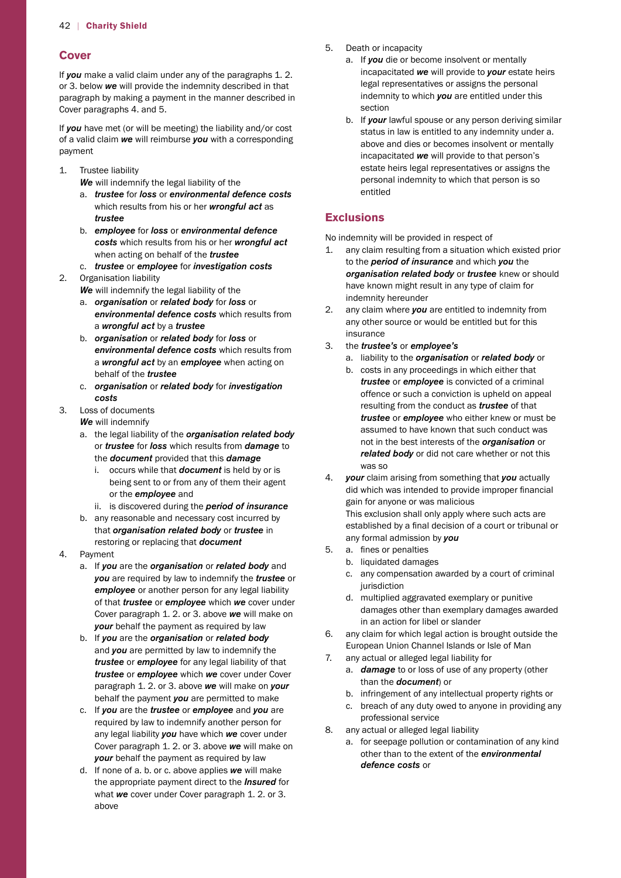## Cover

If ***you*** make a valid claim under any of the paragraphs 1. 2. or 3. below ***we*** will provide the indemnity described in that paragraph by making a payment in the manner described in Cover paragraphs 4. and 5.

If ***you*** have met (or will be meeting) the liability and/or cost of a valid claim ***we*** will reimburse ***you*** with a corresponding payment

1. Trustee liability
   ***We*** will indemnify the legal liability of the
   a. ***trustee*** for ***loss*** or ***environmental defence costs*** which results from his or her ***wrongful act*** as ***trustee***
   b. ***employee*** for ***loss*** or ***environmental defence costs*** which results from his or her ***wrongful act*** when acting on behalf of the ***trustee***
   c. ***trustee*** or ***employee*** for ***investigation costs***
2. Organisation liability
   ***We*** will indemnify the legal liability of the
   a. ***organisation*** or ***related body*** for ***loss*** or ***environmental defence costs*** which results from a ***wrongful act*** by a ***trustee***
   b. ***organisation*** or ***related body*** for ***loss*** or ***environmental defence costs*** which results from a ***wrongful act*** by an ***employee*** when acting on behalf of the ***trustee***
   c. ***organisation*** or ***related body*** for ***investigation costs***
3. Loss of documents
   ***We*** will indemnify
   a. the legal liability of the ***organisation related body*** or ***trustee*** for ***loss*** which results from ***damage*** to the ***document*** provided that this ***damage***
      i. occurs while that ***document*** is held by or is being sent to or from any of them their agent or the ***employee*** and
      ii. is discovered during the ***period of insurance***
   b. any reasonable and necessary cost incurred by that ***organisation related body*** or ***trustee*** in restoring or replacing that ***document***
4. Payment
   a. If ***you*** are the ***organisation*** or ***related body*** and ***you*** are required by law to indemnify the ***trustee*** or ***employee*** or another person for any legal liability of that ***trustee*** or ***employee*** which ***we*** cover under Cover paragraph 1. 2. or 3. above ***we*** will make on ***your*** behalf the payment as required by law
   b. If ***you*** are the ***organisation*** or ***related body*** and ***you*** are permitted by law to indemnify the ***trustee*** or ***employee*** for any legal liability of that ***trustee*** or ***employee*** which ***we*** cover under Cover paragraph 1. 2. or 3. above ***we*** will make on ***your*** behalf the payment ***you*** are permitted to make
   c. If ***you*** are the ***trustee*** or ***employee*** and ***you*** are required by law to indemnify another person for any legal liability ***you*** have which ***we*** cover under Cover paragraph 1. 2. or 3. above ***we*** will make on ***your*** behalf the payment as required by law
   d. If none of a. b. or c. above applies ***we*** will make the appropriate payment direct to the ***Insured*** for what ***we*** cover under Cover paragraph 1. 2. or 3. above
5. Death or incapacity
   a. If ***you*** die or become insolvent or mentally incapacitated ***we*** will provide to ***your*** estate heirs legal representatives or assigns the personal indemnity to which ***you*** are entitled under this section
   b. If ***your*** lawful spouse or any person deriving similar status in law is entitled to any indemnity under a. above and dies or becomes insolvent or mentally incapacitated ***we*** will provide to that person's estate heirs legal representatives or assigns the personal indemnity to which that person is so entitled

## Exclusions

No indemnity will be provided in respect of

1. any claim resulting from a situation which existed prior to the ***period of insurance*** and which ***you*** the ***organisation related body*** or ***trustee*** knew or should have known might result in any type of claim for indemnity hereunder
2. any claim where ***you*** are entitled to indemnity from any other source or would be entitled but for this insurance
3. the ***trustee's*** or ***employee's***
   a. liability to the ***organisation*** or ***related body*** or
   b. costs in any proceedings in which either that ***trustee*** or ***employee*** is convicted of a criminal offence or such a conviction is upheld on appeal resulting from the conduct as ***trustee*** of that ***trustee*** or ***employee*** who either knew or must be assumed to have known that such conduct was not in the best interests of the ***organisation*** or ***related body*** or did not care whether or not this was so
4. ***your*** claim arising from something that ***you*** actually did which was intended to provide improper financial gain for anyone or was malicious
   This exclusion shall only apply where such acts are established by a final decision of a court or tribunal or any formal admission by ***you***
5. a. fines or penalties
   b. liquidated damages
   c. any compensation awarded by a court of criminal jurisdiction
   d. multiplied aggravated exemplary or punitive damages other than exemplary damages awarded in an action for libel or slander
6. any claim for which legal action is brought outside the European Union Channel Islands or Isle of Man
7. any actual or alleged legal liability for
   a. ***damage*** to or loss of use of any property (other than the ***document***) or
   b. infringement of any intellectual property rights or
   c. breach of any duty owed to anyone in providing any professional service
8. any actual or alleged legal liability
   a. for seepage pollution or contamination of any kind other than to the extent of the ***environmental defence costs*** or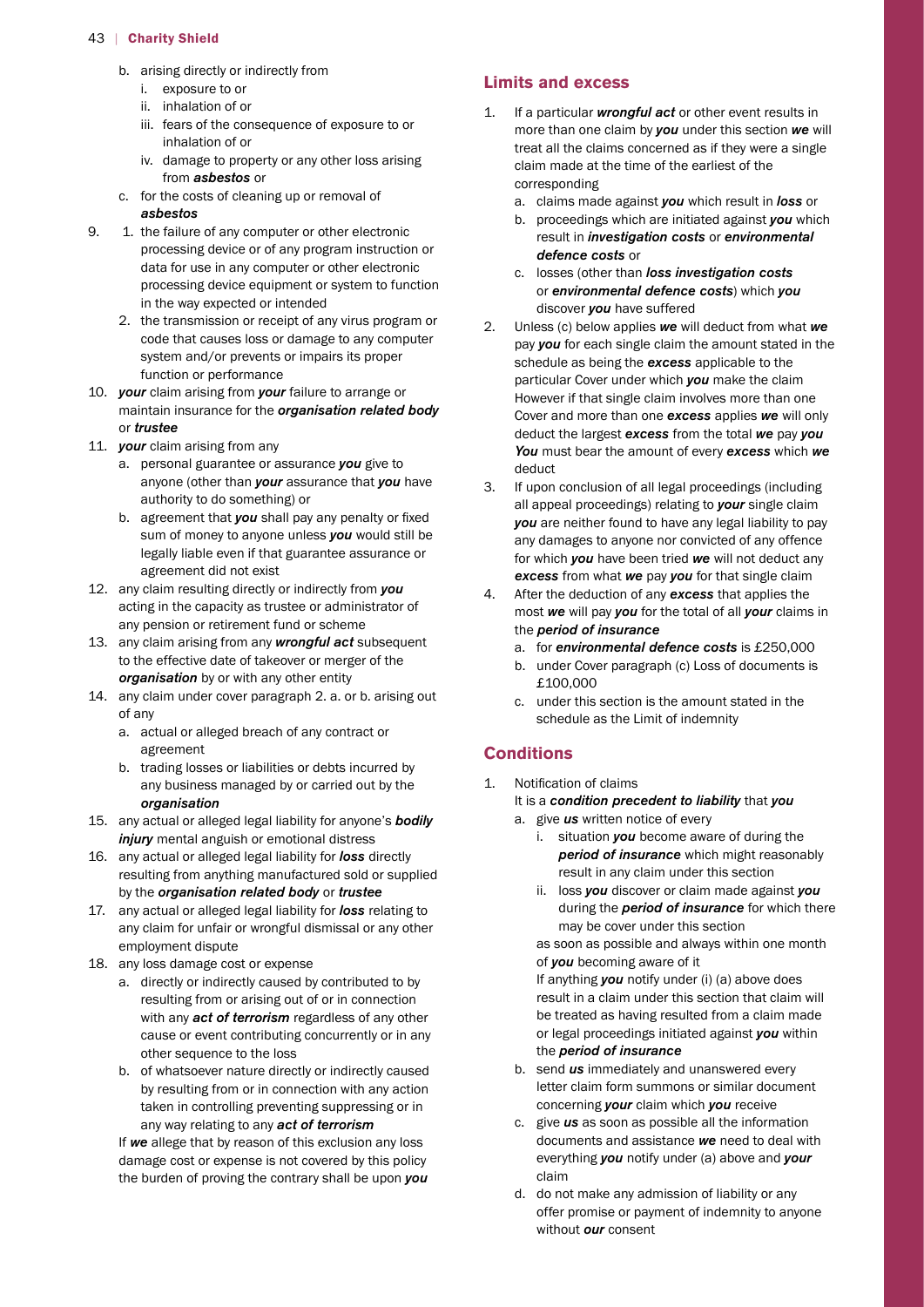b. arising directly or indirectly from
      i. exposure to or
      ii. inhalation of or
      iii. fears of the consequence of exposure to or inhalation of or
      iv. damage to property or any other loss arising from ***asbestos*** or
   c. for the costs of cleaning up or removal of ***asbestos***
9. 1. the failure of any computer or other electronic processing device or of any program instruction or data for use in any computer or other electronic processing device equipment or system to function in the way expected or intended
   2. the transmission or receipt of any virus program or code that causes loss or damage to any computer system and/or prevents or impairs its proper function or performance
10. ***your*** claim arising from ***your*** failure to arrange or maintain insurance for the ***organisation related body*** or ***trustee***
11. ***your*** claim arising from any
    a. personal guarantee or assurance ***you*** give to anyone (other than ***your*** assurance that ***you*** have authority to do something) or
    b. agreement that ***you*** shall pay any penalty or fixed sum of money to anyone unless ***you*** would still be legally liable even if that guarantee assurance or agreement did not exist
12. any claim resulting directly or indirectly from ***you*** acting in the capacity as trustee or administrator of any pension or retirement fund or scheme
13. any claim arising from any ***wrongful act*** subsequent to the effective date of takeover or merger of the ***organisation*** by or with any other entity
14. any claim under cover paragraph 2. a. or b. arising out of any
    a. actual or alleged breach of any contract or agreement
    b. trading losses or liabilities or debts incurred by any business managed by or carried out by the ***organisation***
15. any actual or alleged legal liability for anyone's ***bodily injury*** mental anguish or emotional distress
16. any actual or alleged legal liability for ***loss*** directly resulting from anything manufactured sold or supplied by the ***organisation related body*** or ***trustee***
17. any actual or alleged legal liability for ***loss*** relating to any claim for unfair or wrongful dismissal or any other employment dispute
18. any loss damage cost or expense
    a. directly or indirectly caused by contributed to by resulting from or arising out of or in connection with any ***act of terrorism*** regardless of any other cause or event contributing concurrently or in any other sequence to the loss
    b. of whatsoever nature directly or indirectly caused by resulting from or in connection with any action taken in controlling preventing suppressing or in any way relating to any ***act of terrorism***

    If ***we*** allege that by reason of this exclusion any loss damage cost or expense is not covered by this policy the burden of proving the contrary shall be upon ***you***

## Limits and excess

1. If a particular ***wrongful act*** or other event results in more than one claim by ***you*** under this section ***we*** will treat all the claims concerned as if they were a single claim made at the time of the earliest of the corresponding
   a. claims made against ***you*** which result in ***loss*** or
   b. proceedings which are initiated against ***you*** which result in ***investigation costs*** or ***environmental defence costs*** or
   c. losses (other than ***loss investigation costs*** or ***environmental defence costs***) which ***you*** discover ***you*** have suffered
2. Unless (c) below applies ***we*** will deduct from what ***we*** pay ***you*** for each single claim the amount stated in the schedule as being the ***excess*** applicable to the particular Cover under which ***you*** make the claim However if that single claim involves more than one Cover and more than one ***excess*** applies ***we*** will only deduct the largest ***excess*** from the total ***we*** pay ***you*** ***You*** must bear the amount of every ***excess*** which ***we*** deduct
3. If upon conclusion of all legal proceedings (including all appeal proceedings) relating to ***your*** single claim ***you*** are neither found to have any legal liability to pay any damages to anyone nor convicted of any offence for which ***you*** have been tried ***we*** will not deduct any ***excess*** from what ***we*** pay ***you*** for that single claim
4. After the deduction of any ***excess*** that applies the most ***we*** will pay ***you*** for the total of all ***your*** claims in the ***period of insurance***
   a. for ***environmental defence costs*** is £250,000
   b. under Cover paragraph (c) Loss of documents is £100,000
   c. under this section is the amount stated in the schedule as the Limit of indemnity

## Conditions

1. Notification of claims

   It is a ***condition precedent to liability*** that ***you***
   a. give ***us*** written notice of every
      i. situation ***you*** become aware of during the ***period of insurance*** which might reasonably result in any claim under this section
      ii. loss ***you*** discover or claim made against ***you*** during the ***period of insurance*** for which there may be cover under this section

      as soon as possible and always within one month of ***you*** becoming aware of it

      If anything ***you*** notify under (i) (a) above does result in a claim under this section that claim will be treated as having resulted from a claim made or legal proceedings initiated against ***you*** within the ***period of insurance***
   b. send ***us*** immediately and unanswered every letter claim form summons or similar document concerning ***your*** claim which ***you*** receive
   c. give ***us*** as soon as possible all the information documents and assistance ***we*** need to deal with everything ***you*** notify under (a) above and ***your*** claim
   d. do not make any admission of liability or any offer promise or payment of indemnity to anyone without ***our*** consent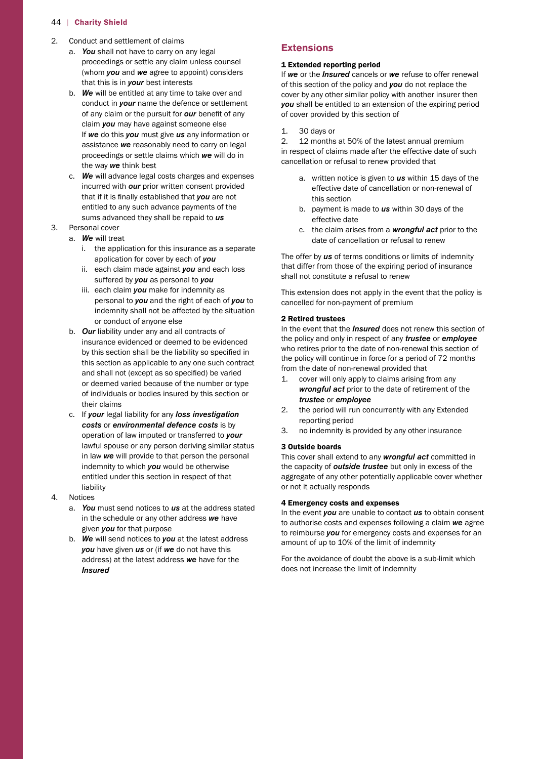2. Conduct and settlement of claims
   a. ***You*** shall not have to carry on any legal proceedings or settle any claim unless counsel (whom ***you*** and ***we*** agree to appoint) considers that this is in ***your*** best interests
   b. ***We*** will be entitled at any time to take over and conduct in ***your*** name the defence or settlement of any claim or the pursuit for ***our*** benefit of any claim ***you*** may have against someone else
      If ***we*** do this ***you*** must give ***us*** any information or assistance ***we*** reasonably need to carry on legal proceedings or settle claims which ***we*** will do in the way ***we*** think best
   c. ***We*** will advance legal costs charges and expenses incurred with ***our*** prior written consent provided that if it is finally established that ***you*** are not entitled to any such advance payments of the sums advanced they shall be repaid to ***us***
3. Personal cover
   a. ***We*** will treat
      i. the application for this insurance as a separate application for cover by each of ***you***
      ii. each claim made against ***you*** and each loss suffered by ***you*** as personal to ***you***
      iii. each claim ***you*** make for indemnity as personal to ***you*** and the right of each of ***you*** to indemnity shall not be affected by the situation or conduct of anyone else
   b. ***Our*** liability under any and all contracts of insurance evidenced or deemed to be evidenced by this section shall be the liability so specified in this section as applicable to any one such contract and shall not (except as so specified) be varied or deemed varied because of the number or type of individuals or bodies insured by this section or their claims
   c. If ***your*** legal liability for any ***loss investigation costs*** or ***environmental defence costs*** is by operation of law imputed or transferred to ***your*** lawful spouse or any person deriving similar status in law ***we*** will provide to that person the personal indemnity to which ***you*** would be otherwise entitled under this section in respect of that liability
4. Notices
   a. ***You*** must send notices to ***us*** at the address stated in the schedule or any other address ***we*** have given ***you*** for that purpose
   b. ***We*** will send notices to ***you*** at the latest address ***you*** have given ***us*** or (if ***we*** do not have this address) at the latest address ***we*** have for the ***Insured***

## Extensions

### 1 Extended reporting period

If ***we*** or the ***Insured*** cancels or ***we*** refuse to offer renewal of this section of the policy and ***you*** do not replace the cover by any other similar policy with another insurer then ***you*** shall be entitled to an extension of the expiring period of cover provided by this section of

1. 30 days or
2. 12 months at 50% of the latest annual premium

in respect of claims made after the effective date of such cancellation or refusal to renew provided that

   a. written notice is given to ***us*** within 15 days of the effective date of cancellation or non-renewal of this section
   b. payment is made to ***us*** within 30 days of the effective date
   c. the claim arises from a ***wrongful act*** prior to the date of cancellation or refusal to renew

The offer by ***us*** of terms conditions or limits of indemnity that differ from those of the expiring period of insurance shall not constitute a refusal to renew

This extension does not apply in the event that the policy is cancelled for non-payment of premium

### 2 Retired trustees

In the event that the ***Insured*** does not renew this section of the policy and only in respect of any ***trustee*** or ***employee*** who retires prior to the date of non-renewal this section of the policy will continue in force for a period of 72 months from the date of non-renewal provided that

1. cover will only apply to claims arising from any ***wrongful act*** prior to the date of retirement of the ***trustee*** or ***employee***
2. the period will run concurrently with any Extended reporting period
3. no indemnity is provided by any other insurance

### 3 Outside boards

This cover shall extend to any ***wrongful act*** committed in the capacity of ***outside trustee*** but only in excess of the aggregate of any other potentially applicable cover whether or not it actually responds

### 4 Emergency costs and expenses

In the event ***you*** are unable to contact ***us*** to obtain consent to authorise costs and expenses following a claim ***we*** agree to reimburse ***you*** for emergency costs and expenses for an amount of up to 10% of the limit of indemnity

For the avoidance of doubt the above is a sub-limit which does not increase the limit of indemnity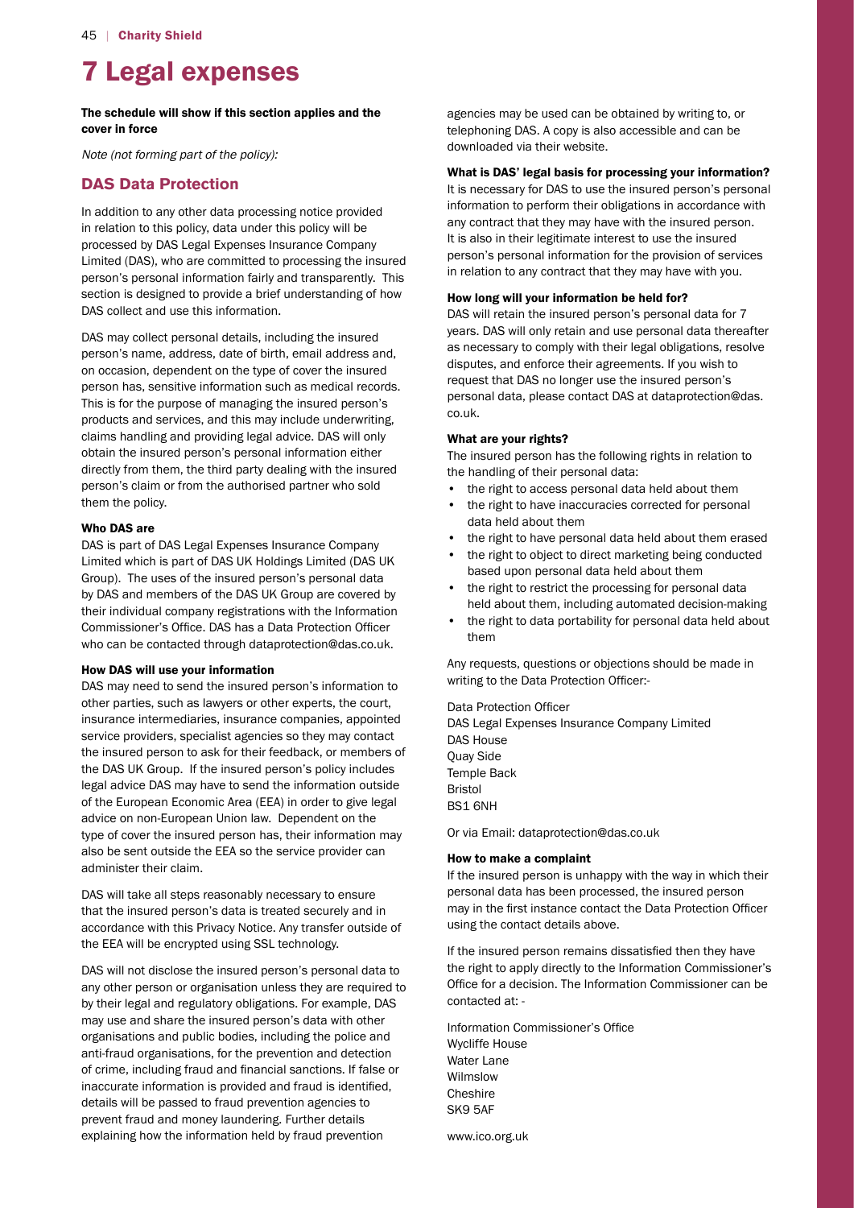# 7 Legal expenses

**The schedule will show if this section applies and the cover in force**

*Note (not forming part of the policy):*

## DAS Data Protection

In addition to any other data processing notice provided in relation to this policy, data under this policy will be processed by DAS Legal Expenses Insurance Company Limited (DAS), who are committed to processing the insured person's personal information fairly and transparently. This section is designed to provide a brief understanding of how DAS collect and use this information.

DAS may collect personal details, including the insured person's name, address, date of birth, email address and, on occasion, dependent on the type of cover the insured person has, sensitive information such as medical records. This is for the purpose of managing the insured person's products and services, and this may include underwriting, claims handling and providing legal advice. DAS will only obtain the insured person's personal information either directly from them, the third party dealing with the insured person's claim or from the authorised partner who sold them the policy.

### Who DAS are

DAS is part of DAS Legal Expenses Insurance Company Limited which is part of DAS UK Holdings Limited (DAS UK Group). The uses of the insured person's personal data by DAS and members of the DAS UK Group are covered by their individual company registrations with the Information Commissioner's Office. DAS has a Data Protection Officer who can be contacted through dataprotection@das.co.uk.

### How DAS will use your information

DAS may need to send the insured person's information to other parties, such as lawyers or other experts, the court, insurance intermediaries, insurance companies, appointed service providers, specialist agencies so they may contact the insured person to ask for their feedback, or members of the DAS UK Group. If the insured person's policy includes legal advice DAS may have to send the information outside of the European Economic Area (EEA) in order to give legal advice on non-European Union law. Dependent on the type of cover the insured person has, their information may also be sent outside the EEA so the service provider can administer their claim.

DAS will take all steps reasonably necessary to ensure that the insured person's data is treated securely and in accordance with this Privacy Notice. Any transfer outside of the EEA will be encrypted using SSL technology.

DAS will not disclose the insured person's personal data to any other person or organisation unless they are required to by their legal and regulatory obligations. For example, DAS may use and share the insured person's data with other organisations and public bodies, including the police and anti-fraud organisations, for the prevention and detection of crime, including fraud and financial sanctions. If false or inaccurate information is provided and fraud is identified, details will be passed to fraud prevention agencies to prevent fraud and money laundering. Further details explaining how the information held by fraud prevention agencies may be used can be obtained by writing to, or telephoning DAS. A copy is also accessible and can be downloaded via their website.

### What is DAS' legal basis for processing your information?

It is necessary for DAS to use the insured person's personal information to perform their obligations in accordance with any contract that they may have with the insured person. It is also in their legitimate interest to use the insured person's personal information for the provision of services in relation to any contract that they may have with you.

### How long will your information be held for?

DAS will retain the insured person's personal data for 7 years. DAS will only retain and use personal data thereafter as necessary to comply with their legal obligations, resolve disputes, and enforce their agreements. If you wish to request that DAS no longer use the insured person's personal data, please contact DAS at dataprotection@das.co.uk.

### What are your rights?

The insured person has the following rights in relation to the handling of their personal data:

- the right to access personal data held about them
- the right to have inaccuracies corrected for personal data held about them
- the right to have personal data held about them erased
- the right to object to direct marketing being conducted based upon personal data held about them
- the right to restrict the processing for personal data held about them, including automated decision-making
- the right to data portability for personal data held about them

Any requests, questions or objections should be made in writing to the Data Protection Officer:-

Data Protection Officer
DAS Legal Expenses Insurance Company Limited
DAS House
Quay Side
Temple Back
Bristol
BS1 6NH

Or via Email: dataprotection@das.co.uk

### How to make a complaint

If the insured person is unhappy with the way in which their personal data has been processed, the insured person may in the first instance contact the Data Protection Officer using the contact details above.

If the insured person remains dissatisfied then they have the right to apply directly to the Information Commissioner's Office for a decision. The Information Commissioner can be contacted at: -

Information Commissioner's Office
Wycliffe House
Water Lane
Wilmslow
Cheshire
SK9 5AF

www.ico.org.uk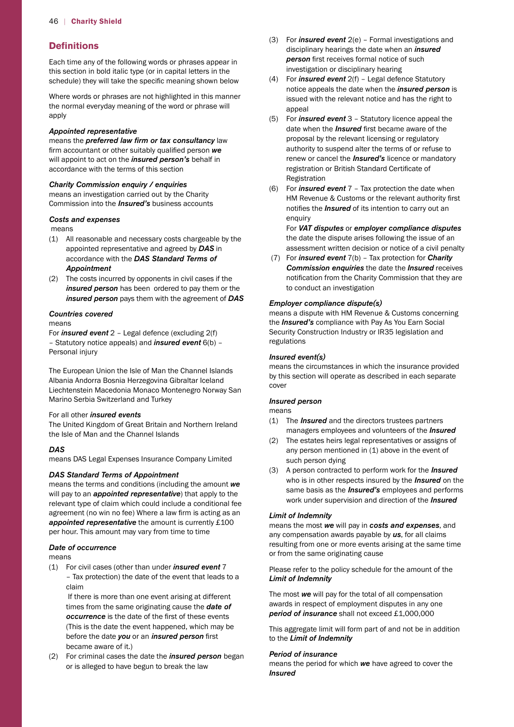## Definitions

Each time any of the following words or phrases appear in this section in bold italic type (or in capital letters in the schedule) they will take the specific meaning shown below

Where words or phrases are not highlighted in this manner the normal everyday meaning of the word or phrase will apply

***Appointed representative***
means the ***preferred law firm or tax consultancy*** law firm accountant or other suitably qualified person ***we*** will appoint to act on the ***insured person's*** behalf in accordance with the terms of this section

***Charity Commission enquiry / enquiries***
means an investigation carried out by the Charity Commission into the ***Insured's*** business accounts

***Costs and expenses***
means

(1) All reasonable and necessary costs chargeable by the appointed representative and agreed by ***DAS*** in accordance with the ***DAS Standard Terms of Appointment***
(2) The costs incurred by opponents in civil cases if the ***insured person*** has been ordered to pay them or the ***insured person*** pays them with the agreement of ***DAS***

***Countries covered***
means
For ***insured event*** 2 – Legal defence (excluding 2(f) – Statutory notice appeals) and ***insured event*** 6(b) – Personal injury

The European Union the Isle of Man the Channel Islands Albania Andorra Bosnia Herzegovina Gibraltar Iceland Liechtenstein Macedonia Monaco Montenegro Norway San Marino Serbia Switzerland and Turkey

For all other ***insured events***
The United Kingdom of Great Britain and Northern Ireland the Isle of Man and the Channel Islands

***DAS***
means DAS Legal Expenses Insurance Company Limited

***DAS Standard Terms of Appointment***
means the terms and conditions (including the amount ***we*** will pay to an ***appointed representative***) that apply to the relevant type of claim which could include a conditional fee agreement (no win no fee) Where a law firm is acting as an ***appointed representative*** the amount is currently £100 per hour. This amount may vary from time to time

***Date of occurrence***
means

(1) For civil cases (other than under ***insured event*** 7 – Tax protection) the date of the event that leads to a claim
If there is more than one event arising at different times from the same originating cause the ***date of occurrence*** is the date of the first of these events (This is the date the event happened, which may be before the date ***you*** or an ***insured person*** first became aware of it.)
(2) For criminal cases the date the ***insured person*** began or is alleged to have begun to break the law
(3) For ***insured event*** 2(e) – Formal investigations and disciplinary hearings the date when an ***insured person*** first receives formal notice of such investigation or disciplinary hearing
(4) For ***insured event*** 2(f) – Legal defence Statutory notice appeals the date when the ***insured person*** is issued with the relevant notice and has the right to appeal
(5) For ***insured event*** 3 – Statutory licence appeal the date when the ***Insured*** first became aware of the proposal by the relevant licensing or regulatory authority to suspend alter the terms of or refuse to renew or cancel the ***Insured's*** licence or mandatory registration or British Standard Certificate of Registration
(6) For ***insured event*** 7 – Tax protection the date when HM Revenue & Customs or the relevant authority first notifies the ***Insured*** of its intention to carry out an enquiry
For ***VAT disputes*** or ***employer compliance disputes*** the date the dispute arises following the issue of an assessment written decision or notice of a civil penalty
(7) For ***insured event*** 7(b) – Tax protection for ***Charity Commission enquiries*** the date the ***Insured*** receives notification from the Charity Commission that they are to conduct an investigation

***Employer compliance dispute(s)***
means a dispute with HM Revenue & Customs concerning the ***Insured's*** compliance with Pay As You Earn Social Security Construction Industry or IR35 legislation and regulations

***Insured event(s)***
means the circumstances in which the insurance provided by this section will operate as described in each separate cover

***Insured person***
means

(1) The ***Insured*** and the directors trustees partners managers employees and volunteers of the ***Insured***
(2) The estates heirs legal representatives or assigns of any person mentioned in (1) above in the event of such person dying
(3) A person contracted to perform work for the ***Insured*** who is in other respects insured by the ***Insured*** on the same basis as the ***Insured's*** employees and performs work under supervision and direction of the ***Insured***

***Limit of Indemnity***
means the most ***we*** will pay in ***costs and expenses***, and any compensation awards payable by ***us***, for all claims resulting from one or more events arising at the same time or from the same originating cause

Please refer to the policy schedule for the amount of the ***Limit of Indemnity***

The most ***we*** will pay for the total of all compensation awards in respect of employment disputes in any one ***period of insurance*** shall not exceed £1,000,000

This aggregate limit will form part of and not be in addition to the ***Limit of Indemnity***

***Period of insurance***
means the period for which ***we*** have agreed to cover the ***Insured***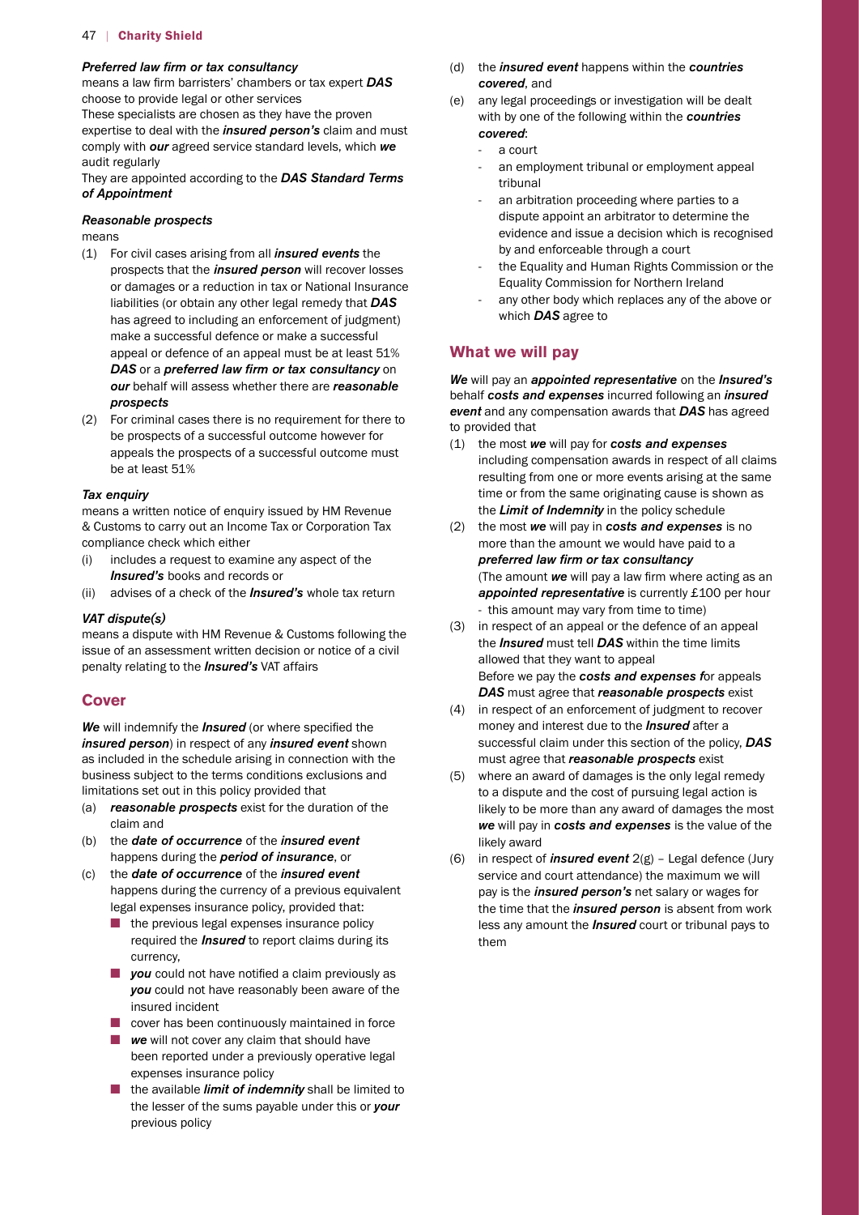***Preferred law firm or tax consultancy***

means a law firm barristers' chambers or tax expert ***DAS*** choose to provide legal or other services

These specialists are chosen as they have the proven expertise to deal with the ***insured person's*** claim and must comply with ***our*** agreed service standard levels, which ***we*** audit regularly

They are appointed according to the ***DAS Standard Terms of Appointment***

***Reasonable prospects***

means

(1) For civil cases arising from all ***insured events*** the prospects that the ***insured person*** will recover losses or damages or a reduction in tax or National Insurance liabilities (or obtain any other legal remedy that ***DAS*** has agreed to including an enforcement of judgment) make a successful defence or make a successful appeal or defence of an appeal must be at least 51% ***DAS*** or a ***preferred law firm or tax consultancy*** on ***our*** behalf will assess whether there are ***reasonable prospects***

(2) For criminal cases there is no requirement for there to be prospects of a successful outcome however for appeals the prospects of a successful outcome must be at least 51%

***Tax enquiry***

means a written notice of enquiry issued by HM Revenue & Customs to carry out an Income Tax or Corporation Tax compliance check which either

(i) includes a request to examine any aspect of the ***Insured's*** books and records or

(ii) advises of a check of the ***Insured's*** whole tax return

***VAT dispute(s)***

means a dispute with HM Revenue & Customs following the issue of an assessment written decision or notice of a civil penalty relating to the ***Insured's*** VAT affairs

## Cover

***We*** will indemnify the ***Insured*** (or where specified the ***insured person***) in respect of any ***insured event*** shown as included in the schedule arising in connection with the business subject to the terms conditions exclusions and limitations set out in this policy provided that

(a) ***reasonable prospects*** exist for the duration of the claim and

(b) the ***date of occurrence*** of the ***insured event*** happens during the ***period of insurance***, or

(c) the ***date of occurrence*** of the ***insured event*** happens during the currency of a previous equivalent legal expenses insurance policy, provided that:
- the previous legal expenses insurance policy required the ***Insured*** to report claims during its currency,
- ***you*** could not have notified a claim previously as ***you*** could not have reasonably been aware of the insured incident
- cover has been continuously maintained in force
- ***we*** will not cover any claim that should have been reported under a previously operative legal expenses insurance policy
- the available ***limit of indemnity*** shall be limited to the lesser of the sums payable under this or ***your*** previous policy

(d) the ***insured event*** happens within the ***countries covered***, and

(e) any legal proceedings or investigation will be dealt with by one of the following within the ***countries covered***:
- a court
- an employment tribunal or employment appeal tribunal
- an arbitration proceeding where parties to a dispute appoint an arbitrator to determine the evidence and issue a decision which is recognised by and enforceable through a court
- the Equality and Human Rights Commission or the Equality Commission for Northern Ireland
- any other body which replaces any of the above or which ***DAS*** agree to

## What we will pay

***We*** will pay an ***appointed representative*** on the ***Insured's*** behalf ***costs and expenses*** incurred following an ***insured event*** and any compensation awards that ***DAS*** has agreed to provided that

(1) the most ***we*** will pay for ***costs and expenses*** including compensation awards in respect of all claims resulting from one or more events arising at the same time or from the same originating cause is shown as the ***Limit of Indemnity*** in the policy schedule

(2) the most ***we*** will pay in ***costs and expenses*** is no more than the amount we would have paid to a ***preferred law firm or tax consultancy***
(The amount ***we*** will pay a law firm where acting as an ***appointed representative*** is currently £100 per hour - this amount may vary from time to time)

(3) in respect of an appeal or the defence of an appeal the ***Insured*** must tell ***DAS*** within the time limits allowed that they want to appeal
Before we pay the ***costs and expenses f***or appeals ***DAS*** must agree that ***reasonable prospects*** exist

(4) in respect of an enforcement of judgment to recover money and interest due to the ***Insured*** after a successful claim under this section of the policy, ***DAS*** must agree that ***reasonable prospects*** exist

(5) where an award of damages is the only legal remedy to a dispute and the cost of pursuing legal action is likely to be more than any award of damages the most ***we*** will pay in ***costs and expenses*** is the value of the likely award

(6) in respect of ***insured event*** 2(g) – Legal defence (Jury service and court attendance) the maximum we will pay is the ***insured person's*** net salary or wages for the time that the ***insured person*** is absent from work less any amount the ***Insured*** court or tribunal pays to them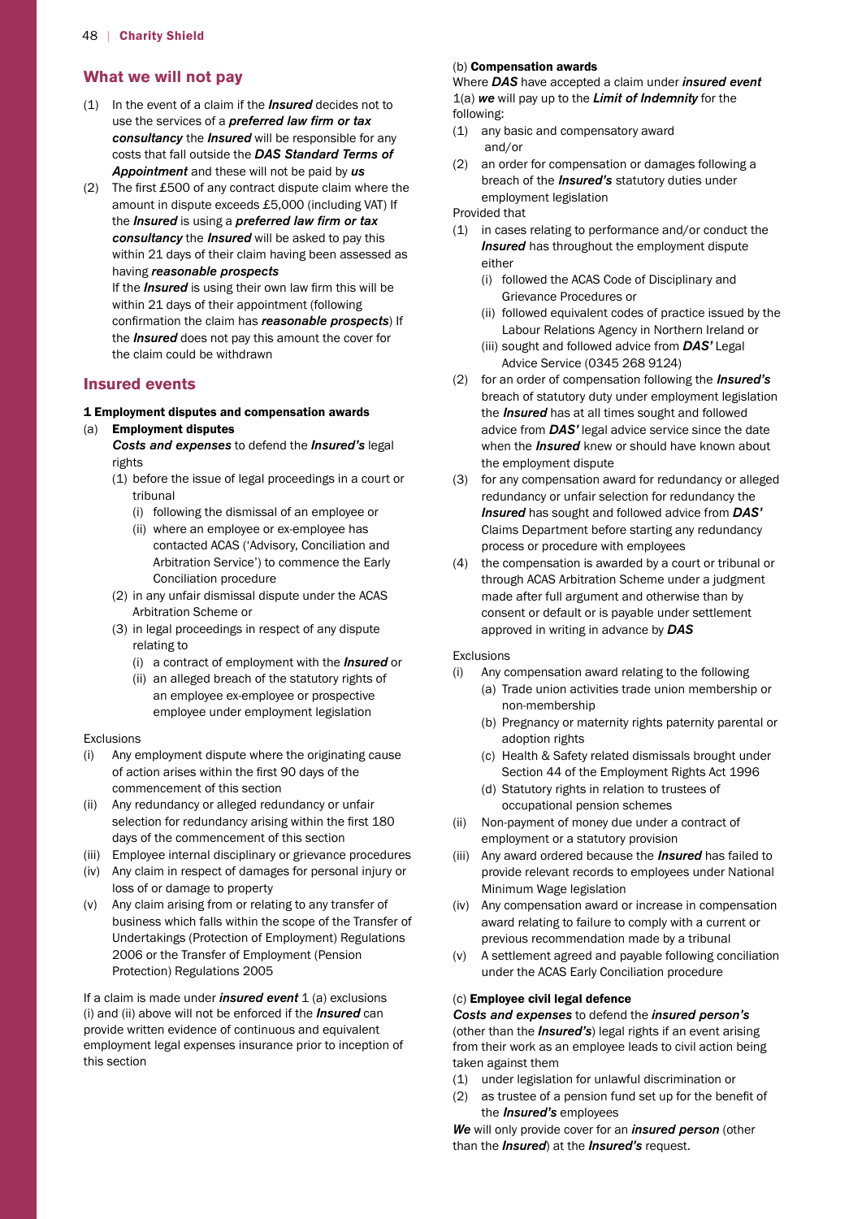## What we will not pay

(1) In the event of a claim if the ***Insured*** decides not to use the services of a ***preferred law firm or tax consultancy*** the ***Insured*** will be responsible for any costs that fall outside the ***DAS Standard Terms of Appointment*** and these will not be paid by ***us***

(2) The first £500 of any contract dispute claim where the amount in dispute exceeds £5,000 (including VAT) If the ***Insured*** is using a ***preferred law firm or tax consultancy*** the ***Insured*** will be asked to pay this within 21 days of their claim having been assessed as having ***reasonable prospects***
If the ***Insured*** is using their own law firm this will be within 21 days of their appointment (following confirmation the claim has ***reasonable prospects***) If the ***Insured*** does not pay this amount the cover for the claim could be withdrawn

## Insured events

### 1 Employment disputes and compensation awards

(a) **Employment disputes**
***Costs and expenses*** to defend the ***Insured's*** legal rights
  (1) before the issue of legal proceedings in a court or tribunal
    (i) following the dismissal of an employee or
    (ii) where an employee or ex-employee has contacted ACAS ('Advisory, Conciliation and Arbitration Service') to commence the Early Conciliation procedure
  (2) in any unfair dismissal dispute under the ACAS Arbitration Scheme or
  (3) in legal proceedings in respect of any dispute relating to
    (i) a contract of employment with the ***Insured*** or
    (ii) an alleged breach of the statutory rights of an employee ex-employee or prospective employee under employment legislation

Exclusions

(i) Any employment dispute where the originating cause of action arises within the first 90 days of the commencement of this section
(ii) Any redundancy or alleged redundancy or unfair selection for redundancy arising within the first 180 days of the commencement of this section
(iii) Employee internal disciplinary or grievance procedures
(iv) Any claim in respect of damages for personal injury or loss of or damage to property
(v) Any claim arising from or relating to any transfer of business which falls within the scope of the Transfer of Undertakings (Protection of Employment) Regulations 2006 or the Transfer of Employment (Pension Protection) Regulations 2005

If a claim is made under ***insured event*** 1 (a) exclusions (i) and (ii) above will not be enforced if the ***Insured*** can provide written evidence of continuous and equivalent employment legal expenses insurance prior to inception of this section

(b) **Compensation awards**
Where ***DAS*** have accepted a claim under ***insured event*** 1(a) ***we*** will pay up to the ***Limit of Indemnity*** for the following:

(1) any basic and compensatory award
and/or
(2) an order for compensation or damages following a breach of the ***Insured's*** statutory duties under employment legislation

Provided that

(1) in cases relating to performance and/or conduct the ***Insured*** has throughout the employment dispute either
  (i) followed the ACAS Code of Disciplinary and Grievance Procedures or
  (ii) followed equivalent codes of practice issued by the Labour Relations Agency in Northern Ireland or
  (iii) sought and followed advice from ***DAS'*** Legal Advice Service (0345 268 9124)
(2) for an order of compensation following the ***Insured's*** breach of statutory duty under employment legislation the ***Insured*** has at all times sought and followed advice from ***DAS'*** legal advice service since the date when the ***Insured*** knew or should have known about the employment dispute
(3) for any compensation award for redundancy or alleged redundancy or unfair selection for redundancy the ***Insured*** has sought and followed advice from ***DAS'*** Claims Department before starting any redundancy process or procedure with employees
(4) the compensation is awarded by a court or tribunal or through ACAS Arbitration Scheme under a judgment made after full argument and otherwise than by consent or default or is payable under settlement approved in writing in advance by ***DAS***

Exclusions

(i) Any compensation award relating to the following
  (a) Trade union activities trade union membership or non-membership
  (b) Pregnancy or maternity rights paternity parental or adoption rights
  (c) Health & Safety related dismissals brought under Section 44 of the Employment Rights Act 1996
  (d) Statutory rights in relation to trustees of occupational pension schemes
(ii) Non-payment of money due under a contract of employment or a statutory provision
(iii) Any award ordered because the ***Insured*** has failed to provide relevant records to employees under National Minimum Wage legislation
(iv) Any compensation award or increase in compensation award relating to failure to comply with a current or previous recommendation made by a tribunal
(v) A settlement agreed and payable following conciliation under the ACAS Early Conciliation procedure

(c) **Employee civil legal defence**
***Costs and expenses*** to defend the ***insured person's*** (other than the ***Insured's***) legal rights if an event arising from their work as an employee leads to civil action being taken against them

(1) under legislation for unlawful discrimination or
(2) as trustee of a pension fund set up for the benefit of the ***Insured's*** employees

***We*** will only provide cover for an ***insured person*** (other than the ***Insured***) at the ***Insured's*** request.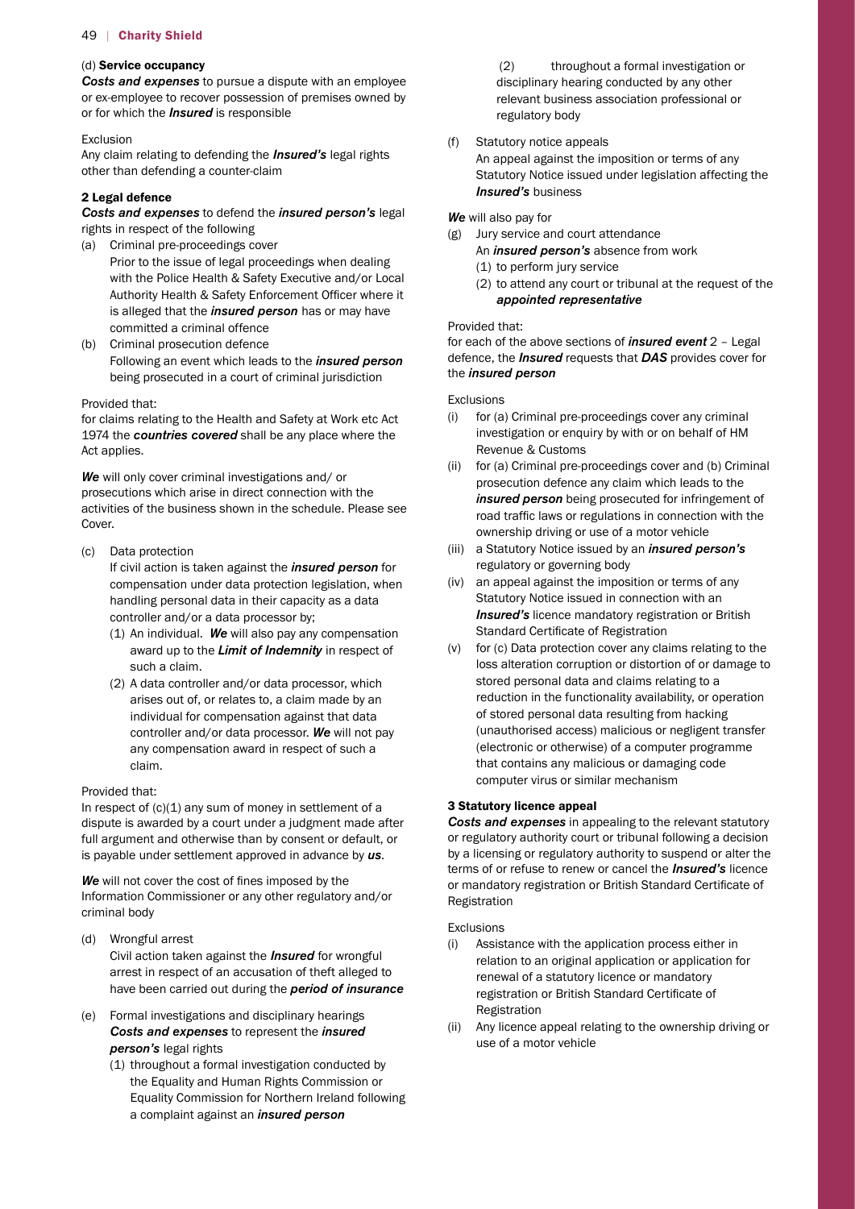(d) **Service occupancy**
***Costs and expenses*** to pursue a dispute with an employee or ex-employee to recover possession of premises owned by or for which the ***Insured*** is responsible

Exclusion
Any claim relating to defending the ***Insured's*** legal rights other than defending a counter-claim

### 2 Legal defence

***Costs and expenses*** to defend the ***insured person's*** legal rights in respect of the following

(a) Criminal pre-proceedings cover
Prior to the issue of legal proceedings when dealing with the Police Health & Safety Executive and/or Local Authority Health & Safety Enforcement Officer where it is alleged that the ***insured person*** has or may have committed a criminal offence

(b) Criminal prosecution defence
Following an event which leads to the ***insured person*** being prosecuted in a court of criminal jurisdiction

Provided that:
for claims relating to the Health and Safety at Work etc Act 1974 the ***countries covered*** shall be any place where the Act applies.

***We*** will only cover criminal investigations and/ or prosecutions which arise in direct connection with the activities of the business shown in the schedule. Please see Cover.

(c) Data protection
If civil action is taken against the ***insured person*** for compensation under data protection legislation, when handling personal data in their capacity as a data controller and/or a data processor by;
(1) An individual. ***We*** will also pay any compensation award up to the ***Limit of Indemnity*** in respect of such a claim.
(2) A data controller and/or data processor, which arises out of, or relates to, a claim made by an individual for compensation against that data controller and/or data processor. ***We*** will not pay any compensation award in respect of such a claim.

Provided that:
In respect of (c)(1) any sum of money in settlement of a dispute is awarded by a court under a judgment made after full argument and otherwise than by consent or default, or is payable under settlement approved in advance by ***us***.

***We*** will not cover the cost of fines imposed by the Information Commissioner or any other regulatory and/or criminal body

(d) Wrongful arrest
Civil action taken against the ***Insured*** for wrongful arrest in respect of an accusation of theft alleged to have been carried out during the ***period of insurance***

(e) Formal investigations and disciplinary hearings
***Costs and expenses*** to represent the ***insured person's*** legal rights
(1) throughout a formal investigation conducted by the Equality and Human Rights Commission or Equality Commission for Northern Ireland following a complaint against an ***insured person***
(2) throughout a formal investigation or disciplinary hearing conducted by any other relevant business association professional or regulatory body

(f) Statutory notice appeals
An appeal against the imposition or terms of any Statutory Notice issued under legislation affecting the ***Insured's*** business

***We*** will also pay for

(g) Jury service and court attendance
An ***insured person's*** absence from work
(1) to perform jury service
(2) to attend any court or tribunal at the request of the ***appointed representative***

Provided that:
for each of the above sections of ***insured event*** 2 – Legal defence, the ***Insured*** requests that ***DAS*** provides cover for the ***insured person***

Exclusions
(i) for (a) Criminal pre-proceedings cover any criminal investigation or enquiry by with or on behalf of HM Revenue & Customs
(ii) for (a) Criminal pre-proceedings cover and (b) Criminal prosecution defence any claim which leads to the ***insured person*** being prosecuted for infringement of road traffic laws or regulations in connection with the ownership driving or use of a motor vehicle
(iii) a Statutory Notice issued by an ***insured person's*** regulatory or governing body
(iv) an appeal against the imposition or terms of any Statutory Notice issued in connection with an ***Insured's*** licence mandatory registration or British Standard Certificate of Registration
(v) for (c) Data protection cover any claims relating to the loss alteration corruption or distortion of or damage to stored personal data and claims relating to a reduction in the functionality availability, or operation of stored personal data resulting from hacking (unauthorised access) malicious or negligent transfer (electronic or otherwise) of a computer programme that contains any malicious or damaging code computer virus or similar mechanism

### 3 Statutory licence appeal

***Costs and expenses*** in appealing to the relevant statutory or regulatory authority court or tribunal following a decision by a licensing or regulatory authority to suspend or alter the terms of or refuse to renew or cancel the ***Insured's*** licence or mandatory registration or British Standard Certificate of Registration

Exclusions
(i) Assistance with the application process either in relation to an original application or application for renewal of a statutory licence or mandatory registration or British Standard Certificate of Registration
(ii) Any licence appeal relating to the ownership driving or use of a motor vehicle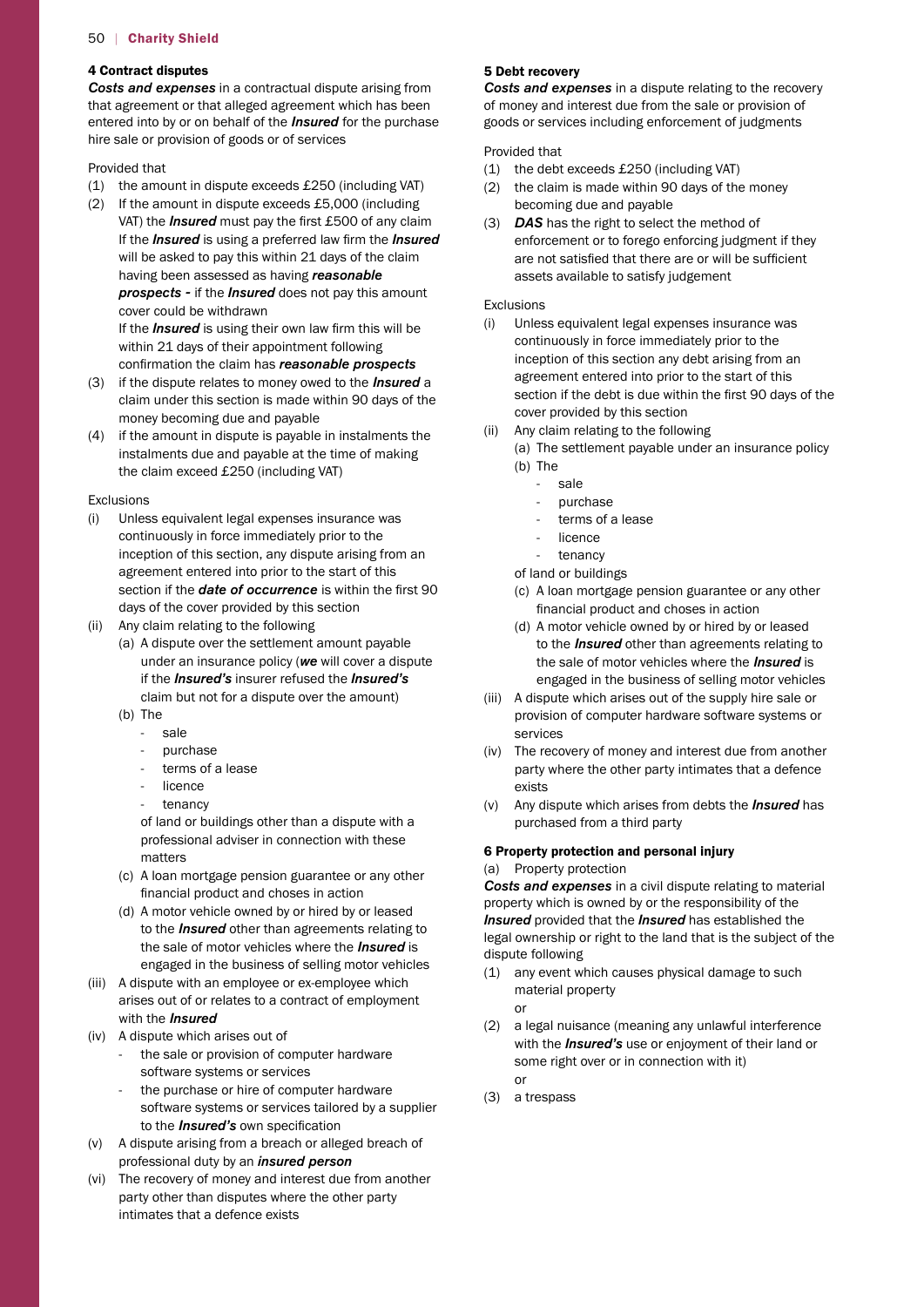#### 4 Contract disputes

***Costs and expenses*** in a contractual dispute arising from that agreement or that alleged agreement which has been entered into by or on behalf of the ***Insured*** for the purchase hire sale or provision of goods or of services

Provided that

(1) the amount in dispute exceeds £250 (including VAT)

(2) If the amount in dispute exceeds £5,000 (including VAT) the ***Insured*** must pay the first £500 of any claim If the ***Insured*** is using a preferred law firm the ***Insured*** will be asked to pay this within 21 days of the claim having been assessed as having ***reasonable prospects -*** if the ***Insured*** does not pay this amount cover could be withdrawn

If the ***Insured*** is using their own law firm this will be within 21 days of their appointment following confirmation the claim has ***reasonable prospects***

(3) if the dispute relates to money owed to the ***Insured*** a claim under this section is made within 90 days of the money becoming due and payable

(4) if the amount in dispute is payable in instalments the instalments due and payable at the time of making the claim exceed £250 (including VAT)

Exclusions

(i) Unless equivalent legal expenses insurance was continuously in force immediately prior to the inception of this section, any dispute arising from an agreement entered into prior to the start of this section if the ***date of occurrence*** is within the first 90 days of the cover provided by this section

(ii) Any claim relating to the following
  - (a) A dispute over the settlement amount payable under an insurance policy (***we*** will cover a dispute if the ***Insured's*** insurer refused the ***Insured's*** claim but not for a dispute over the amount)
  - (b) The
    - sale
    - purchase
    - terms of a lease
    - licence
    - tenancy

    of land or buildings other than a dispute with a professional adviser in connection with these matters
  - (c) A loan mortgage pension guarantee or any other financial product and choses in action
  - (d) A motor vehicle owned by or hired by or leased to the ***Insured*** other than agreements relating to the sale of motor vehicles where the ***Insured*** is engaged in the business of selling motor vehicles

(iii) A dispute with an employee or ex-employee which arises out of or relates to a contract of employment with the ***Insured***

(iv) A dispute which arises out of
  - the sale or provision of computer hardware software systems or services
  - the purchase or hire of computer hardware software systems or services tailored by a supplier to the ***Insured's*** own specification

(v) A dispute arising from a breach or alleged breach of professional duty by an ***insured person***

(vi) The recovery of money and interest due from another party other than disputes where the other party intimates that a defence exists

#### 5 Debt recovery

***Costs and expenses*** in a dispute relating to the recovery of money and interest due from the sale or provision of goods or services including enforcement of judgments

Provided that

(1) the debt exceeds £250 (including VAT)

(2) the claim is made within 90 days of the money becoming due and payable

(3) ***DAS*** has the right to select the method of enforcement or to forego enforcing judgment if they are not satisfied that there are or will be sufficient assets available to satisfy judgement

Exclusions

(i) Unless equivalent legal expenses insurance was continuously in force immediately prior to the inception of this section any debt arising from an agreement entered into prior to the start of this section if the debt is due within the first 90 days of the cover provided by this section

(ii) Any claim relating to the following
  - (a) The settlement payable under an insurance policy
  - (b) The
    - sale
    - purchase
    - terms of a lease
    - licence
    - tenancy

    of land or buildings
  - (c) A loan mortgage pension guarantee or any other financial product and choses in action
  - (d) A motor vehicle owned by or hired by or leased to the ***Insured*** other than agreements relating to the sale of motor vehicles where the ***Insured*** is engaged in the business of selling motor vehicles

(iii) A dispute which arises out of the supply hire sale or provision of computer hardware software systems or services

(iv) The recovery of money and interest due from another party where the other party intimates that a defence exists

(v) Any dispute which arises from debts the ***Insured*** has purchased from a third party

#### 6 Property protection and personal injury

(a) Property protection

***Costs and expenses*** in a civil dispute relating to material property which is owned by or the responsibility of the ***Insured*** provided that the ***Insured*** has established the legal ownership or right to the land that is the subject of the dispute following

(1) any event which causes physical damage to such material property

or

(2) a legal nuisance (meaning any unlawful interference with the ***Insured's*** use or enjoyment of their land or some right over or in connection with it)

or

(3) a trespass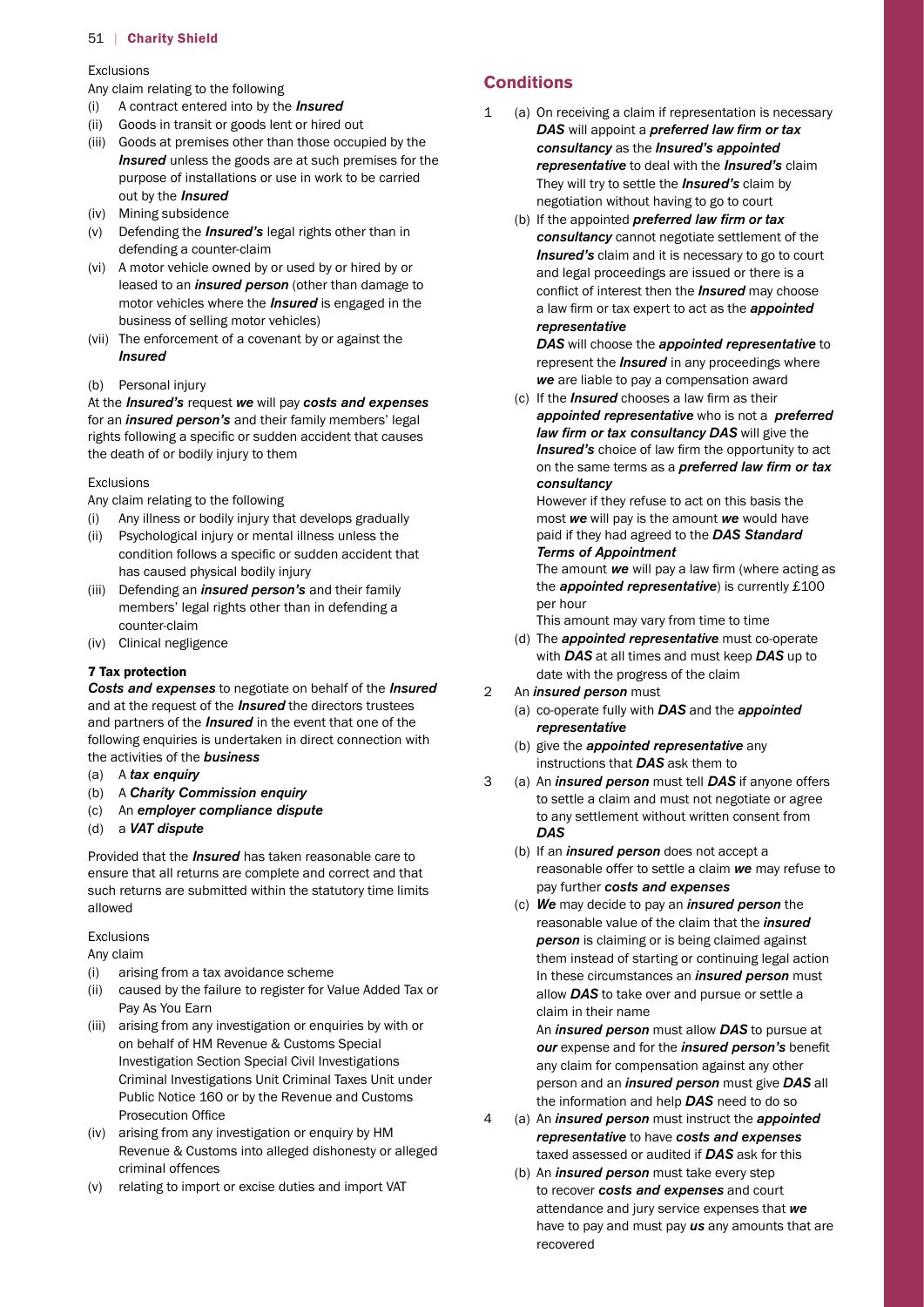Exclusions

Any claim relating to the following

(i) A contract entered into by the ***Insured***
(ii) Goods in transit or goods lent or hired out
(iii) Goods at premises other than those occupied by the ***Insured*** unless the goods are at such premises for the purpose of installations or use in work to be carried out by the ***Insured***
(iv) Mining subsidence
(v) Defending the ***Insured's*** legal rights other than in defending a counter-claim
(vi) A motor vehicle owned by or used by or hired by or leased to an ***insured person*** (other than damage to motor vehicles where the ***Insured*** is engaged in the business of selling motor vehicles)
(vii) The enforcement of a covenant by or against the ***Insured***

(b) Personal injury

At the ***Insured's*** request ***we*** will pay ***costs and expenses*** for an ***insured person's*** and their family members' legal rights following a specific or sudden accident that causes the death of or bodily injury to them

Exclusions

Any claim relating to the following

(i) Any illness or bodily injury that develops gradually
(ii) Psychological injury or mental illness unless the condition follows a specific or sudden accident that has caused physical bodily injury
(iii) Defending an ***insured person's*** and their family members' legal rights other than in defending a counter-claim
(iv) Clinical negligence

**7 Tax protection**

***Costs and expenses*** to negotiate on behalf of the ***Insured*** and at the request of the ***Insured*** the directors trustees and partners of the ***Insured*** in the event that one of the following enquiries is undertaken in direct connection with the activities of the ***business***

(a) A ***tax enquiry***
(b) A ***Charity Commission enquiry***
(c) An ***employer compliance dispute***
(d) a ***VAT dispute***

Provided that the ***Insured*** has taken reasonable care to ensure that all returns are complete and correct and that such returns are submitted within the statutory time limits allowed

Exclusions

Any claim

(i) arising from a tax avoidance scheme
(ii) caused by the failure to register for Value Added Tax or Pay As You Earn
(iii) arising from any investigation or enquiries by with or on behalf of HM Revenue & Customs Special Investigation Section Special Civil Investigations Criminal Investigations Unit Criminal Taxes Unit under Public Notice 160 or by the Revenue and Customs Prosecution Office
(iv) arising from any investigation or enquiry by HM Revenue & Customs into alleged dishonesty or alleged criminal offences
(v) relating to import or excise duties and import VAT

## Conditions

1 (a) On receiving a claim if representation is necessary ***DAS*** will appoint a ***preferred law firm or tax consultancy*** as the ***Insured's appointed representative*** to deal with the ***Insured's*** claim They will try to settle the ***Insured's*** claim by negotiation without having to go to court

(b) If the appointed ***preferred law firm or tax consultancy*** cannot negotiate settlement of the ***Insured's*** claim and it is necessary to go to court and legal proceedings are issued or there is a conflict of interest then the ***Insured*** may choose a law firm or tax expert to act as the ***appointed representative***

***DAS*** will choose the ***appointed representative*** to represent the ***Insured*** in any proceedings where ***we*** are liable to pay a compensation award

(c) If the ***Insured*** chooses a law firm as their ***appointed representative*** who is not a ***preferred law firm or tax consultancy DAS*** will give the ***Insured's*** choice of law firm the opportunity to act on the same terms as a ***preferred law firm or tax consultancy***

However if they refuse to act on this basis the most ***we*** will pay is the amount ***we*** would have paid if they had agreed to the ***DAS Standard Terms of Appointment***

The amount ***we*** will pay a law firm (where acting as the ***appointed representative***) is currently £100 per hour

This amount may vary from time to time

(d) The ***appointed representative*** must co-operate with ***DAS*** at all times and must keep ***DAS*** up to date with the progress of the claim

2 An ***insured person*** must

(a) co-operate fully with ***DAS*** and the ***appointed representative***

(b) give the ***appointed representative*** any instructions that ***DAS*** ask them to

3 (a) An ***insured person*** must tell ***DAS*** if anyone offers to settle a claim and must not negotiate or agree to any settlement without written consent from ***DAS***

(b) If an ***insured person*** does not accept a reasonable offer to settle a claim ***we*** may refuse to pay further ***costs and expenses***

(c) ***We*** may decide to pay an ***insured person*** the reasonable value of the claim that the ***insured person*** is claiming or is being claimed against them instead of starting or continuing legal action In these circumstances an ***insured person*** must allow ***DAS*** to take over and pursue or settle a claim in their name

An ***insured person*** must allow ***DAS*** to pursue at ***our*** expense and for the ***insured person's*** benefit any claim for compensation against any other person and an ***insured person*** must give ***DAS*** all the information and help ***DAS*** need to do so

4 (a) An ***insured person*** must instruct the ***appointed representative*** to have ***costs and expenses*** taxed assessed or audited if ***DAS*** ask for this

(b) An ***insured person*** must take every step to recover ***costs and expenses*** and court attendance and jury service expenses that ***we*** have to pay and must pay ***us*** any amounts that are recovered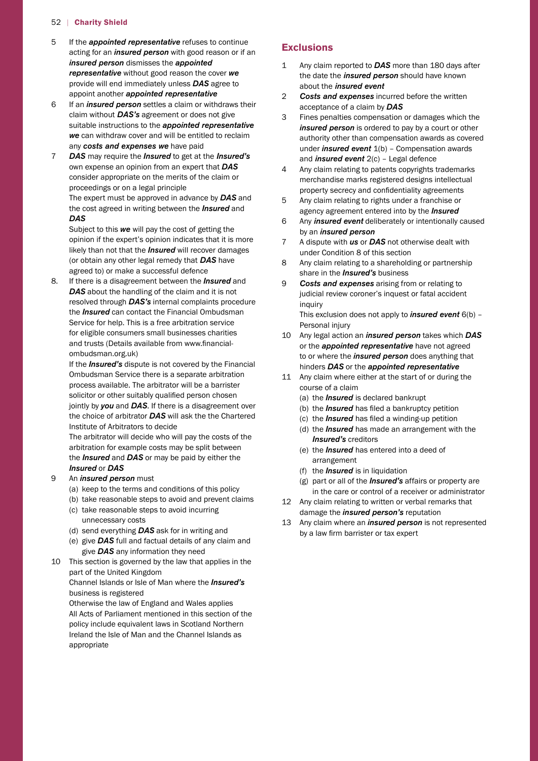5 If the ***appointed representative*** refuses to continue acting for an ***insured person*** with good reason or if an ***insured person*** dismisses the ***appointed representative*** without good reason the cover ***we*** provide will end immediately unless ***DAS*** agree to appoint another ***appointed representative***

6 If an ***insured person*** settles a claim or withdraws their claim without ***DAS's*** agreement or does not give suitable instructions to the ***appointed representative*** ***we*** can withdraw cover and will be entitled to reclaim any ***costs and expenses we*** have paid

7 ***DAS*** may require the ***Insured*** to get at the ***Insured's*** own expense an opinion from an expert that ***DAS*** consider appropriate on the merits of the claim or proceedings or on a legal principle

The expert must be approved in advance by ***DAS*** and the cost agreed in writing between the ***Insured*** and ***DAS***

Subject to this ***we*** will pay the cost of getting the opinion if the expert's opinion indicates that it is more likely than not that the ***Insured*** will recover damages (or obtain any other legal remedy that ***DAS*** have agreed to) or make a successful defence

8. If there is a disagreement between the ***Insured*** and ***DAS*** about the handling of the claim and it is not resolved through ***DAS's*** internal complaints procedure the ***Insured*** can contact the Financial Ombudsman Service for help. This is a free arbitration service for eligible consumers small businesses charities and trusts (Details available from www.financial-ombudsman.org.uk)

If the ***Insured's*** dispute is not covered by the Financial Ombudsman Service there is a separate arbitration process available. The arbitrator will be a barrister solicitor or other suitably qualified person chosen jointly by ***you*** and ***DAS***. If there is a disagreement over the choice of arbitrator ***DAS*** will ask the the Chartered Institute of Arbitrators to decide

The arbitrator will decide who will pay the costs of the arbitration for example costs may be split between the ***Insured*** and ***DAS*** or may be paid by either the ***Insured*** or ***DAS***

9 An ***insured person*** must
   - (a) keep to the terms and conditions of this policy
   - (b) take reasonable steps to avoid and prevent claims
   - (c) take reasonable steps to avoid incurring unnecessary costs
   - (d) send everything ***DAS*** ask for in writing and
   - (e) give ***DAS*** full and factual details of any claim and give ***DAS*** any information they need

10 This section is governed by the law that applies in the part of the United Kingdom

Channel Islands or Isle of Man where the ***Insured's*** business is registered

Otherwise the law of England and Wales applies

All Acts of Parliament mentioned in this section of the policy include equivalent laws in Scotland Northern Ireland the Isle of Man and the Channel Islands as appropriate

## Exclusions

1 Any claim reported to ***DAS*** more than 180 days after the date the ***insured person*** should have known about the ***insured event***

2 ***Costs and expenses*** incurred before the written acceptance of a claim by ***DAS***

3 Fines penalties compensation or damages which the ***insured person*** is ordered to pay by a court or other authority other than compensation awards as covered under ***insured event*** 1(b) – Compensation awards and ***insured event*** 2(c) – Legal defence

4 Any claim relating to patents copyrights trademarks merchandise marks registered designs intellectual property secrecy and confidentiality agreements

5 Any claim relating to rights under a franchise or agency agreement entered into by the ***Insured***

6 Any ***insured event*** deliberately or intentionally caused by an ***insured person***

7 A dispute with ***us*** or ***DAS*** not otherwise dealt with under Condition 8 of this section

8 Any claim relating to a shareholding or partnership share in the ***Insured's*** business

9 ***Costs and expenses*** arising from or relating to judicial review coroner's inquest or fatal accident inquiry

This exclusion does not apply to ***insured event*** 6(b) – Personal injury

10 Any legal action an ***insured person*** takes which ***DAS*** or the ***appointed representative*** have not agreed to or where the ***insured person*** does anything that hinders ***DAS*** or the ***appointed representative***

11 Any claim where either at the start of or during the course of a claim
   - (a) the ***Insured*** is declared bankrupt
   - (b) the ***Insured*** has filed a bankruptcy petition
   - (c) the ***Insured*** has filed a winding-up petition
   - (d) the ***Insured*** has made an arrangement with the ***Insured's*** creditors
   - (e) the ***Insured*** has entered into a deed of arrangement
   - (f) the ***Insured*** is in liquidation
   - (g) part or all of the ***Insured's*** affairs or property are in the care or control of a receiver or administrator

12 Any claim relating to written or verbal remarks that damage the ***insured person's*** reputation

13 Any claim where an ***insured person*** is not represented by a law firm barrister or tax expert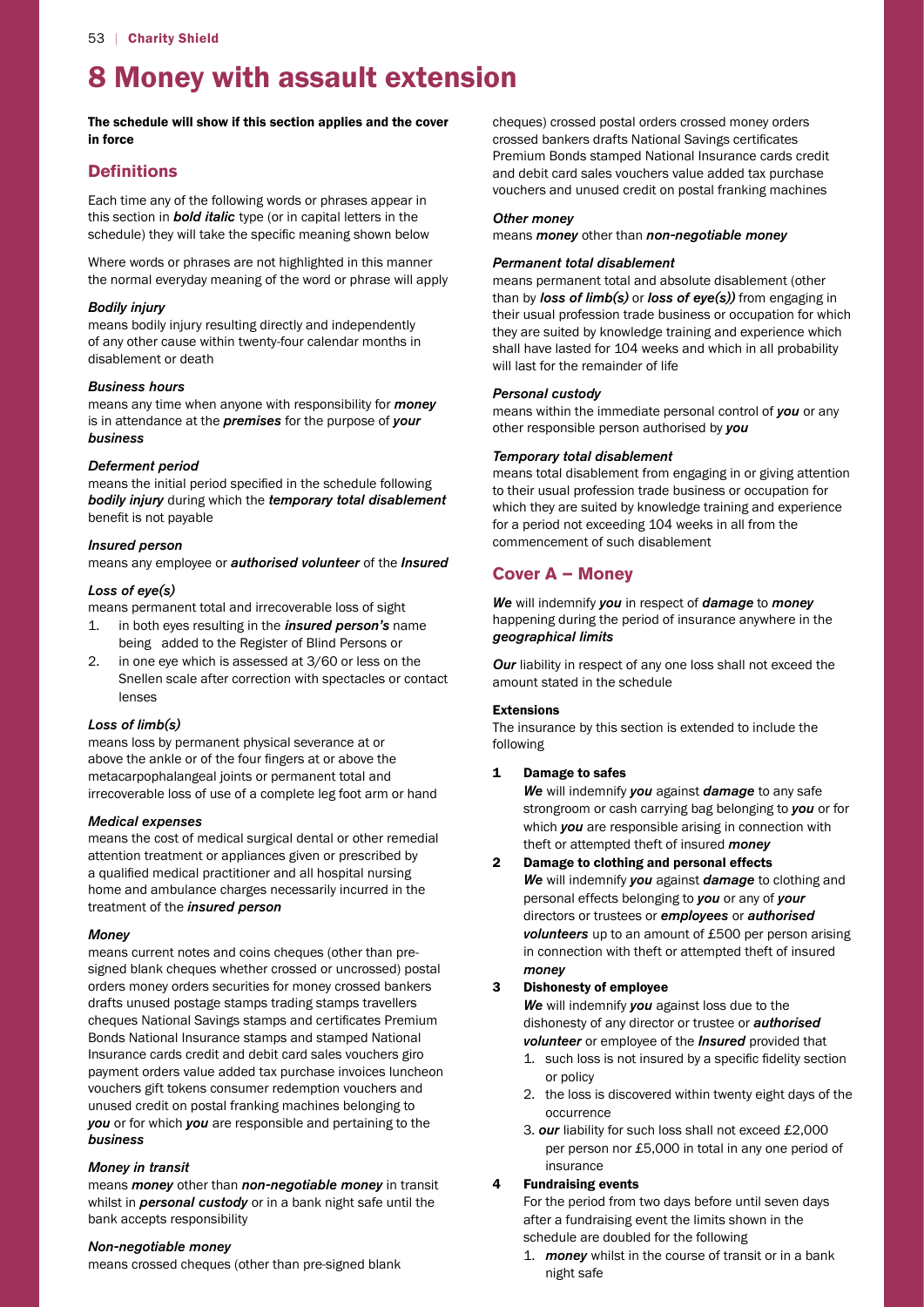# 8 Money with assault extension

**The schedule will show if this section applies and the cover in force**

## Definitions

Each time any of the following words or phrases appear in this section in ***bold italic*** type (or in capital letters in the schedule) they will take the specific meaning shown below

Where words or phrases are not highlighted in this manner the normal everyday meaning of the word or phrase will apply

***Bodily injury***
means bodily injury resulting directly and independently of any other cause within twenty-four calendar months in disablement or death

***Business hours***
means any time when anyone with responsibility for ***money*** is in attendance at the ***premises*** for the purpose of ***your business***

***Deferment period***
means the initial period specified in the schedule following ***bodily injury*** during which the ***temporary total disablement*** benefit is not payable

***Insured person***
means any employee or ***authorised volunteer*** of the ***Insured***

***Loss of eye(s)***
means permanent total and irrecoverable loss of sight

1. in both eyes resulting in the ***insured person's*** name being added to the Register of Blind Persons or
2. in one eye which is assessed at 3/60 or less on the Snellen scale after correction with spectacles or contact lenses

***Loss of limb(s)***
means loss by permanent physical severance at or above the ankle or of the four fingers at or above the metacarpophalangeal joints or permanent total and irrecoverable loss of use of a complete leg foot arm or hand

***Medical expenses***
means the cost of medical surgical dental or other remedial attention treatment or appliances given or prescribed by a qualified medical practitioner and all hospital nursing home and ambulance charges necessarily incurred in the treatment of the ***insured person***

***Money***
means current notes and coins cheques (other than pre-signed blank cheques whether crossed or uncrossed) postal orders money orders securities for money crossed bankers drafts unused postage stamps trading stamps travellers cheques National Savings stamps and certificates Premium Bonds National Insurance stamps and stamped National Insurance cards credit and debit card sales vouchers giro payment orders value added tax purchase invoices luncheon vouchers gift tokens consumer redemption vouchers and unused credit on postal franking machines belonging to ***you*** or for which ***you*** are responsible and pertaining to the ***business***

***Money in transit***
means ***money*** other than ***non-negotiable money*** in transit whilst in ***personal custody*** or in a bank night safe until the bank accepts responsibility

***Non-negotiable money***
means crossed cheques (other than pre-signed blank cheques) crossed postal orders crossed money orders crossed bankers drafts National Savings certificates Premium Bonds stamped National Insurance cards credit and debit card sales vouchers value added tax purchase vouchers and unused credit on postal franking machines

***Other money***
means ***money*** other than ***non-negotiable money***

***Permanent total disablement***
means permanent total and absolute disablement (other than by ***loss of limb(s)*** or ***loss of eye(s))*** from engaging in their usual profession trade business or occupation for which they are suited by knowledge training and experience which shall have lasted for 104 weeks and which in all probability will last for the remainder of life

***Personal custody***
means within the immediate personal control of ***you*** or any other responsible person authorised by ***you***

***Temporary total disablement***
means total disablement from engaging in or giving attention to their usual profession trade business or occupation for which they are suited by knowledge training and experience for a period not exceeding 104 weeks in all from the commencement of such disablement

## Cover A – Money

***We*** will indemnify ***you*** in respect of ***damage*** to ***money*** happening during the period of insurance anywhere in the ***geographical limits***

***Our*** liability in respect of any one loss shall not exceed the amount stated in the schedule

**Extensions**

The insurance by this section is extended to include the following

**1 Damage to safes**
***We*** will indemnify ***you*** against ***damage*** to any safe strongroom or cash carrying bag belonging to ***you*** or for which ***you*** are responsible arising in connection with theft or attempted theft of insured ***money***

**2 Damage to clothing and personal effects**
***We*** will indemnify ***you*** against ***damage*** to clothing and personal effects belonging to ***you*** or any of ***your*** directors or trustees or ***employees*** or ***authorised volunteers*** up to an amount of £500 per person arising in connection with theft or attempted theft of insured ***money***

**3 Dishonesty of employee**
***We*** will indemnify ***you*** against loss due to the dishonesty of any director or trustee or ***authorised volunteer*** or employee of the ***Insured*** provided that

1. such loss is not insured by a specific fidelity section or policy
2. the loss is discovered within twenty eight days of the occurrence
3. ***our*** liability for such loss shall not exceed £2,000 per person nor £5,000 in total in any one period of insurance

**4 Fundraising events**
For the period from two days before until seven days after a fundraising event the limits shown in the schedule are doubled for the following

1. ***money*** whilst in the course of transit or in a bank night safe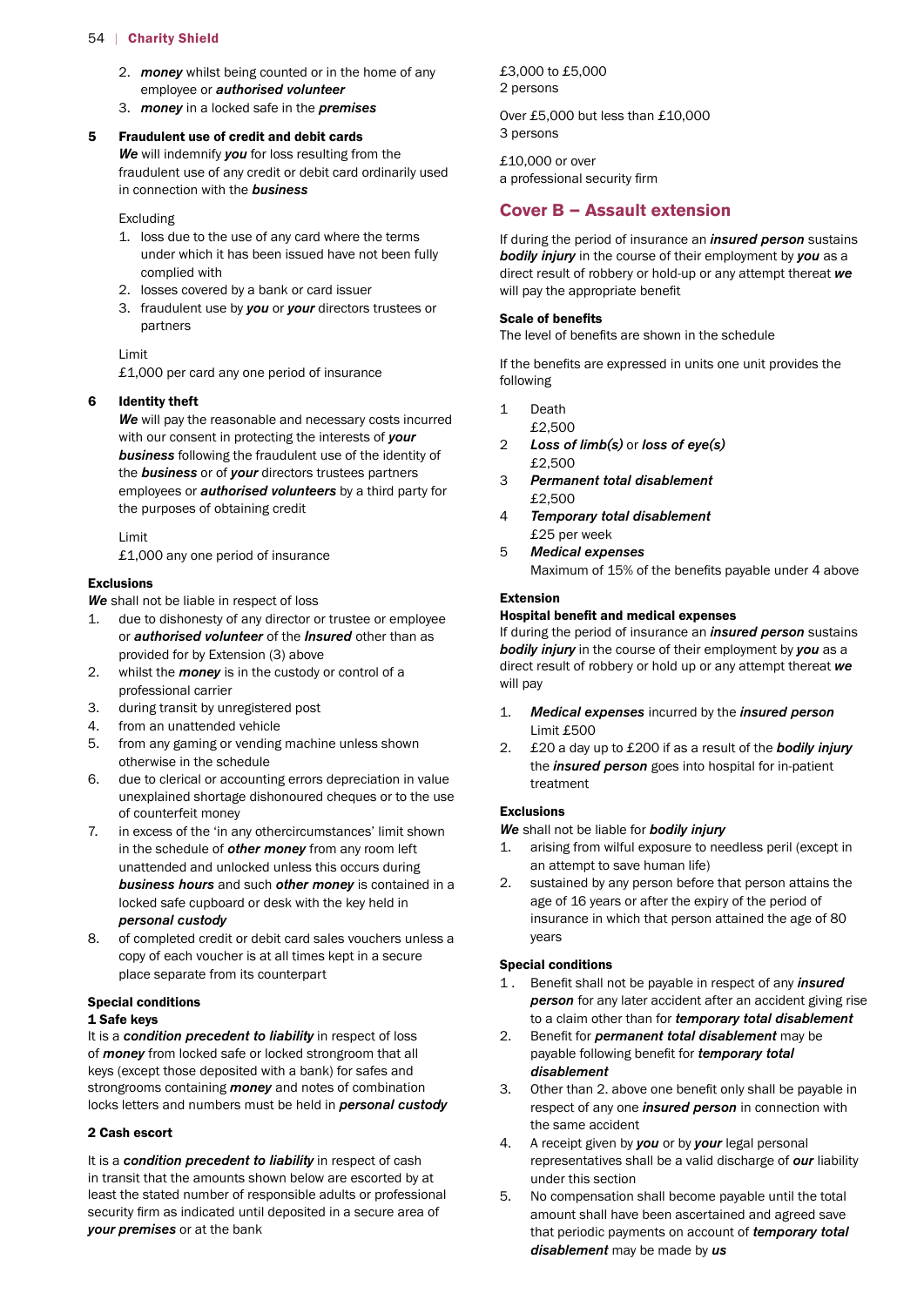2. ***money*** whilst being counted or in the home of any employee or ***authorised volunteer***
3. ***money*** in a locked safe in the ***premises***

**5 Fraudulent use of credit and debit cards**

***We*** will indemnify ***you*** for loss resulting from the fraudulent use of any credit or debit card ordinarily used in connection with the ***business***

Excluding

1. loss due to the use of any card where the terms under which it has been issued have not been fully complied with
2. losses covered by a bank or card issuer
3. fraudulent use by ***you*** or ***your*** directors trustees or partners

Limit
£1,000 per card any one period of insurance

**6 Identity theft**

***We*** will pay the reasonable and necessary costs incurred with our consent in protecting the interests of ***your business*** following the fraudulent use of the identity of the ***business*** or of ***your*** directors trustees partners employees or ***authorised volunteers*** by a third party for the purposes of obtaining credit

Limit
£1,000 any one period of insurance

**Exclusions**

***We*** shall not be liable in respect of loss

1. due to dishonesty of any director or trustee or employee or ***authorised volunteer*** of the ***Insured*** other than as provided for by Extension (3) above
2. whilst the ***money*** is in the custody or control of a professional carrier
3. during transit by unregistered post
4. from an unattended vehicle
5. from any gaming or vending machine unless shown otherwise in the schedule
6. due to clerical or accounting errors depreciation in value unexplained shortage dishonoured cheques or to the use of counterfeit money
7. in excess of the 'in any othercircumstances' limit shown in the schedule of ***other money*** from any room left unattended and unlocked unless this occurs during ***business hours*** and such ***other money*** is contained in a locked safe cupboard or desk with the key held in ***personal custody***
8. of completed credit or debit card sales vouchers unless a copy of each voucher is at all times kept in a secure place separate from its counterpart

**Special conditions**

**1 Safe keys**

It is a ***condition precedent to liability*** in respect of loss of ***money*** from locked safe or locked strongroom that all keys (except those deposited with a bank) for safes and strongrooms containing ***money*** and notes of combination locks letters and numbers must be held in ***personal custody***

**2 Cash escort**

It is a ***condition precedent to liability*** in respect of cash in transit that the amounts shown below are escorted by at least the stated number of responsible adults or professional security firm as indicated until deposited in a secure area of ***your premises*** or at the bank

£3,000 to £5,000
2 persons

Over £5,000 but less than £10,000
3 persons

£10,000 or over
a professional security firm

## Cover B – Assault extension

If during the period of insurance an ***insured person*** sustains ***bodily injury*** in the course of their employment by ***you*** as a direct result of robbery or hold-up or any attempt thereat ***we*** will pay the appropriate benefit

**Scale of benefits**

The level of benefits are shown in the schedule

If the benefits are expressed in units one unit provides the following

1. Death
   £2,500
2. ***Loss of limb(s)*** or ***loss of eye(s)***
   £2,500
3. ***Permanent total disablement***
   £2,500
4. ***Temporary total disablement***
   £25 per week
5. ***Medical expenses***
   Maximum of 15% of the benefits payable under 4 above

**Extension**

**Hospital benefit and medical expenses**

If during the period of insurance an ***insured person*** sustains ***bodily injury*** in the course of their employment by ***you*** as a direct result of robbery or hold up or any attempt thereat ***we*** will pay

1. ***Medical expenses*** incurred by the ***insured person***
   Limit £500
2. £20 a day up to £200 if as a result of the ***bodily injury*** the ***insured person*** goes into hospital for in-patient treatment

**Exclusions**

***We*** shall not be liable for ***bodily injury***

1. arising from wilful exposure to needless peril (except in an attempt to save human life)
2. sustained by any person before that person attains the age of 16 years or after the expiry of the period of insurance in which that person attained the age of 80 years

**Special conditions**

1. Benefit shall not be payable in respect of any ***insured person*** for any later accident after an accident giving rise to a claim other than for ***temporary total disablement***
2. Benefit for ***permanent total disablement*** may be payable following benefit for ***temporary total disablement***
3. Other than 2. above one benefit only shall be payable in respect of any one ***insured person*** in connection with the same accident
4. A receipt given by ***you*** or by ***your*** legal personal representatives shall be a valid discharge of ***our*** liability under this section
5. No compensation shall become payable until the total amount shall have been ascertained and agreed save that periodic payments on account of ***temporary total disablement*** may be made by ***us***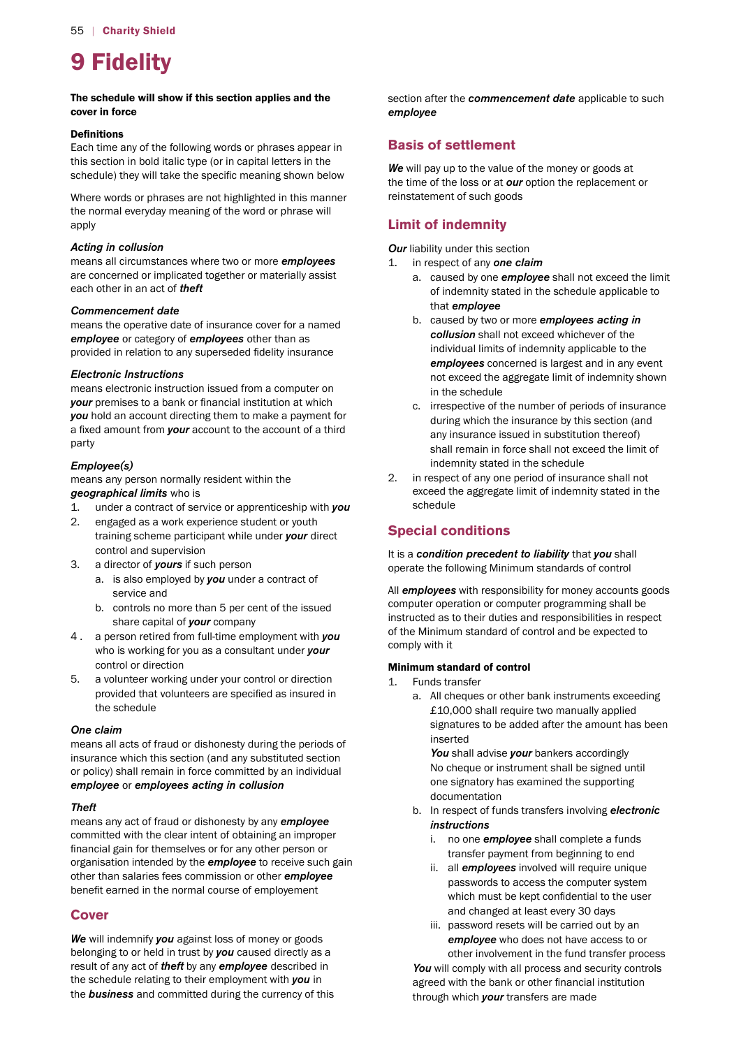# 9 Fidelity

**The schedule will show if this section applies and the cover in force**

**Definitions**
Each time any of the following words or phrases appear in this section in bold italic type (or in capital letters in the schedule) they will take the specific meaning shown below

Where words or phrases are not highlighted in this manner the normal everyday meaning of the word or phrase will apply

***Acting in collusion***
means all circumstances where two or more ***employees*** are concerned or implicated together or materially assist each other in an act of ***theft***

***Commencement date***
means the operative date of insurance cover for a named ***employee*** or category of ***employees*** other than as provided in relation to any superseded fidelity insurance

***Electronic Instructions***
means electronic instruction issued from a computer on ***your*** premises to a bank or financial institution at which ***you*** hold an account directing them to make a payment for a fixed amount from ***your*** account to the account of a third party

***Employee(s)***
means any person normally resident within the ***geographical limits*** who is

1. under a contract of service or apprenticeship with ***you***
2. engaged as a work experience student or youth training scheme participant while under ***your*** direct control and supervision
3. a director of ***yours*** if such person
   a. is also employed by ***you*** under a contract of service and
   b. controls no more than 5 per cent of the issued share capital of ***your*** company
4. a person retired from full-time employment with ***you*** who is working for you as a consultant under ***your*** control or direction
5. a volunteer working under your control or direction provided that volunteers are specified as insured in the schedule

***One claim***
means all acts of fraud or dishonesty during the periods of insurance which this section (and any substituted section or policy) shall remain in force committed by an individual ***employee*** or ***employees acting in collusion***

***Theft***
means any act of fraud or dishonesty by any ***employee*** committed with the clear intent of obtaining an improper financial gain for themselves or for any other person or organisation intended by the ***employee*** to receive such gain other than salaries fees commission or other ***employee*** benefit earned in the normal course of employement

## Cover

***We*** will indemnify ***you*** against loss of money or goods belonging to or held in trust by ***you*** caused directly as a result of any act of ***theft*** by any ***employee*** described in the schedule relating to their employment with ***you*** in the ***business*** and committed during the currency of this section after the ***commencement date*** applicable to such ***employee***

## Basis of settlement

***We*** will pay up to the value of the money or goods at the time of the loss or at ***our*** option the replacement or reinstatement of such goods

## Limit of indemnity

***Our*** liability under this section

1. in respect of any ***one claim***
   a. caused by one ***employee*** shall not exceed the limit of indemnity stated in the schedule applicable to that ***employee***
   b. caused by two or more ***employees acting in collusion*** shall not exceed whichever of the individual limits of indemnity applicable to the ***employees*** concerned is largest and in any event not exceed the aggregate limit of indemnity shown in the schedule
   c. irrespective of the number of periods of insurance during which the insurance by this section (and any insurance issued in substitution thereof) shall remain in force shall not exceed the limit of indemnity stated in the schedule
2. in respect of any one period of insurance shall not exceed the aggregate limit of indemnity stated in the schedule

## Special conditions

It is a ***condition precedent to liability*** that ***you*** shall operate the following Minimum standards of control

All ***employees*** with responsibility for money accounts goods computer operation or computer programming shall be instructed as to their duties and responsibilities in respect of the Minimum standard of control and be expected to comply with it

**Minimum standard of control**

1. Funds transfer
   a. All cheques or other bank instruments exceeding £10,000 shall require two manually applied signatures to be added after the amount has been inserted
      ***You*** shall advise ***your*** bankers accordingly
      No cheque or instrument shall be signed until one signatory has examined the supporting documentation
   b. In respect of funds transfers involving ***electronic instructions***
      i. no one ***employee*** shall complete a funds transfer payment from beginning to end
      ii. all ***employees*** involved will require unique passwords to access the computer system which must be kept confidential to the user and changed at least every 30 days
      iii. password resets will be carried out by an ***employee*** who does not have access to or other involvement in the fund transfer process

   ***You*** will comply with all process and security controls agreed with the bank or other financial institution through which ***your*** transfers are made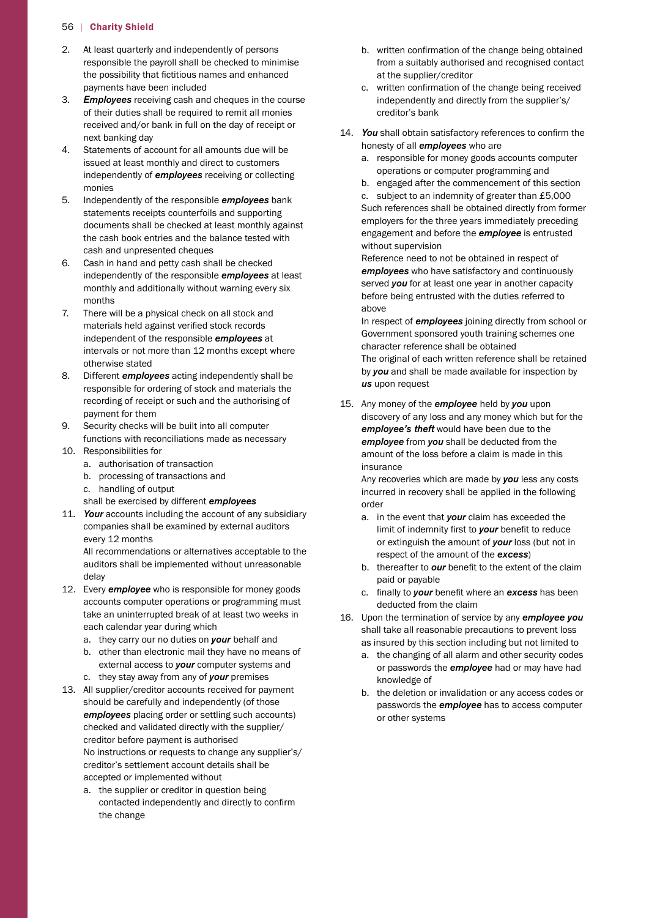2. At least quarterly and independently of persons responsible the payroll shall be checked to minimise the possibility that fictitious names and enhanced payments have been included
3. ***Employees*** receiving cash and cheques in the course of their duties shall be required to remit all monies received and/or bank in full on the day of receipt or next banking day
4. Statements of account for all amounts due will be issued at least monthly and direct to customers independently of ***employees*** receiving or collecting monies
5. Independently of the responsible ***employees*** bank statements receipts counterfoils and supporting documents shall be checked at least monthly against the cash book entries and the balance tested with cash and unpresented cheques
6. Cash in hand and petty cash shall be checked independently of the responsible ***employees*** at least monthly and additionally without warning every six months
7. There will be a physical check on all stock and materials held against verified stock records independent of the responsible ***employees*** at intervals or not more than 12 months except where otherwise stated
8. Different ***employees*** acting independently shall be responsible for ordering of stock and materials the recording of receipt or such and the authorising of payment for them
9. Security checks will be built into all computer functions with reconciliations made as necessary
10. Responsibilities for
    a. authorisation of transaction
    b. processing of transactions and
    c. handling of output

    shall be exercised by different ***employees***
11. ***Your*** accounts including the account of any subsidiary companies shall be examined by external auditors every 12 months

    All recommendations or alternatives acceptable to the auditors shall be implemented without unreasonable delay
12. Every ***employee*** who is responsible for money goods accounts computer operations or programming must take an uninterrupted break of at least two weeks in each calendar year during which
    a. they carry our no duties on ***your*** behalf and
    b. other than electronic mail they have no means of external access to ***your*** computer systems and
    c. they stay away from any of ***your*** premises
13. All supplier/creditor accounts received for payment should be carefully and independently (of those ***employees*** placing order or settling such accounts) checked and validated directly with the supplier/creditor before payment is authorised

    No instructions or requests to change any supplier's/creditor's settlement account details shall be accepted or implemented without
    a. the supplier or creditor in question being contacted independently and directly to confirm the change
    b. written confirmation of the change being obtained from a suitably authorised and recognised contact at the supplier/creditor
    c. written confirmation of the change being received independently and directly from the supplier's/creditor's bank
14. ***You*** shall obtain satisfactory references to confirm the honesty of all ***employees*** who are
    a. responsible for money goods accounts computer operations or computer programming and
    b. engaged after the commencement of this section
    c. subject to an indemnity of greater than £5,000

    Such references shall be obtained directly from former employers for the three years immediately preceding engagement and before the ***employee*** is entrusted without supervision

    Reference need to not be obtained in respect of ***employees*** who have satisfactory and continuously served ***you*** for at least one year in another capacity before being entrusted with the duties referred to above

    In respect of ***employees*** joining directly from school or Government sponsored youth training schemes one character reference shall be obtained

    The original of each written reference shall be retained by ***you*** and shall be made available for inspection by ***us*** upon request
15. Any money of the ***employee*** held by ***you*** upon discovery of any loss and any money which but for the ***employee's theft*** would have been due to the ***employee*** from ***you*** shall be deducted from the amount of the loss before a claim is made in this insurance

    Any recoveries which are made by ***you*** less any costs incurred in recovery shall be applied in the following order
    a. in the event that ***your*** claim has exceeded the limit of indemnity first to ***your*** benefit to reduce or extinguish the amount of ***your*** loss (but not in respect of the amount of the ***excess***)
    b. thereafter to ***our*** benefit to the extent of the claim paid or payable
    c. finally to ***your*** benefit where an ***excess*** has been deducted from the claim
16. Upon the termination of service by any ***employee you*** shall take all reasonable precautions to prevent loss as insured by this section including but not limited to
    a. the changing of all alarm and other security codes or passwords the ***employee*** had or may have had knowledge of
    b. the deletion or invalidation or any access codes or passwords the ***employee*** has to access computer or other systems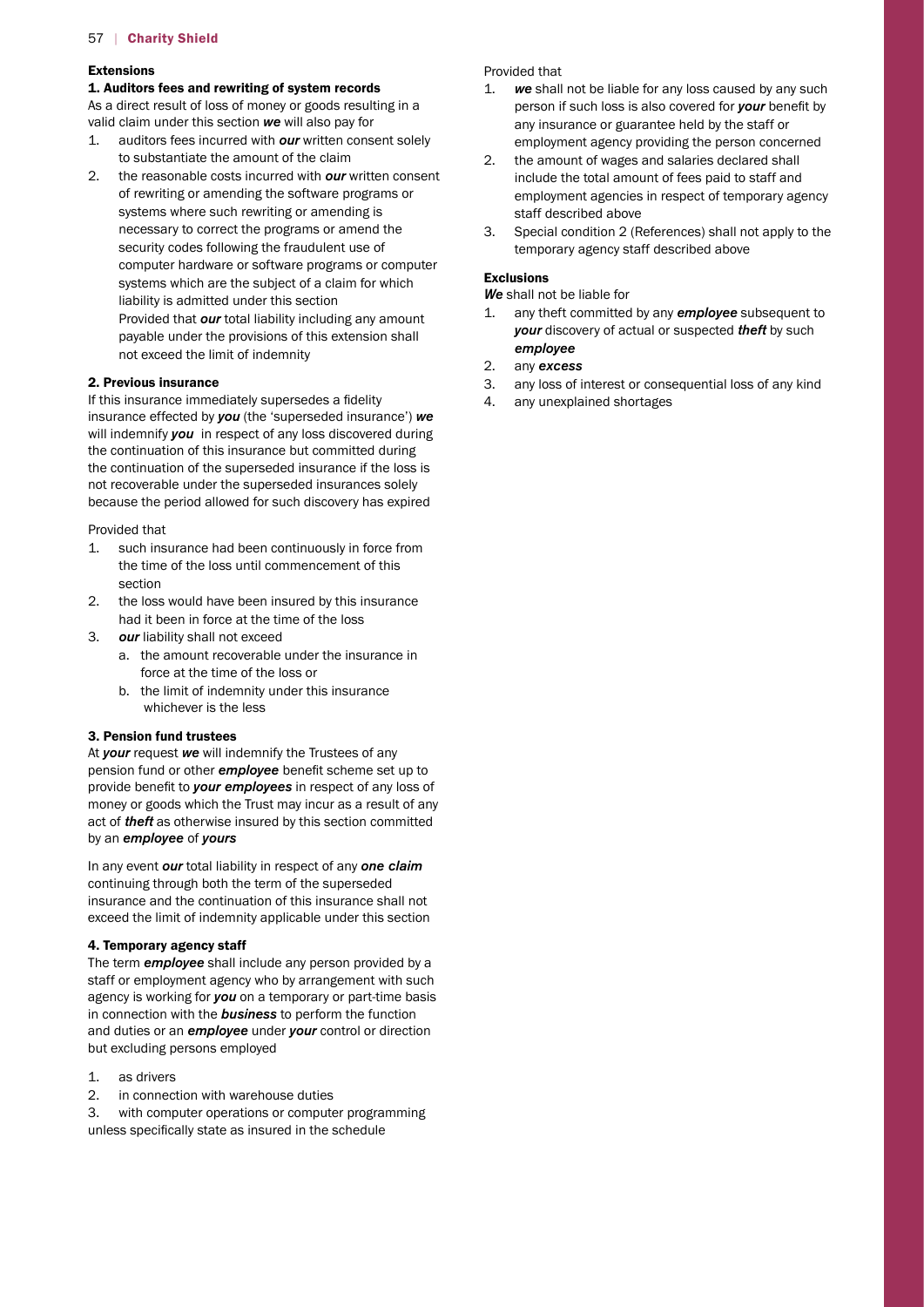### Extensions

#### 1. Auditors fees and rewriting of system records

As a direct result of loss of money or goods resulting in a valid claim under this section ***we*** will also pay for

1. auditors fees incurred with ***our*** written consent solely to substantiate the amount of the claim
2. the reasonable costs incurred with ***our*** written consent of rewriting or amending the software programs or systems where such rewriting or amending is necessary to correct the programs or amend the security codes following the fraudulent use of computer hardware or software programs or computer systems which are the subject of a claim for which liability is admitted under this section

   Provided that ***our*** total liability including any amount payable under the provisions of this extension shall not exceed the limit of indemnity

#### 2. Previous insurance

If this insurance immediately supersedes a fidelity insurance effected by ***you*** (the 'superseded insurance') ***we*** will indemnify ***you*** in respect of any loss discovered during the continuation of this insurance but committed during the continuation of the superseded insurance if the loss is not recoverable under the superseded insurances solely because the period allowed for such discovery has expired

Provided that

1. such insurance had been continuously in force from the time of the loss until commencement of this section
2. the loss would have been insured by this insurance had it been in force at the time of the loss
3. ***our*** liability shall not exceed
   a. the amount recoverable under the insurance in force at the time of the loss or
   b. the limit of indemnity under this insurance whichever is the less

#### 3. Pension fund trustees

At ***your*** request ***we*** will indemnify the Trustees of any pension fund or other ***employee*** benefit scheme set up to provide benefit to ***your employees*** in respect of any loss of money or goods which the Trust may incur as a result of any act of ***theft*** as otherwise insured by this section committed by an ***employee*** of ***yours***

In any event ***our*** total liability in respect of any ***one claim*** continuing through both the term of the superseded insurance and the continuation of this insurance shall not exceed the limit of indemnity applicable under this section

#### 4. Temporary agency staff

The term ***employee*** shall include any person provided by a staff or employment agency who by arrangement with such agency is working for ***you*** on a temporary or part-time basis in connection with the ***business*** to perform the function and duties or an ***employee*** under ***your*** control or direction but excluding persons employed

1. as drivers
2. in connection with warehouse duties
3. with computer operations or computer programming

unless specifically state as insured in the schedule

Provided that

1. ***we*** shall not be liable for any loss caused by any such person if such loss is also covered for ***your*** benefit by any insurance or guarantee held by the staff or employment agency providing the person concerned
2. the amount of wages and salaries declared shall include the total amount of fees paid to staff and employment agencies in respect of temporary agency staff described above
3. Special condition 2 (References) shall not apply to the temporary agency staff described above

### Exclusions

***We*** shall not be liable for

1. any theft committed by any ***employee*** subsequent to ***your*** discovery of actual or suspected ***theft*** by such ***employee***
2. any ***excess***
3. any loss of interest or consequential loss of any kind
4. any unexplained shortages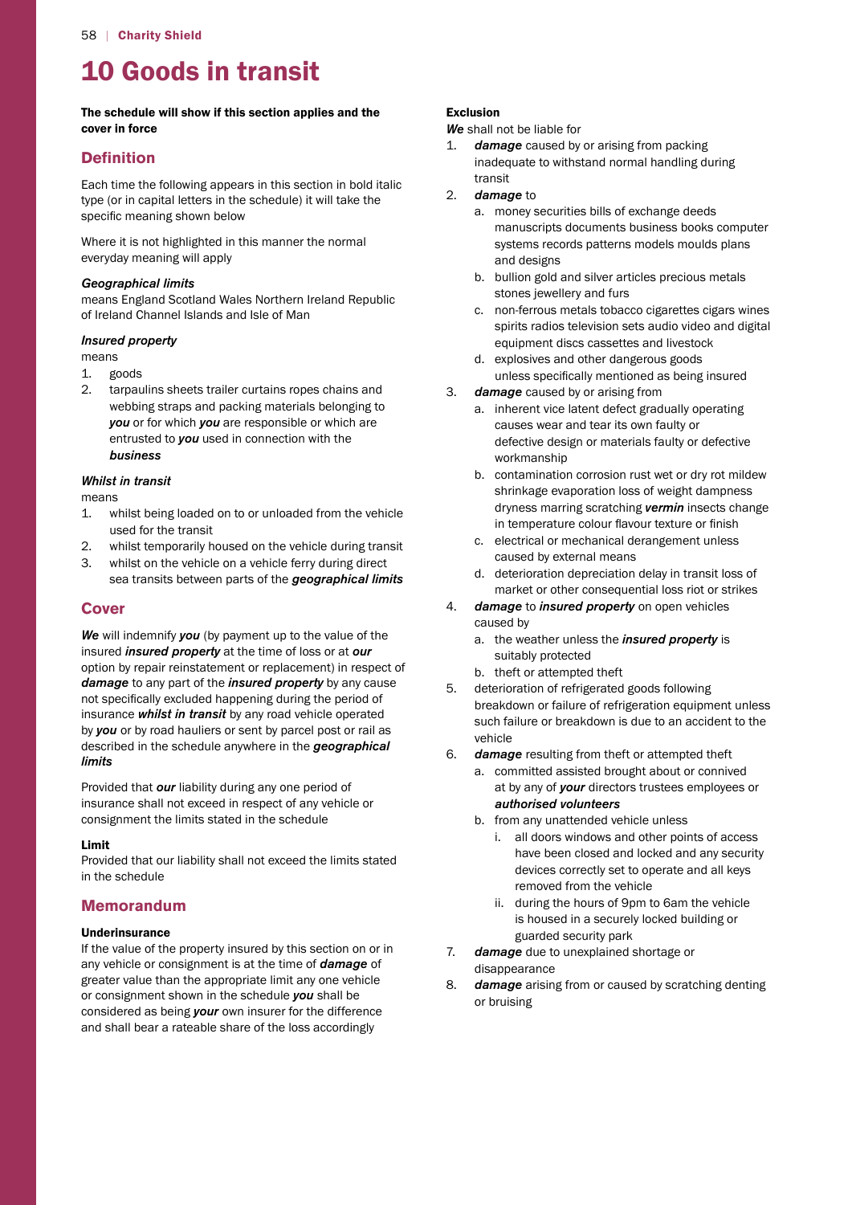# 10 Goods in transit

**The schedule will show if this section applies and the cover in force**

## Definition

Each time the following appears in this section in bold italic type (or in capital letters in the schedule) it will take the specific meaning shown below

Where it is not highlighted in this manner the normal everyday meaning will apply

***Geographical limits***
means England Scotland Wales Northern Ireland Republic of Ireland Channel Islands and Isle of Man

***Insured property***
means

1. goods
2. tarpaulins sheets trailer curtains ropes chains and webbing straps and packing materials belonging to ***you*** or for which ***you*** are responsible or which are entrusted to ***you*** used in connection with the ***business***

***Whilst in transit***
means

1. whilst being loaded on to or unloaded from the vehicle used for the transit
2. whilst temporarily housed on the vehicle during transit
3. whilst on the vehicle on a vehicle ferry during direct sea transits between parts of the ***geographical limits***

## Cover

***We*** will indemnify ***you*** (by payment up to the value of the insured ***insured property*** at the time of loss or at ***our*** option by repair reinstatement or replacement) in respect of ***damage*** to any part of the ***insured property*** by any cause not specifically excluded happening during the period of insurance ***whilst in transit*** by any road vehicle operated by ***you*** or by road hauliers or sent by parcel post or rail as described in the schedule anywhere in the ***geographical limits***

Provided that ***our*** liability during any one period of insurance shall not exceed in respect of any vehicle or consignment the limits stated in the schedule

**Limit**
Provided that our liability shall not exceed the limits stated in the schedule

## Memorandum

**Underinsurance**
If the value of the property insured by this section on or in any vehicle or consignment is at the time of ***damage*** of greater value than the appropriate limit any one vehicle or consignment shown in the schedule ***you*** shall be considered as being ***your*** own insurer for the difference and shall bear a rateable share of the loss accordingly

**Exclusion**
***We*** shall not be liable for

1. ***damage*** caused by or arising from packing inadequate to withstand normal handling during transit
2. ***damage*** to
   a. money securities bills of exchange deeds manuscripts documents business books computer systems records patterns models moulds plans and designs
   b. bullion gold and silver articles precious metals stones jewellery and furs
   c. non-ferrous metals tobacco cigarettes cigars wines spirits radios television sets audio video and digital equipment discs cassettes and livestock
   d. explosives and other dangerous goods

   unless specifically mentioned as being insured
3. ***damage*** caused by or arising from
   a. inherent vice latent defect gradually operating causes wear and tear its own faulty or defective design or materials faulty or defective workmanship
   b. contamination corrosion rust wet or dry rot mildew shrinkage evaporation loss of weight dampness dryness marring scratching ***vermin*** insects change in temperature colour flavour texture or finish
   c. electrical or mechanical derangement unless caused by external means
   d. deterioration depreciation delay in transit loss of market or other consequential loss riot or strikes
4. ***damage*** to ***insured property*** on open vehicles caused by
   a. the weather unless the ***insured property*** is suitably protected
   b. theft or attempted theft
5. deterioration of refrigerated goods following breakdown or failure of refrigeration equipment unless such failure or breakdown is due to an accident to the vehicle
6. ***damage*** resulting from theft or attempted theft
   a. committed assisted brought about or connived at by any of ***your*** directors trustees employees or ***authorised volunteers***
   b. from any unattended vehicle unless
      i. all doors windows and other points of access have been closed and locked and any security devices correctly set to operate and all keys removed from the vehicle
      ii. during the hours of 9pm to 6am the vehicle is housed in a securely locked building or guarded security park
7. ***damage*** due to unexplained shortage or disappearance
8. ***damage*** arising from or caused by scratching denting or bruising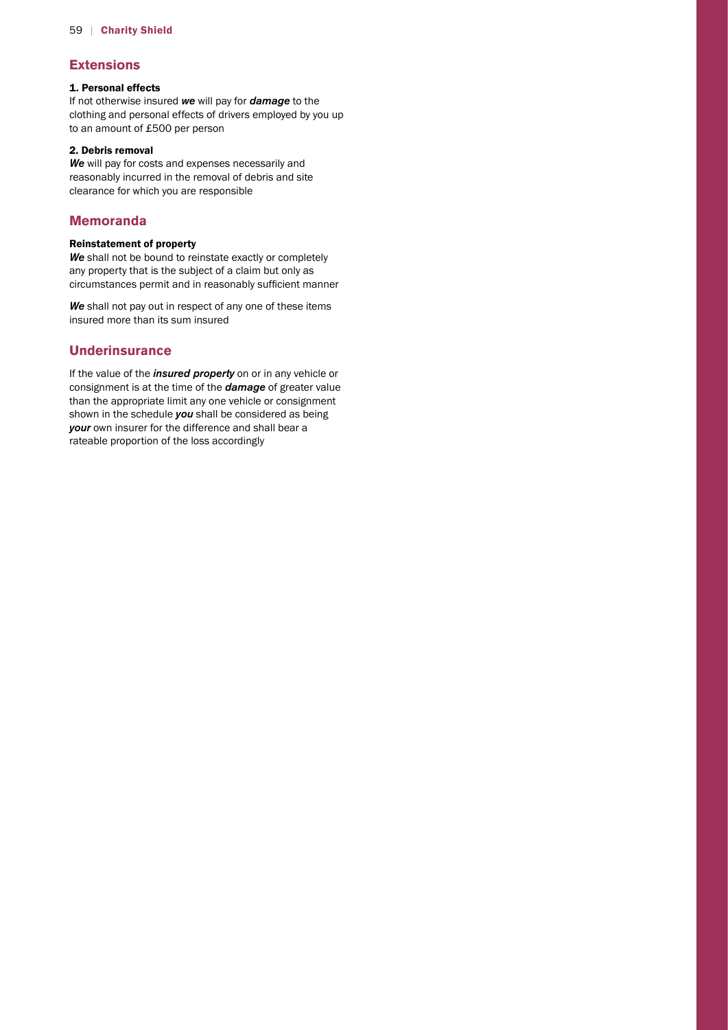## Extensions

### 1. Personal effects

If not otherwise insured ***we*** will pay for ***damage*** to the clothing and personal effects of drivers employed by you up to an amount of £500 per person

### 2. Debris removal

***We*** will pay for costs and expenses necessarily and reasonably incurred in the removal of debris and site clearance for which you are responsible

## Memoranda

### Reinstatement of property

***We*** shall not be bound to reinstate exactly or completely any property that is the subject of a claim but only as circumstances permit and in reasonably sufficient manner

***We*** shall not pay out in respect of any one of these items insured more than its sum insured

## Underinsurance

If the value of the ***insured property*** on or in any vehicle or consignment is at the time of the ***damage*** of greater value than the appropriate limit any one vehicle or consignment shown in the schedule ***you*** shall be considered as being ***your*** own insurer for the difference and shall bear a rateable proportion of the loss accordingly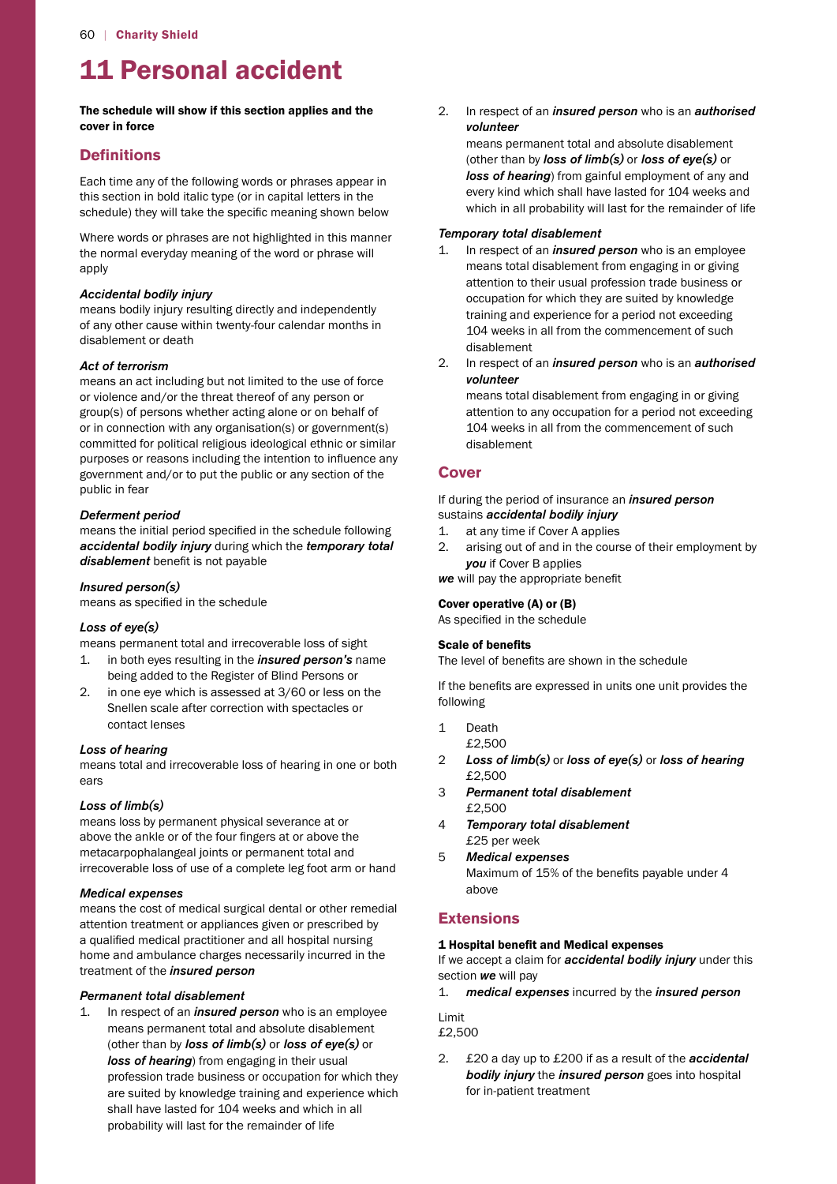# 11 Personal accident

**The schedule will show if this section applies and the cover in force**

## Definitions

Each time any of the following words or phrases appear in this section in bold italic type (or in capital letters in the schedule) they will take the specific meaning shown below

Where words or phrases are not highlighted in this manner the normal everyday meaning of the word or phrase will apply

### *Accidental bodily injury*

means bodily injury resulting directly and independently of any other cause within twenty-four calendar months in disablement or death

### *Act of terrorism*

means an act including but not limited to the use of force or violence and/or the threat thereof of any person or group(s) of persons whether acting alone or on behalf of or in connection with any organisation(s) or government(s) committed for political religious ideological ethnic or similar purposes or reasons including the intention to influence any government and/or to put the public or any section of the public in fear

### *Deferment period*

means the initial period specified in the schedule following ***accidental bodily injury*** during which the ***temporary total disablement*** benefit is not payable

### *Insured person(s)*

means as specified in the schedule

### *Loss of eye(s)*

means permanent total and irrecoverable loss of sight

1. in both eyes resulting in the ***insured person's*** name being added to the Register of Blind Persons or
2. in one eye which is assessed at 3/60 or less on the Snellen scale after correction with spectacles or contact lenses

### *Loss of hearing*

means total and irrecoverable loss of hearing in one or both ears

### *Loss of limb(s)*

means loss by permanent physical severance at or above the ankle or of the four fingers at or above the metacarpophalangeal joints or permanent total and irrecoverable loss of use of a complete leg foot arm or hand

### *Medical expenses*

means the cost of medical surgical dental or other remedial attention treatment or appliances given or prescribed by a qualified medical practitioner and all hospital nursing home and ambulance charges necessarily incurred in the treatment of the ***insured person***

### *Permanent total disablement*

1. In respect of an ***insured person*** who is an employee means permanent total and absolute disablement (other than by ***loss of limb(s)*** or ***loss of eye(s)*** or ***loss of hearing***) from engaging in their usual profession trade business or occupation for which they are suited by knowledge training and experience which shall have lasted for 104 weeks and which in all probability will last for the remainder of life
2. In respect of an ***insured person*** who is an ***authorised volunteer***
   means permanent total and absolute disablement (other than by ***loss of limb(s)*** or ***loss of eye(s)*** or ***loss of hearing***) from gainful employment of any and every kind which shall have lasted for 104 weeks and which in all probability will last for the remainder of life

### *Temporary total disablement*

1. In respect of an ***insured person*** who is an employee means total disablement from engaging in or giving attention to their usual profession trade business or occupation for which they are suited by knowledge training and experience for a period not exceeding 104 weeks in all from the commencement of such disablement
2. In respect of an ***insured person*** who is an ***authorised volunteer***
   means total disablement from engaging in or giving attention to any occupation for a period not exceeding 104 weeks in all from the commencement of such disablement

## Cover

If during the period of insurance an ***insured person*** sustains ***accidental bodily injury***

1. at any time if Cover A applies
2. arising out of and in the course of their employment by ***you*** if Cover B applies

***we*** will pay the appropriate benefit

**Cover operative (A) or (B)**

As specified in the schedule

**Scale of benefits**

The level of benefits are shown in the schedule

If the benefits are expressed in units one unit provides the following

1. Death
   £2,500
2. ***Loss of limb(s)*** or ***loss of eye(s)*** or ***loss of hearing***
   £2,500
3. ***Permanent total disablement***
   £2,500
4. ***Temporary total disablement***
   £25 per week
5. ***Medical expenses***
   Maximum of 15% of the benefits payable under 4 above

## Extensions

**1 Hospital benefit and Medical expenses**

If we accept a claim for ***accidental bodily injury*** under this section ***we*** will pay

1. ***medical expenses*** incurred by the ***insured person***

Limit
£2,500

2. £20 a day up to £200 if as a result of the ***accidental bodily injury*** the ***insured person*** goes into hospital for in-patient treatment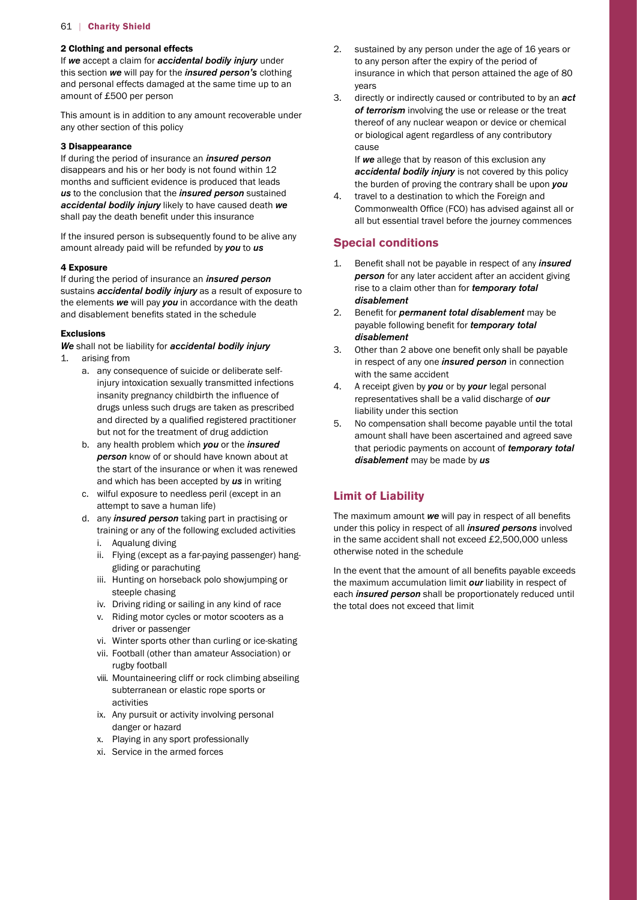### 2 Clothing and personal effects

If ***we*** accept a claim for ***accidental bodily injury*** under this section ***we*** will pay for the ***insured person's*** clothing and personal effects damaged at the same time up to an amount of £500 per person

This amount is in addition to any amount recoverable under any other section of this policy

### 3 Disappearance

If during the period of insurance an ***insured person*** disappears and his or her body is not found within 12 months and sufficient evidence is produced that leads ***us*** to the conclusion that the ***insured person*** sustained ***accidental bodily injury*** likely to have caused death ***we*** shall pay the death benefit under this insurance

If the insured person is subsequently found to be alive any amount already paid will be refunded by ***you*** to ***us***

### 4 Exposure

If during the period of insurance an ***insured person*** sustains ***accidental bodily injury*** as a result of exposure to the elements ***we*** will pay ***you*** in accordance with the death and disablement benefits stated in the schedule

### Exclusions

***We*** shall not be liability for ***accidental bodily injury***

1. arising from
    a. any consequence of suicide or deliberate self-injury intoxication sexually transmitted infections insanity pregnancy childbirth the influence of drugs unless such drugs are taken as prescribed and directed by a qualified registered practitioner but not for the treatment of drug addiction
    b. any health problem which ***you*** or the ***insured person*** know of or should have known about at the start of the insurance or when it was renewed and which has been accepted by ***us*** in writing
    c. wilful exposure to needless peril (except in an attempt to save a human life)
    d. any ***insured person*** taking part in practising or training or any of the following excluded activities
        i. Aqualung diving
        ii. Flying (except as a far-paying passenger) hang-gliding or parachuting
        iii. Hunting on horseback polo showjumping or steeple chasing
        iv. Driving riding or sailing in any kind of race
        v. Riding motor cycles or motor scooters as a driver or passenger
        vi. Winter sports other than curling or ice-skating
        vii. Football (other than amateur Association) or rugby football
        viii. Mountaineering cliff or rock climbing abseiling subterranean or elastic rope sports or activities
        ix. Any pursuit or activity involving personal danger or hazard
        x. Playing in any sport professionally
        xi. Service in the armed forces
2. sustained by any person under the age of 16 years or to any person after the expiry of the period of insurance in which that person attained the age of 80 years
3. directly or indirectly caused or contributed to by an ***act of terrorism*** involving the use or release or the treat thereof of any nuclear weapon or device or chemical or biological agent regardless of any contributory cause

    If ***we*** allege that by reason of this exclusion any ***accidental bodily injury*** is not covered by this policy the burden of proving the contrary shall be upon ***you***
4. travel to a destination to which the Foreign and Commonwealth Office (FCO) has advised against all or all but essential travel before the journey commences

## Special conditions

1. Benefit shall not be payable in respect of any ***insured person*** for any later accident after an accident giving rise to a claim other than for ***temporary total disablement***
2. Benefit for ***permanent total disablement*** may be payable following benefit for ***temporary total disablement***
3. Other than 2 above one benefit only shall be payable in respect of any one ***insured person*** in connection with the same accident
4. A receipt given by ***you*** or by ***your*** legal personal representatives shall be a valid discharge of ***our*** liability under this section
5. No compensation shall become payable until the total amount shall have been ascertained and agreed save that periodic payments on account of ***temporary total disablement*** may be made by ***us***

## Limit of Liability

The maximum amount ***we*** will pay in respect of all benefits under this policy in respect of all ***insured persons*** involved in the same accident shall not exceed £2,500,000 unless otherwise noted in the schedule

In the event that the amount of all benefits payable exceeds the maximum accumulation limit ***our*** liability in respect of each ***insured person*** shall be proportionately reduced until the total does not exceed that limit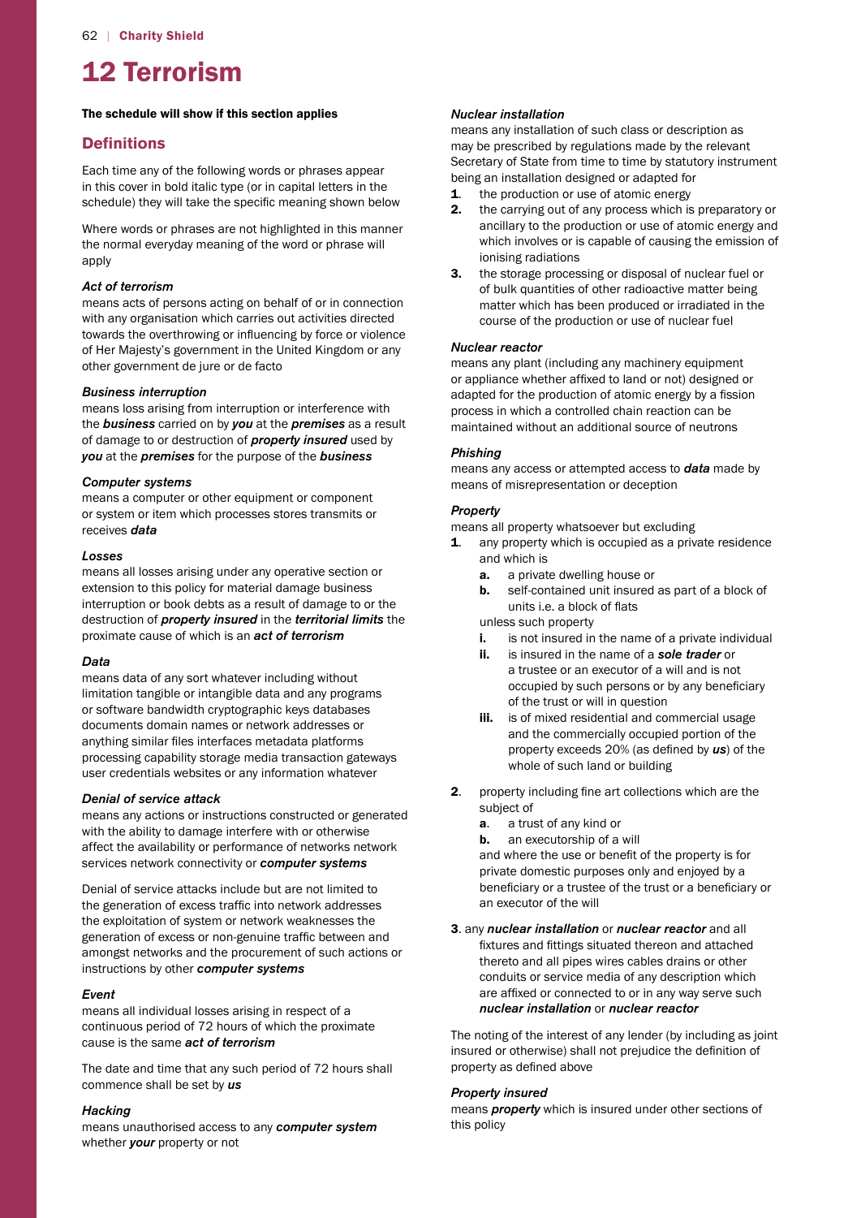# 12 Terrorism

**The schedule will show if this section applies**

## Definitions

Each time any of the following words or phrases appear in this cover in bold italic type (or in capital letters in the schedule) they will take the specific meaning shown below

Where words or phrases are not highlighted in this manner the normal everyday meaning of the word or phrase will apply

### *Act of terrorism*

means acts of persons acting on behalf of or in connection with any organisation which carries out activities directed towards the overthrowing or influencing by force or violence of Her Majesty's government in the United Kingdom or any other government de jure or de facto

### *Business interruption*

means loss arising from interruption or interference with the ***business*** carried on by ***you*** at the ***premises*** as a result of damage to or destruction of ***property insured*** used by ***you*** at the ***premises*** for the purpose of the ***business***

### *Computer systems*

means a computer or other equipment or component or system or item which processes stores transmits or receives ***data***

### *Losses*

means all losses arising under any operative section or extension to this policy for material damage business interruption or book debts as a result of damage to or the destruction of ***property insured*** in the ***territorial limits*** the proximate cause of which is an ***act of terrorism***

### *Data*

means data of any sort whatever including without limitation tangible or intangible data and any programs or software bandwidth cryptographic keys databases documents domain names or network addresses or anything similar files interfaces metadata platforms processing capability storage media transaction gateways user credentials websites or any information whatever

### *Denial of service attack*

means any actions or instructions constructed or generated with the ability to damage interfere with or otherwise affect the availability or performance of networks network services network connectivity or ***computer systems***

Denial of service attacks include but are not limited to the generation of excess traffic into network addresses the exploitation of system or network weaknesses the generation of excess or non-genuine traffic between and amongst networks and the procurement of such actions or instructions by other ***computer systems***

### *Event*

means all individual losses arising in respect of a continuous period of 72 hours of which the proximate cause is the same ***act of terrorism***

The date and time that any such period of 72 hours shall commence shall be set by ***us***

### *Hacking*

means unauthorised access to any ***computer system*** whether ***your*** property or not

### *Nuclear installation*

means any installation of such class or description as may be prescribed by regulations made by the relevant Secretary of State from time to time by statutory instrument being an installation designed or adapted for

1. the production or use of atomic energy
2. the carrying out of any process which is preparatory or ancillary to the production or use of atomic energy and which involves or is capable of causing the emission of ionising radiations
3. the storage processing or disposal of nuclear fuel or of bulk quantities of other radioactive matter being matter which has been produced or irradiated in the course of the production or use of nuclear fuel

### *Nuclear reactor*

means any plant (including any machinery equipment or appliance whether affixed to land or not) designed or adapted for the production of atomic energy by a fission process in which a controlled chain reaction can be maintained without an additional source of neutrons

### *Phishing*

means any access or attempted access to ***data*** made by means of misrepresentation or deception

### *Property*

means all property whatsoever but excluding

1. any property which is occupied as a private residence and which is
   - **a.** a private dwelling house or
   - **b.** self-contained unit insured as part of a block of units i.e. a block of flats

   unless such property
   - **i.** is not insured in the name of a private individual
   - **ii.** is insured in the name of a ***sole trader*** or a trustee or an executor of a will and is not occupied by such persons or by any beneficiary of the trust or will in question
   - **iii.** is of mixed residential and commercial usage and the commercially occupied portion of the property exceeds 20% (as defined by ***us***) of the whole of such land or building
2. property including fine art collections which are the subject of
   - **a.** a trust of any kind or
   - **b.** an executorship of a will

   and where the use or benefit of the property is for private domestic purposes only and enjoyed by a beneficiary or a trustee of the trust or a beneficiary or an executor of the will
3. any ***nuclear installation*** or ***nuclear reactor*** and all fixtures and fittings situated thereon and attached thereto and all pipes wires cables drains or other conduits or service media of any description which are affixed or connected to or in any way serve such ***nuclear installation*** or ***nuclear reactor***

The noting of the interest of any lender (by including as joint insured or otherwise) shall not prejudice the definition of property as defined above

### *Property insured*

means ***property*** which is insured under other sections of this policy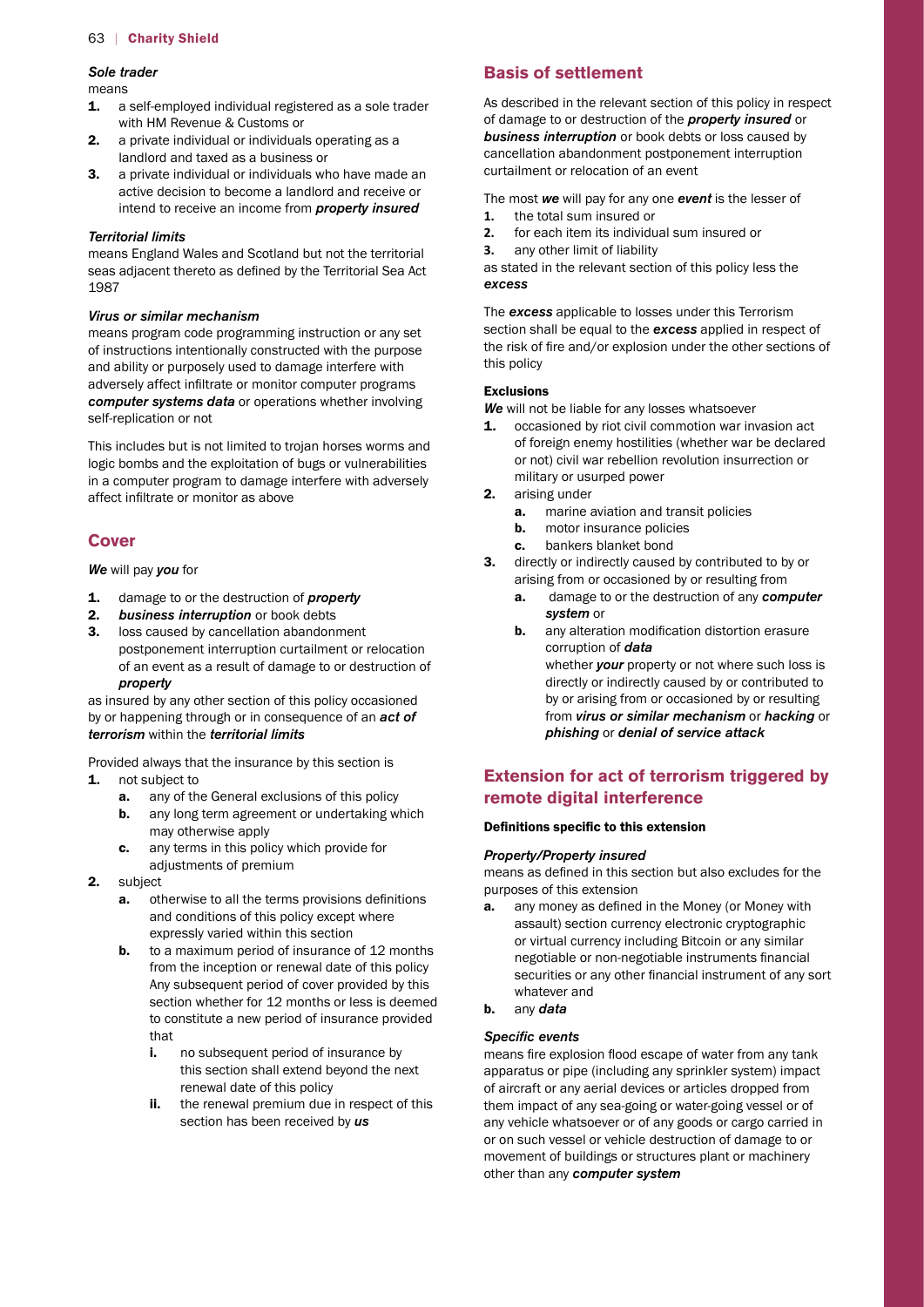***Sole trader***

means

1. a self-employed individual registered as a sole trader with HM Revenue & Customs or
2. a private individual or individuals operating as a landlord and taxed as a business or
3. a private individual or individuals who have made an active decision to become a landlord and receive or intend to receive an income from ***property insured***

***Territorial limits***

means England Wales and Scotland but not the territorial seas adjacent thereto as defined by the Territorial Sea Act 1987

***Virus or similar mechanism***

means program code programming instruction or any set of instructions intentionally constructed with the purpose and ability or purposely used to damage interfere with adversely affect infiltrate or monitor computer programs ***computer systems data*** or operations whether involving self-replication or not

This includes but is not limited to trojan horses worms and logic bombs and the exploitation of bugs or vulnerabilities in a computer program to damage interfere with adversely affect infiltrate or monitor as above

## Cover

***We*** will pay ***you*** for

1. damage to or the destruction of ***property***
2. ***business interruption*** or book debts
3. loss caused by cancellation abandonment postponement interruption curtailment or relocation of an event as a result of damage to or destruction of ***property***

as insured by any other section of this policy occasioned by or happening through or in consequence of an ***act of terrorism*** within the ***territorial limits***

Provided always that the insurance by this section is

1. not subject to
   a. any of the General exclusions of this policy
   b. any long term agreement or undertaking which may otherwise apply
   c. any terms in this policy which provide for adjustments of premium
2. subject
   a. otherwise to all the terms provisions definitions and conditions of this policy except where expressly varied within this section
   b. to a maximum period of insurance of 12 months from the inception or renewal date of this policy Any subsequent period of cover provided by this section whether for 12 months or less is deemed to constitute a new period of insurance provided that
      i. no subsequent period of insurance by this section shall extend beyond the next renewal date of this policy
      ii. the renewal premium due in respect of this section has been received by ***us***

## Basis of settlement

As described in the relevant section of this policy in respect of damage to or destruction of the ***property insured*** or ***business interruption*** or book debts or loss caused by cancellation abandonment postponement interruption curtailment or relocation of an event

The most ***we*** will pay for any one ***event*** is the lesser of

1. the total sum insured or
2. for each item its individual sum insured or
3. any other limit of liability

as stated in the relevant section of this policy less the ***excess***

The ***excess*** applicable to losses under this Terrorism section shall be equal to the ***excess*** applied in respect of the risk of fire and/or explosion under the other sections of this policy

#### Exclusions

***We*** will not be liable for any losses whatsoever

1. occasioned by riot civil commotion war invasion act of foreign enemy hostilities (whether war be declared or not) civil war rebellion revolution insurrection or military or usurped power
2. arising under
   a. marine aviation and transit policies
   b. motor insurance policies
   c. bankers blanket bond
3. directly or indirectly caused by contributed to by or arising from or occasioned by or resulting from
   a. damage to or the destruction of any ***computer system*** or
   b. any alteration modification distortion erasure corruption of ***data***
   
   whether ***your*** property or not where such loss is directly or indirectly caused by or contributed to by or arising from or occasioned by or resulting from ***virus or similar mechanism*** or ***hacking*** or ***phishing*** or ***denial of service attack***

## Extension for act of terrorism triggered by remote digital interference

#### Definitions specific to this extension

***Property/Property insured***

means as defined in this section but also excludes for the purposes of this extension

a. any money as defined in the Money (or Money with assault) section currency electronic cryptographic or virtual currency including Bitcoin or any similar negotiable or non-negotiable instruments financial securities or any other financial instrument of any sort whatever and
b. any ***data***

***Specific events***

means fire explosion flood escape of water from any tank apparatus or pipe (including any sprinkler system) impact of aircraft or any aerial devices or articles dropped from them impact of any sea-going or water-going vessel or of any vehicle whatsoever or of any goods or cargo carried in or on such vessel or vehicle destruction of damage to or movement of buildings or structures plant or machinery other than any ***computer system***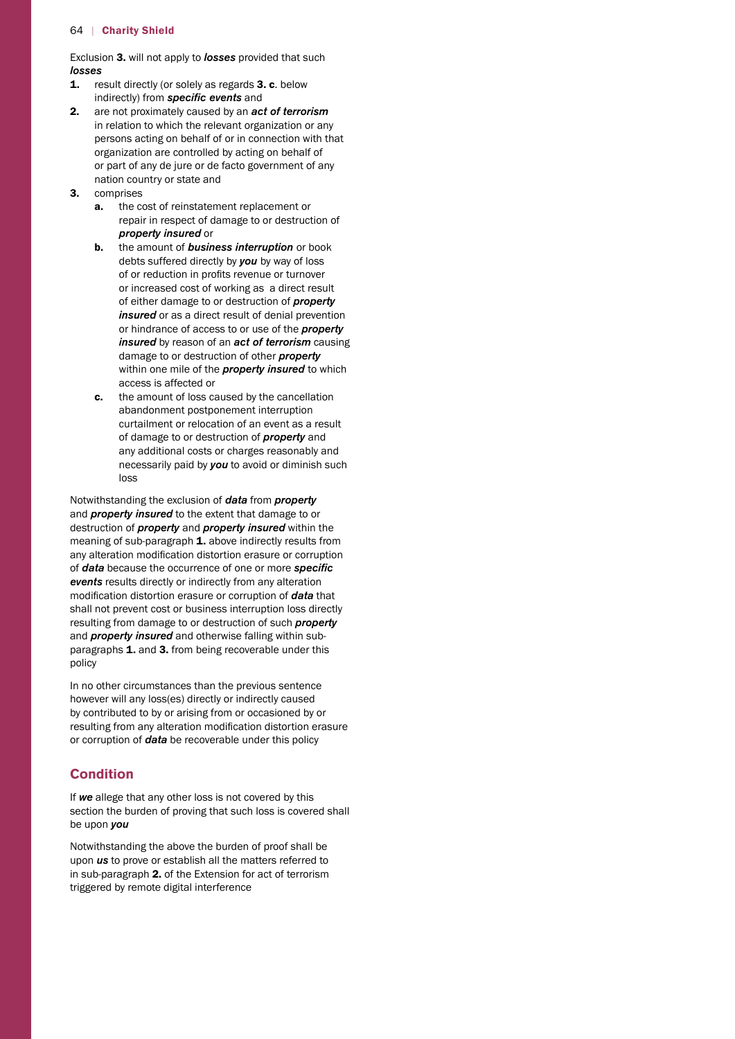Exclusion **3.** will not apply to ***losses*** provided that such ***losses***

1. result directly (or solely as regards **3. c**. below indirectly) from ***specific events*** and
2. are not proximately caused by an ***act of terrorism*** in relation to which the relevant organization or any persons acting on behalf of or in connection with that organization are controlled by acting on behalf of or part of any de jure or de facto government of any nation country or state and
3. comprises
   - **a.** the cost of reinstatement replacement or repair in respect of damage to or destruction of ***property insured*** or
   - **b.** the amount of ***business interruption*** or book debts suffered directly by ***you*** by way of loss of or reduction in profits revenue or turnover or increased cost of working as a direct result of either damage to or destruction of ***property insured*** or as a direct result of denial prevention or hindrance of access to or use of the ***property insured*** by reason of an ***act of terrorism*** causing damage to or destruction of other ***property*** within one mile of the ***property insured*** to which access is affected or
   - **c.** the amount of loss caused by the cancellation abandonment postponement interruption curtailment or relocation of an event as a result of damage to or destruction of ***property*** and any additional costs or charges reasonably and necessarily paid by ***you*** to avoid or diminish such loss

Notwithstanding the exclusion of ***data*** from ***property*** and ***property insured*** to the extent that damage to or destruction of ***property*** and ***property insured*** within the meaning of sub-paragraph **1.** above indirectly results from any alteration modification distortion erasure or corruption of ***data*** because the occurrence of one or more ***specific events*** results directly or indirectly from any alteration modification distortion erasure or corruption of ***data*** that shall not prevent cost or business interruption loss directly resulting from damage to or destruction of such ***property*** and ***property insured*** and otherwise falling within sub-paragraphs **1.** and **3.** from being recoverable under this policy

In no other circumstances than the previous sentence however will any loss(es) directly or indirectly caused by contributed to by or arising from or occasioned by or resulting from any alteration modification distortion erasure or corruption of ***data*** be recoverable under this policy

## Condition

If ***we*** allege that any other loss is not covered by this section the burden of proving that such loss is covered shall be upon ***you***

Notwithstanding the above the burden of proof shall be upon ***us*** to prove or establish all the matters referred to in sub-paragraph **2.** of the Extension for act of terrorism triggered by remote digital interference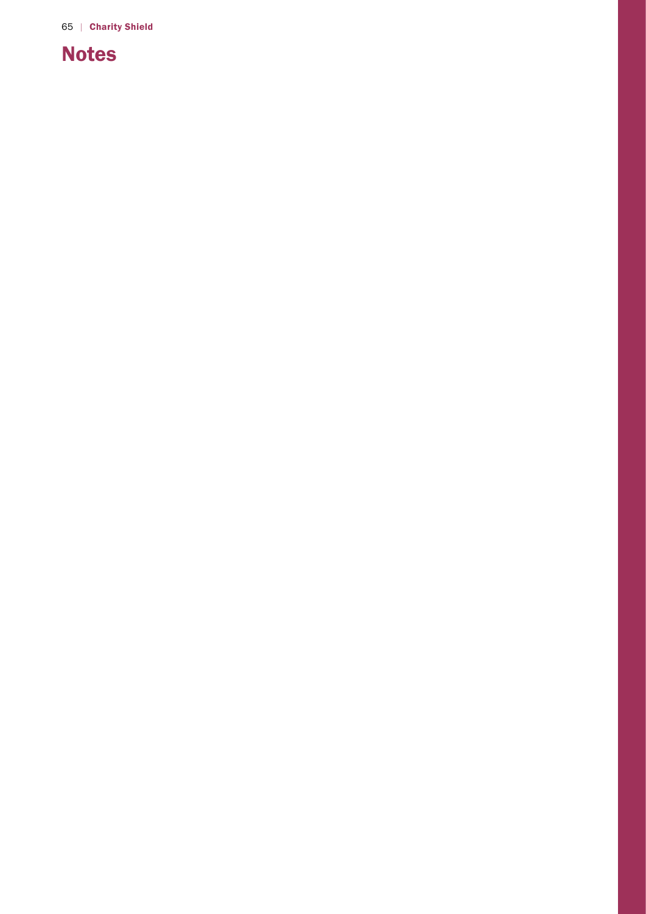# Notes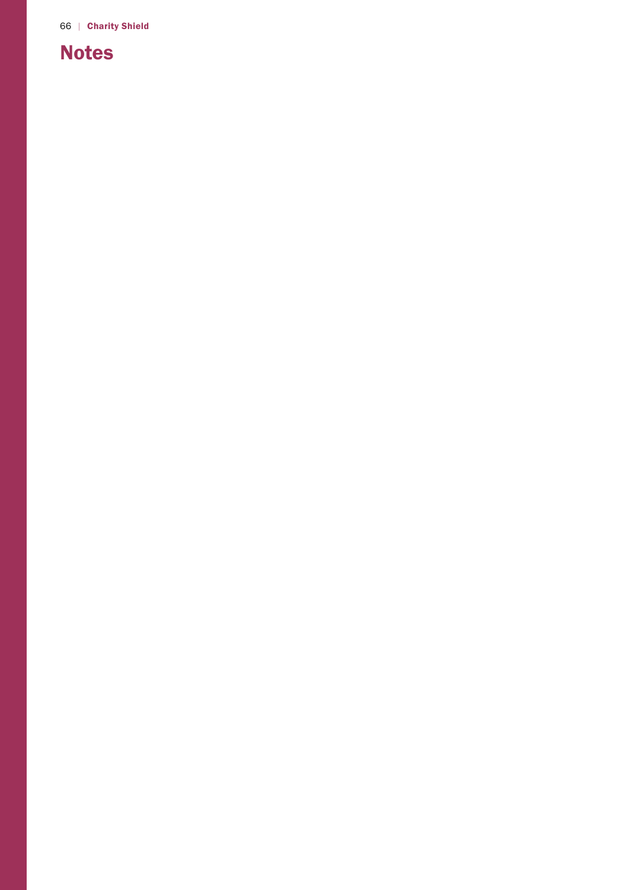# Notes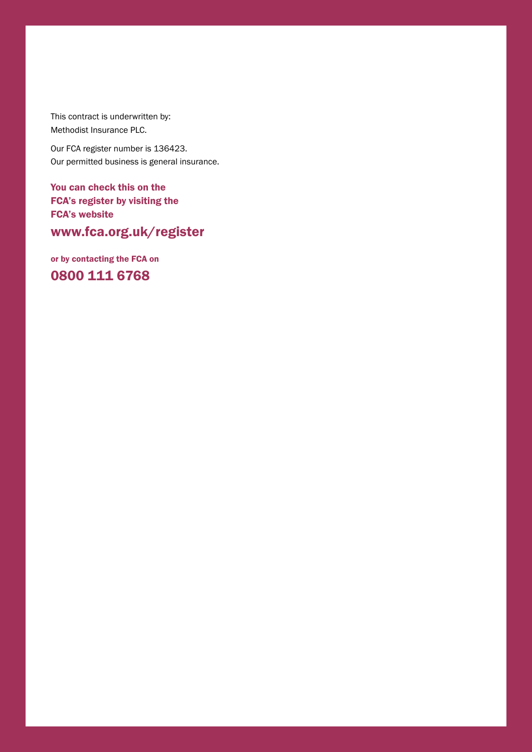This contract is underwritten by:
Methodist Insurance PLC.

Our FCA register number is 136423.
Our permitted business is general insurance.

**You can check this on the FCA's register by visiting the FCA's website**

**www.fca.org.uk/register**

**or by contacting the FCA on**

**0800 111 6768**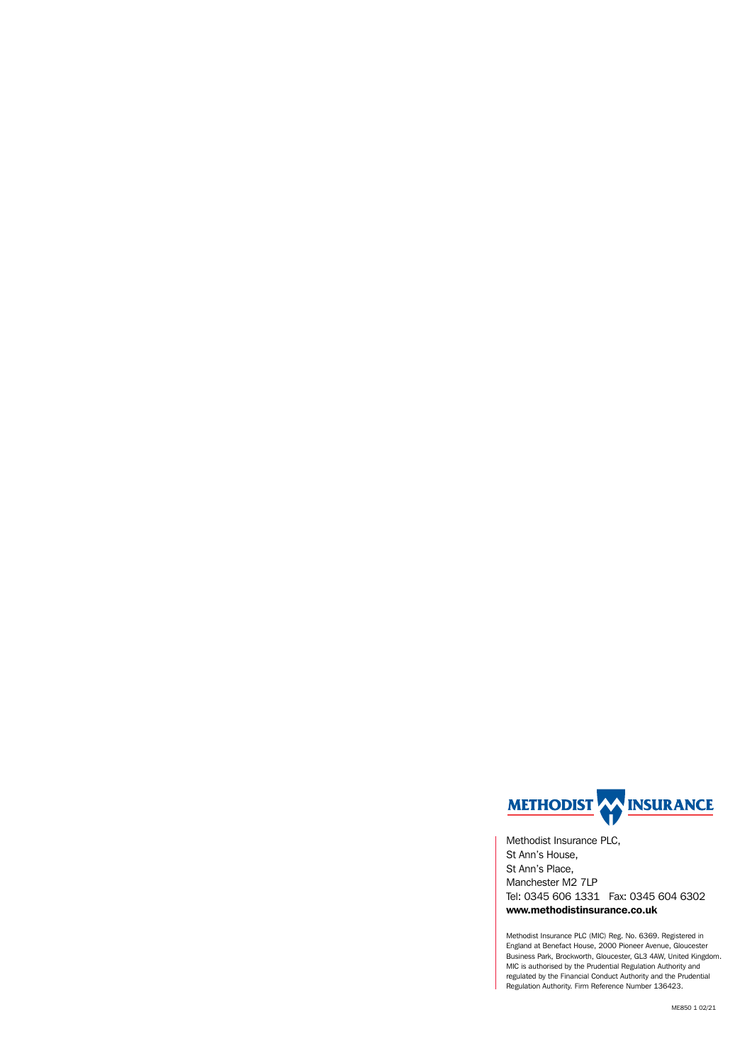METHODIST INSURANCE

Methodist Insurance PLC,
St Ann's House,
St Ann's Place,
Manchester M2 7LP
Tel: 0345 606 1331 Fax: 0345 604 6302
**www.methodistinsurance.co.uk**

Methodist Insurance PLC (MIC) Reg. No. 6369. Registered in England at Benefact House, 2000 Pioneer Avenue, Gloucester Business Park, Brockworth, Gloucester, GL3 4AW, United Kingdom. MIC is authorised by the Prudential Regulation Authority and regulated by the Financial Conduct Authority and the Prudential Regulation Authority. Firm Reference Number 136423.

ME850 1 02/21